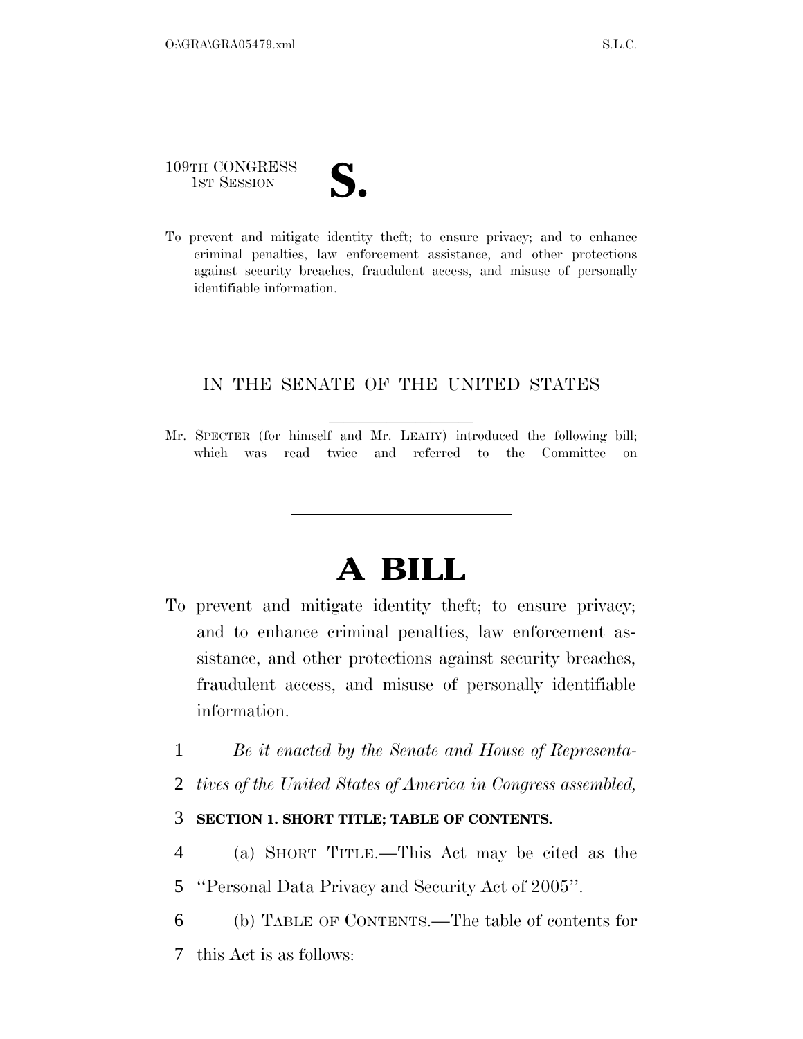109TH CONGRESS
1ST SESSION

**S.** \_\_\_\_\_\_\_\_

To prevent and mitigate identity theft; to ensure privacy; and to enhance criminal penalties, law enforcement assistance, and other protections against security breaches, fraudulent access, and misuse of personally identifiable information.

---

IN THE SENATE OF THE UNITED STATES

Mr. SPECTER (for himself and Mr. LEAHY) introduced the following bill; which was read twice and referred to the Committee on \_\_\_\_\_\_\_\_

---

# A BILL

To prevent and mitigate identity theft; to ensure privacy; and to enhance criminal penalties, law enforcement assistance, and other protections against security breaches, fraudulent access, and misuse of personally identifiable information.

1 *Be it enacted by the Senate and House of Representa-*
2 *tives of the United States of America in Congress assembled,*

3 **SECTION 1. SHORT TITLE; TABLE OF CONTENTS.**

4 (a) SHORT TITLE.—This Act may be cited as the
5 ''Personal Data Privacy and Security Act of 2005''.

6 (b) TABLE OF CONTENTS.—The table of contents for
7 this Act is as follows: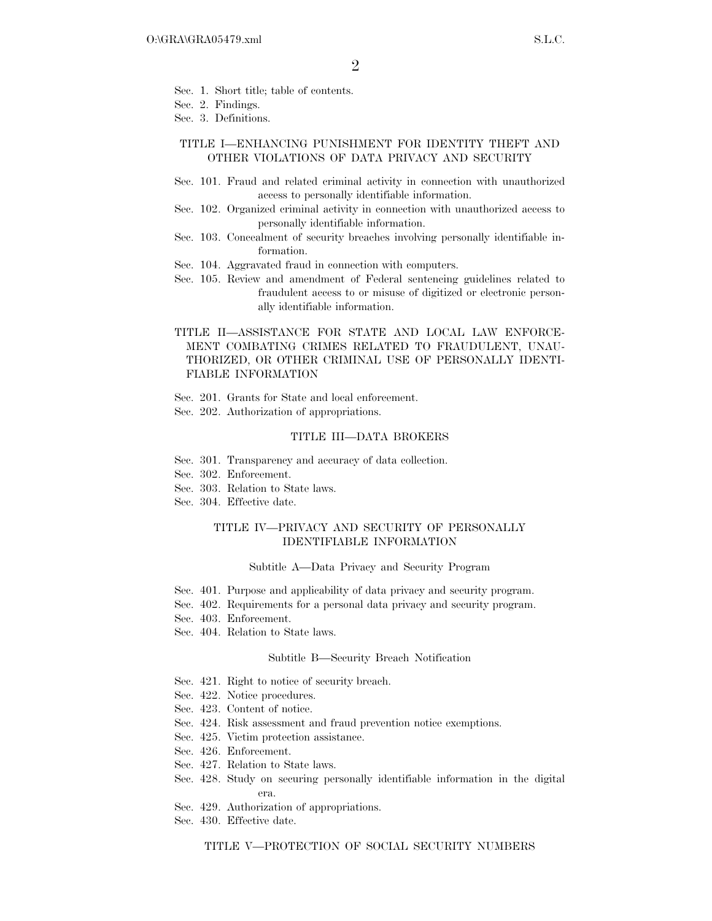Sec. 1. Short title; table of contents.
Sec. 2. Findings.
Sec. 3. Definitions.

### TITLE I—ENHANCING PUNISHMENT FOR IDENTITY THEFT AND OTHER VIOLATIONS OF DATA PRIVACY AND SECURITY

Sec. 101. Fraud and related criminal activity in connection with unauthorized access to personally identifiable information.
Sec. 102. Organized criminal activity in connection with unauthorized access to personally identifiable information.
Sec. 103. Concealment of security breaches involving personally identifiable information.
Sec. 104. Aggravated fraud in connection with computers.
Sec. 105. Review and amendment of Federal sentencing guidelines related to fraudulent access to or misuse of digitized or electronic personally identifiable information.

### TITLE II—ASSISTANCE FOR STATE AND LOCAL LAW ENFORCEMENT COMBATING CRIMES RELATED TO FRAUDULENT, UNAUTHORIZED, OR OTHER CRIMINAL USE OF PERSONALLY IDENTIFIABLE INFORMATION

Sec. 201. Grants for State and local enforcement.
Sec. 202. Authorization of appropriations.

### TITLE III—DATA BROKERS

Sec. 301. Transparency and accuracy of data collection.
Sec. 302. Enforcement.
Sec. 303. Relation to State laws.
Sec. 304. Effective date.

### TITLE IV—PRIVACY AND SECURITY OF PERSONALLY IDENTIFIABLE INFORMATION

#### Subtitle A—Data Privacy and Security Program

Sec. 401. Purpose and applicability of data privacy and security program.
Sec. 402. Requirements for a personal data privacy and security program.
Sec. 403. Enforcement.
Sec. 404. Relation to State laws.

#### Subtitle B—Security Breach Notification

Sec. 421. Right to notice of security breach.
Sec. 422. Notice procedures.
Sec. 423. Content of notice.
Sec. 424. Risk assessment and fraud prevention notice exemptions.
Sec. 425. Victim protection assistance.
Sec. 426. Enforcement.
Sec. 427. Relation to State laws.
Sec. 428. Study on securing personally identifiable information in the digital era.
Sec. 429. Authorization of appropriations.
Sec. 430. Effective date.

### TITLE V—PROTECTION OF SOCIAL SECURITY NUMBERS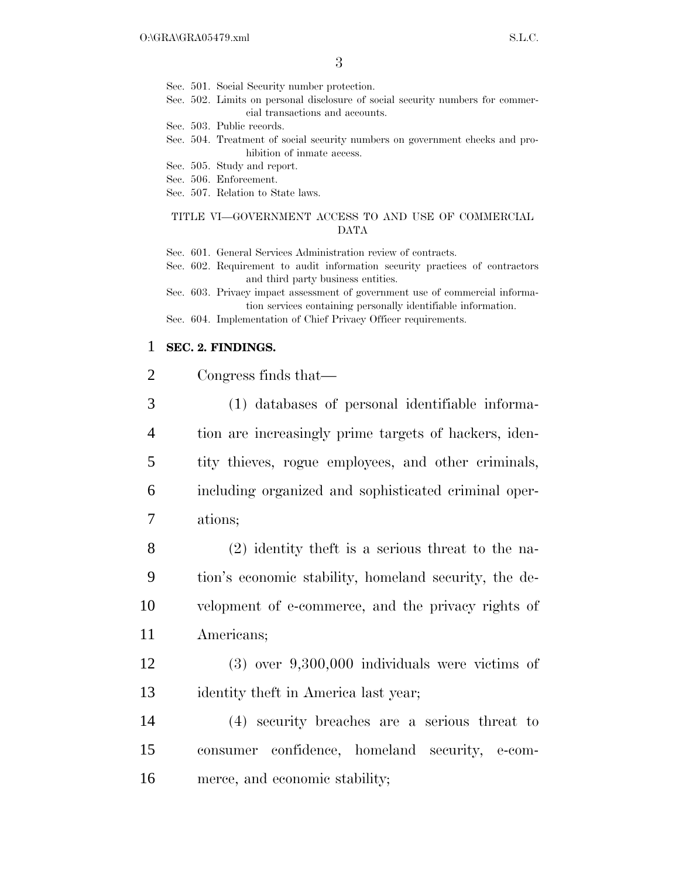Sec. 501. Social Security number protection.
Sec. 502. Limits on personal disclosure of social security numbers for commercial transactions and accounts.
Sec. 503. Public records.
Sec. 504. Treatment of social security numbers on government checks and prohibition of inmate access.
Sec. 505. Study and report.
Sec. 506. Enforcement.
Sec. 507. Relation to State laws.

TITLE VI—GOVERNMENT ACCESS TO AND USE OF COMMERCIAL DATA

Sec. 601. General Services Administration review of contracts.
Sec. 602. Requirement to audit information security practices of contractors and third party business entities.
Sec. 603. Privacy impact assessment of government use of commercial information services containing personally identifiable information.
Sec. 604. Implementation of Chief Privacy Officer requirements.

**SEC. 2. FINDINGS.**

Congress finds that—

(1) databases of personal identifiable information are increasingly prime targets of hackers, identity thieves, rogue employees, and other criminals, including organized and sophisticated criminal operations;

(2) identity theft is a serious threat to the nation's economic stability, homeland security, the development of e-commerce, and the privacy rights of Americans;

(3) over 9,300,000 individuals were victims of identity theft in America last year;

(4) security breaches are a serious threat to consumer confidence, homeland security, e-commerce, and economic stability;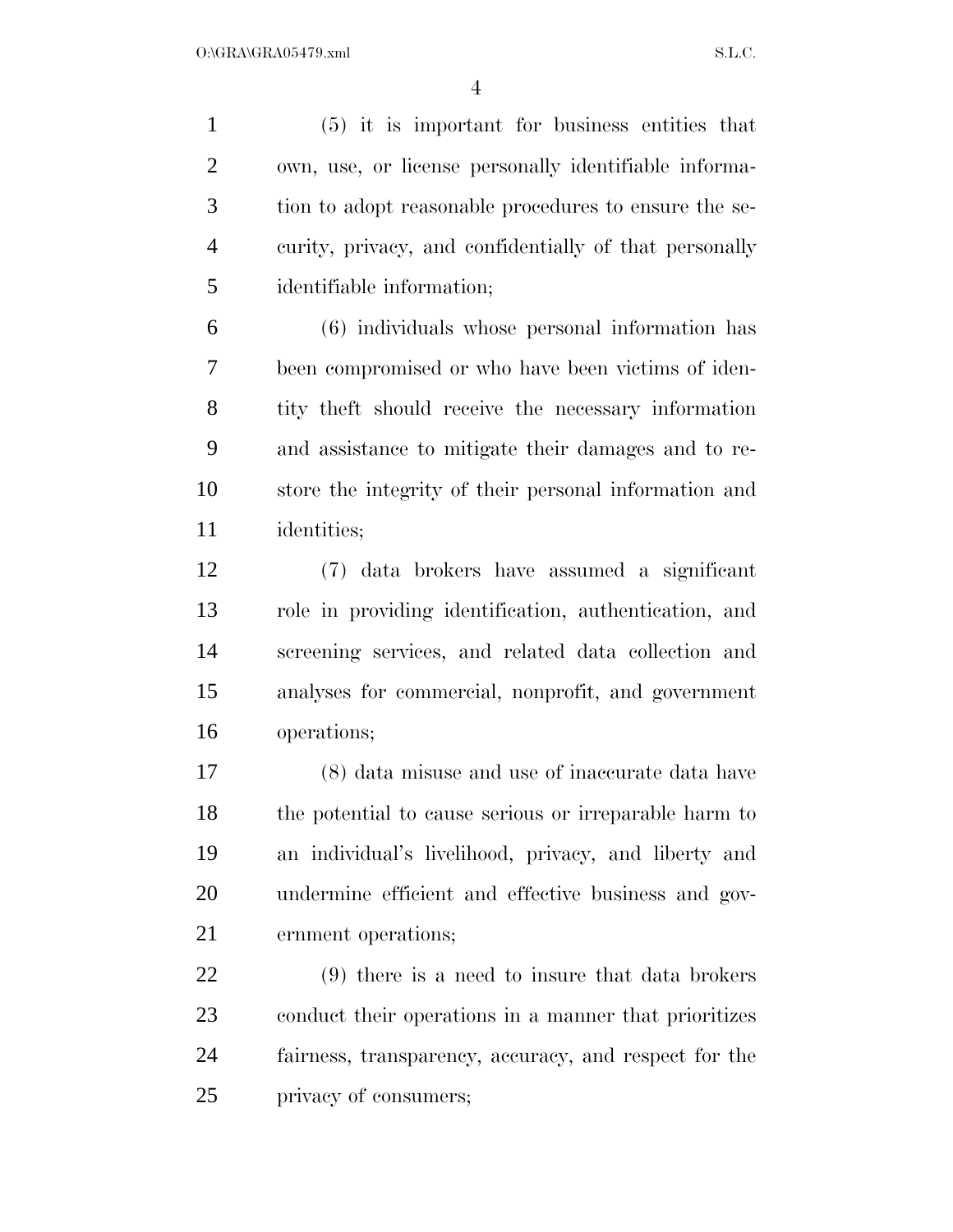(5) it is important for business entities that own, use, or license personally identifiable information to adopt reasonable procedures to ensure the security, privacy, and confidentially of that personally identifiable information;

(6) individuals whose personal information has been compromised or who have been victims of identity theft should receive the necessary information and assistance to mitigate their damages and to restore the integrity of their personal information and identities;

(7) data brokers have assumed a significant role in providing identification, authentication, and screening services, and related data collection and analyses for commercial, nonprofit, and government operations;

(8) data misuse and use of inaccurate data have the potential to cause serious or irreparable harm to an individual's livelihood, privacy, and liberty and undermine efficient and effective business and government operations;

(9) there is a need to insure that data brokers conduct their operations in a manner that prioritizes fairness, transparency, accuracy, and respect for the privacy of consumers;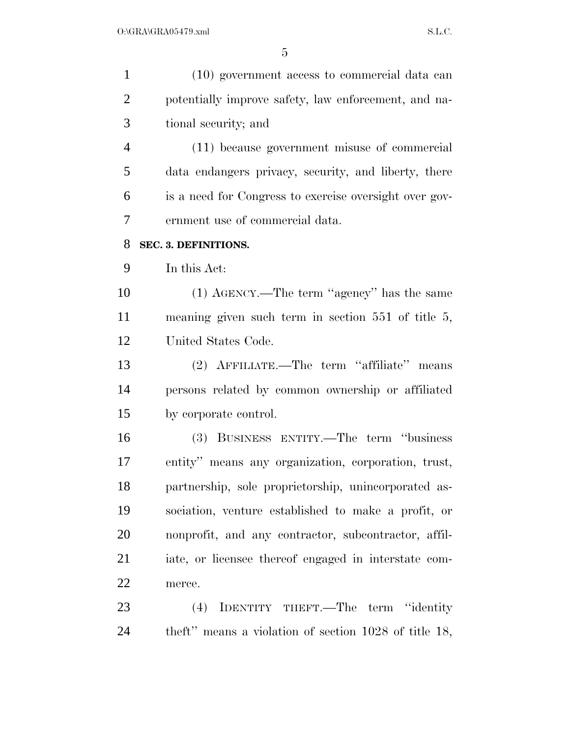(10) government access to commercial data can potentially improve safety, law enforcement, and national security; and

(11) because government misuse of commercial data endangers privacy, security, and liberty, there is a need for Congress to exercise oversight over government use of commercial data.

**SEC. 3. DEFINITIONS.**

In this Act:

(1) AGENCY.—The term ''agency'' has the same meaning given such term in section 551 of title 5, United States Code.

(2) AFFILIATE.—The term ''affiliate'' means persons related by common ownership or affiliated by corporate control.

(3) BUSINESS ENTITY.—The term ''business entity'' means any organization, corporation, trust, partnership, sole proprietorship, unincorporated association, venture established to make a profit, or nonprofit, and any contractor, subcontractor, affiliate, or licensee thereof engaged in interstate commerce.

(4) IDENTITY THEFT.—The term ''identity theft'' means a violation of section 1028 of title 18,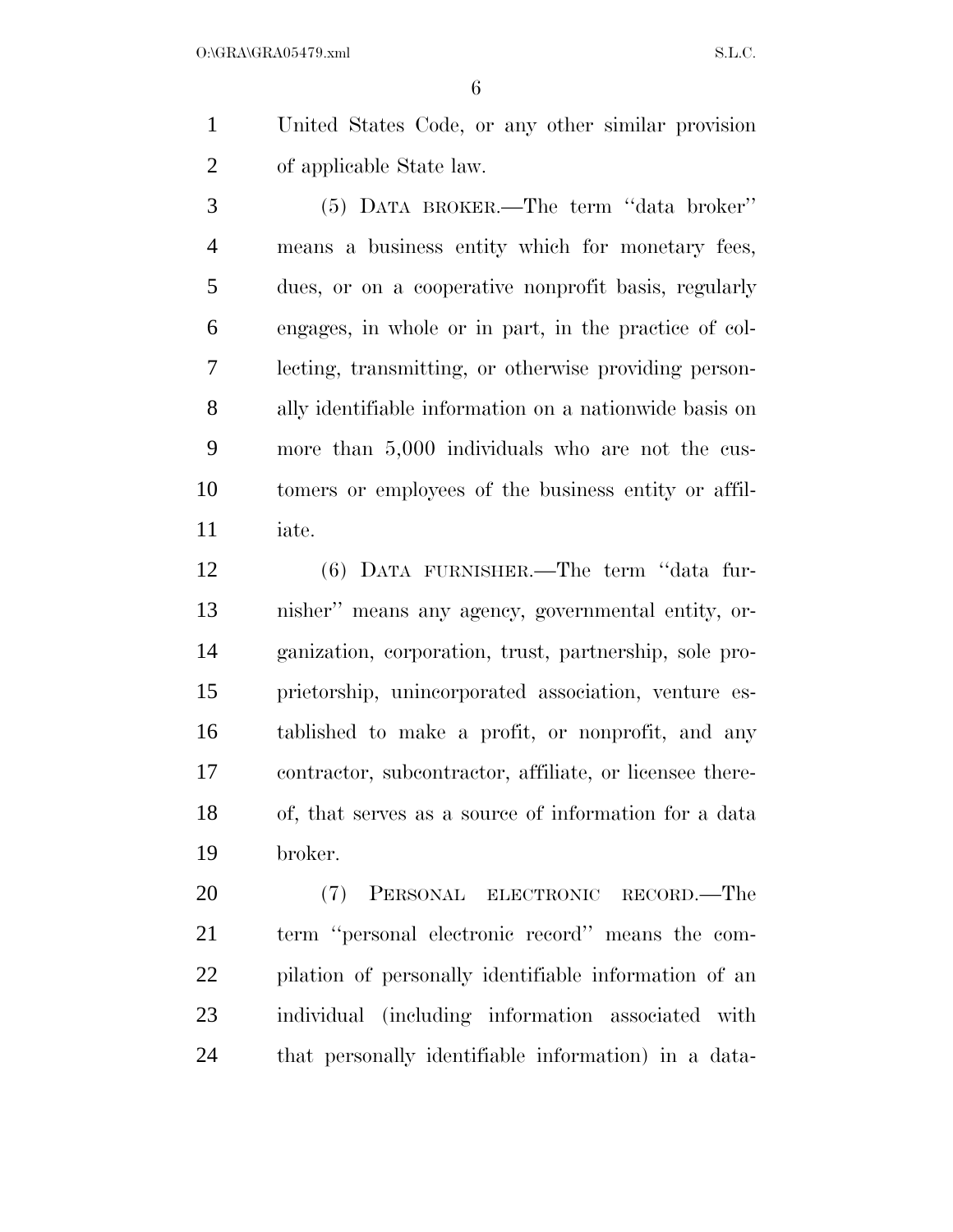United States Code, or any other similar provision of applicable State law.

(5) DATA BROKER.—The term ''data broker'' means a business entity which for monetary fees, dues, or on a cooperative nonprofit basis, regularly engages, in whole or in part, in the practice of collecting, transmitting, or otherwise providing personally identifiable information on a nationwide basis on more than 5,000 individuals who are not the customers or employees of the business entity or affiliate.

(6) DATA FURNISHER.—The term ''data furnisher'' means any agency, governmental entity, organization, corporation, trust, partnership, sole proprietorship, unincorporated association, venture established to make a profit, or nonprofit, and any contractor, subcontractor, affiliate, or licensee thereof, that serves as a source of information for a data broker.

(7) PERSONAL ELECTRONIC RECORD.—The term ''personal electronic record'' means the compilation of personally identifiable information of an individual (including information associated with that personally identifiable information) in a data-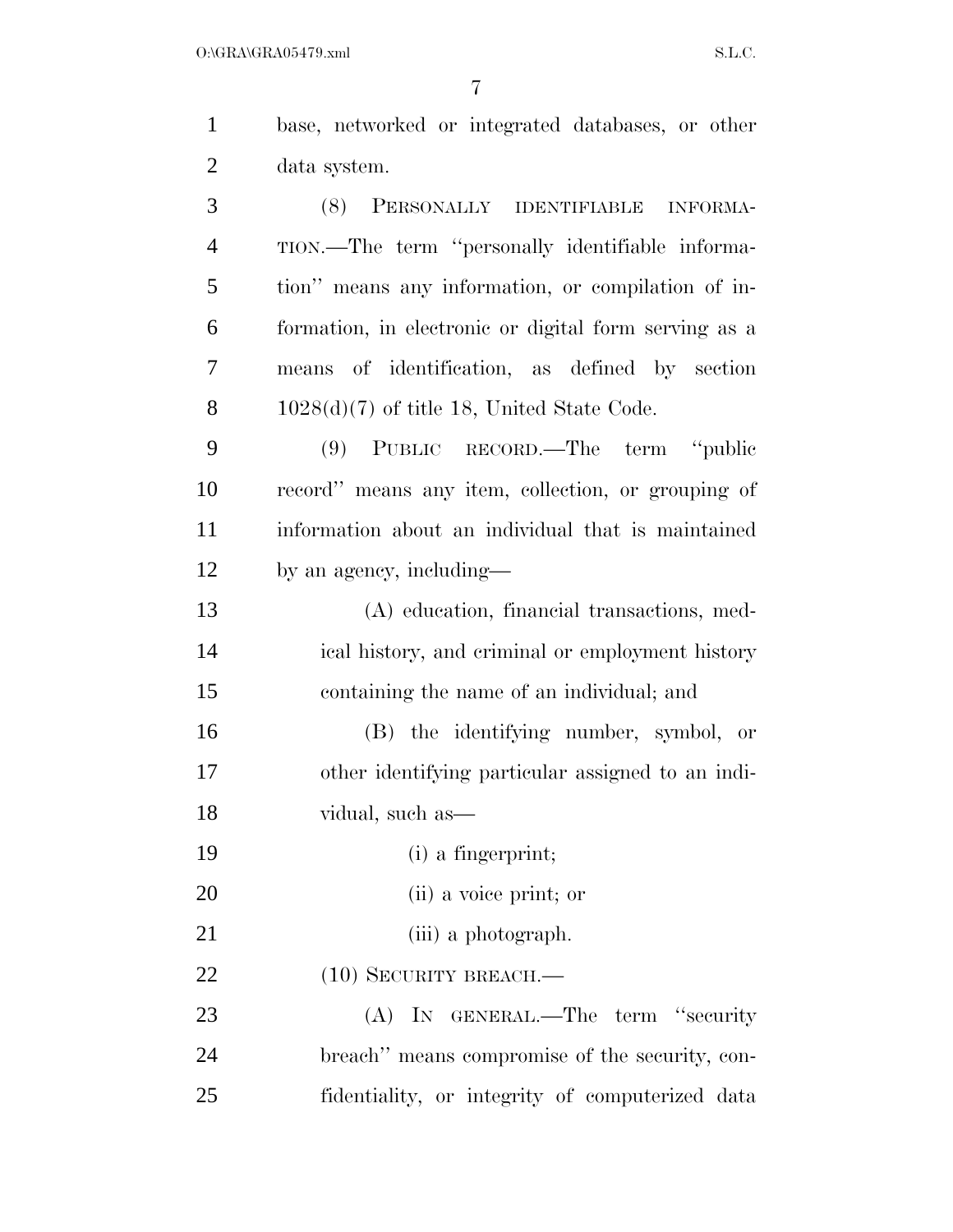base, networked or integrated databases, or other data system.

(8) PERSONALLY IDENTIFIABLE INFORMATION.—The term ''personally identifiable information'' means any information, or compilation of information, in electronic or digital form serving as a means of identification, as defined by section 1028(d)(7) of title 18, United State Code.

(9) PUBLIC RECORD.—The term ''public record'' means any item, collection, or grouping of information about an individual that is maintained by an agency, including—

(A) education, financial transactions, medical history, and criminal or employment history containing the name of an individual; and

(B) the identifying number, symbol, or other identifying particular assigned to an individual, such as—

(i) a fingerprint;

(ii) a voice print; or

(iii) a photograph.

(10) SECURITY BREACH.—

(A) IN GENERAL.—The term ''security breach'' means compromise of the security, confidentiality, or integrity of computerized data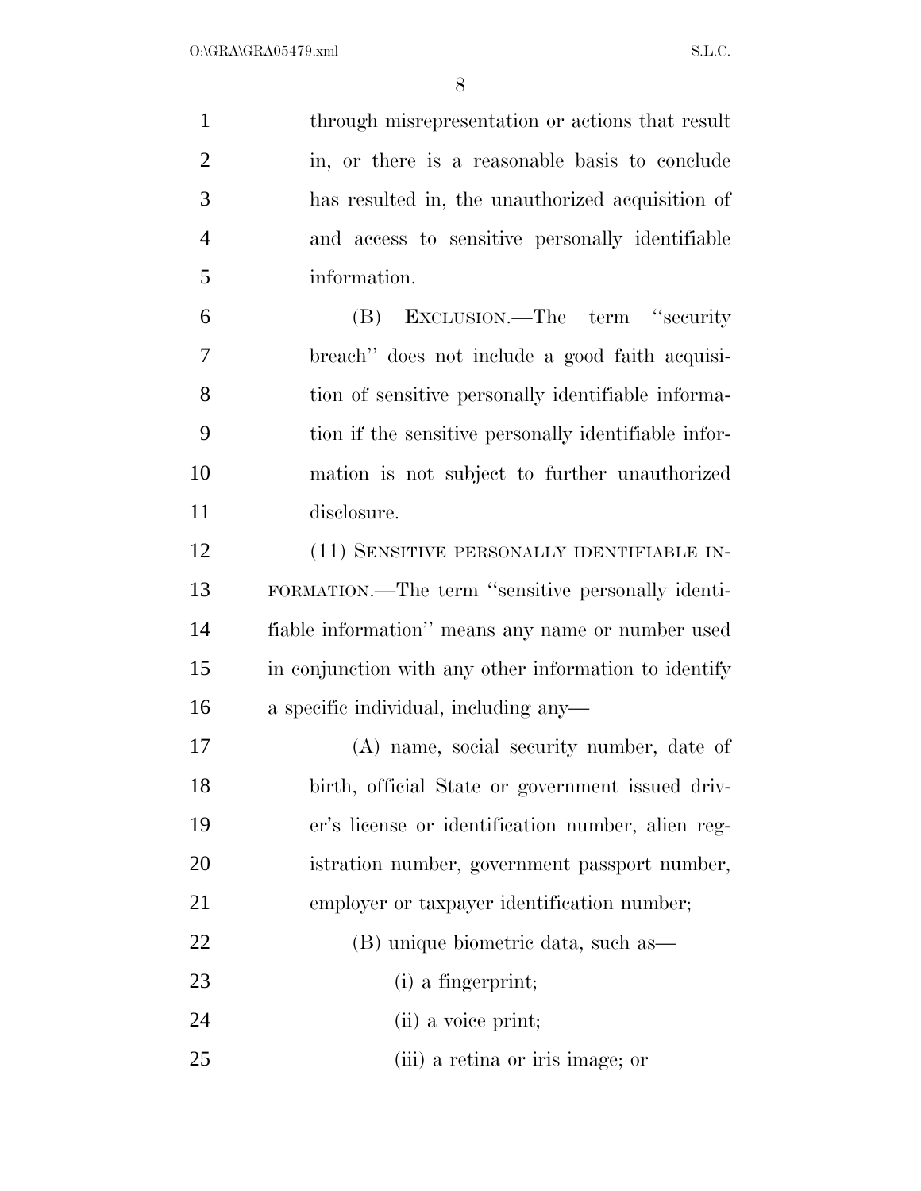through misrepresentation or actions that result in, or there is a reasonable basis to conclude has resulted in, the unauthorized acquisition of and access to sensitive personally identifiable information.

(B) EXCLUSION.—The term "security breach" does not include a good faith acquisition of sensitive personally identifiable information if the sensitive personally identifiable information is not subject to further unauthorized disclosure.

(11) SENSITIVE PERSONALLY IDENTIFIABLE INFORMATION.—The term "sensitive personally identifiable information" means any name or number used in conjunction with any other information to identify a specific individual, including any—

(A) name, social security number, date of birth, official State or government issued driver's license or identification number, alien registration number, government passport number, employer or taxpayer identification number;

(B) unique biometric data, such as—

(i) a fingerprint;

(ii) a voice print;

(iii) a retina or iris image; or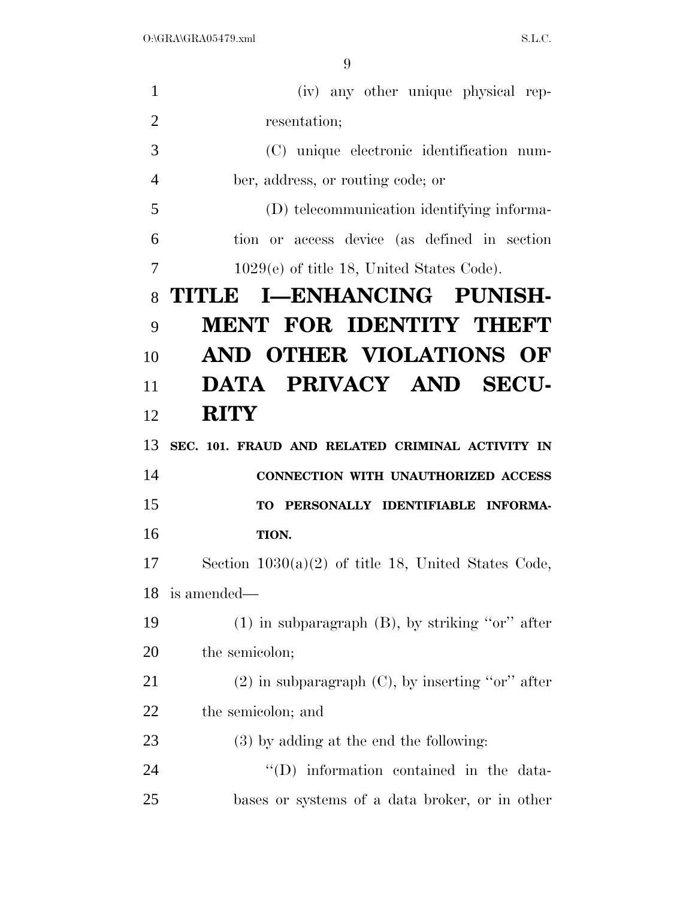(iv) any other unique physical representation;

(C) unique electronic identification number, address, or routing code; or

(D) telecommunication identifying information or access device (as defined in section 1029(e) of title 18, United States Code).

# TITLE I—ENHANCING PUNISHMENT FOR IDENTITY THEFT AND OTHER VIOLATIONS OF DATA PRIVACY AND SECURITY

### SEC. 101. FRAUD AND RELATED CRIMINAL ACTIVITY IN CONNECTION WITH UNAUTHORIZED ACCESS TO PERSONALLY IDENTIFIABLE INFORMATION.

Section 1030(a)(2) of title 18, United States Code, is amended—

(1) in subparagraph (B), by striking ''or'' after the semicolon;

(2) in subparagraph (C), by inserting ''or'' after the semicolon; and

(3) by adding at the end the following:

''(D) information contained in the databases or systems of a data broker, or in other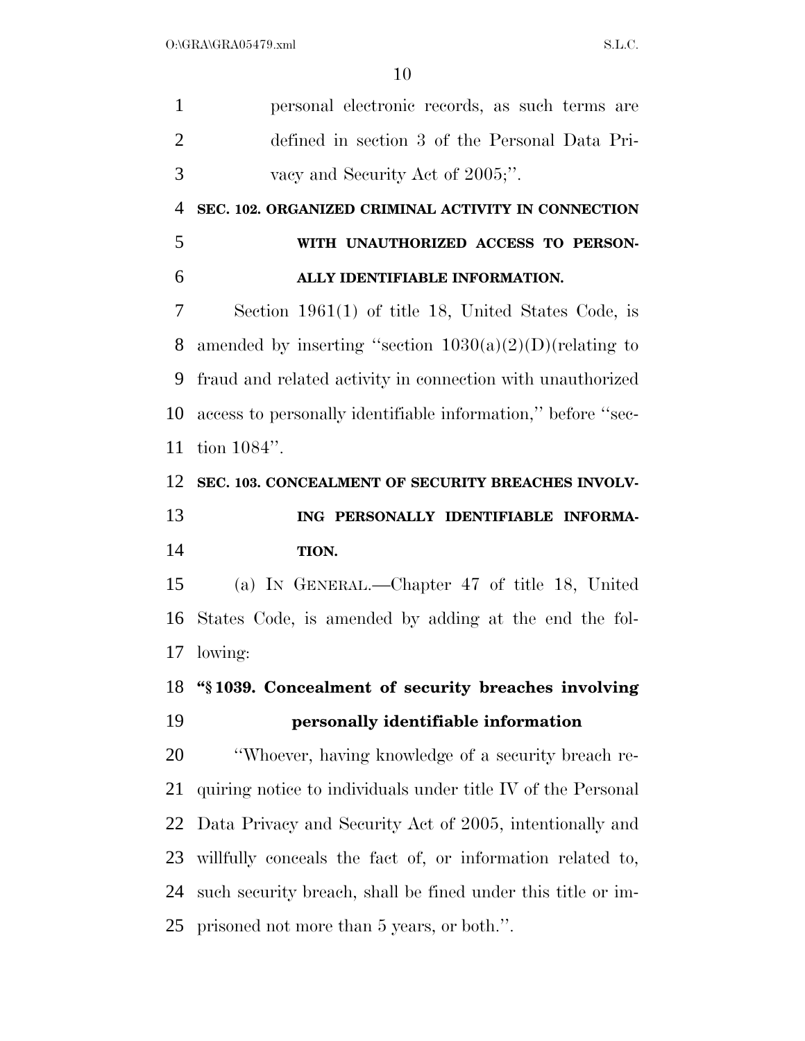personal electronic records, as such terms are defined in section 3 of the Personal Data Privacy and Security Act of 2005;''.

**SEC. 102. ORGANIZED CRIMINAL ACTIVITY IN CONNECTION WITH UNAUTHORIZED ACCESS TO PERSONALLY IDENTIFIABLE INFORMATION.**

Section 1961(1) of title 18, United States Code, is amended by inserting ''section 1030(a)(2)(D)(relating to fraud and related activity in connection with unauthorized access to personally identifiable information,'' before ''section 1084''.

**SEC. 103. CONCEALMENT OF SECURITY BREACHES INVOLVING PERSONALLY IDENTIFIABLE INFORMATION.**

(a) IN GENERAL.—Chapter 47 of title 18, United States Code, is amended by adding at the end the following:

**''§ 1039. Concealment of security breaches involving personally identifiable information**

''Whoever, having knowledge of a security breach requiring notice to individuals under title IV of the Personal Data Privacy and Security Act of 2005, intentionally and willfully conceals the fact of, or information related to, such security breach, shall be fined under this title or imprisoned not more than 5 years, or both.''.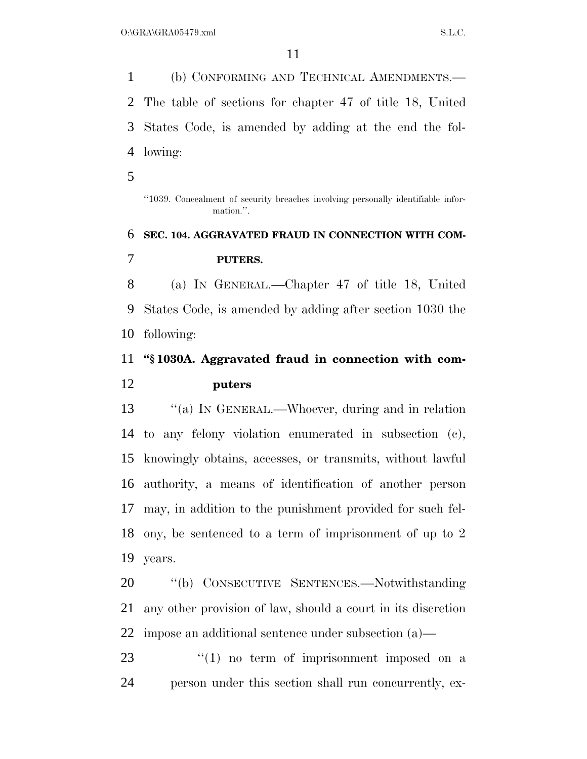(b) CONFORMING AND TECHNICAL AMENDMENTS.—The table of sections for chapter 47 of title 18, United States Code, is amended by adding at the end the following:

"1039. Concealment of security breaches involving personally identifiable information.".

**SEC. 104. AGGRAVATED FRAUD IN CONNECTION WITH COMPUTERS.**

(a) IN GENERAL.—Chapter 47 of title 18, United States Code, is amended by adding after section 1030 the following:

**"§ 1030A. Aggravated fraud in connection with computers**

"(a) IN GENERAL.—Whoever, during and in relation to any felony violation enumerated in subsection (c), knowingly obtains, accesses, or transmits, without lawful authority, a means of identification of another person may, in addition to the punishment provided for such felony, be sentenced to a term of imprisonment of up to 2 years.

"(b) CONSECUTIVE SENTENCES.—Notwithstanding any other provision of law, should a court in its discretion impose an additional sentence under subsection (a)—

"(1) no term of imprisonment imposed on a person under this section shall run concurrently, ex-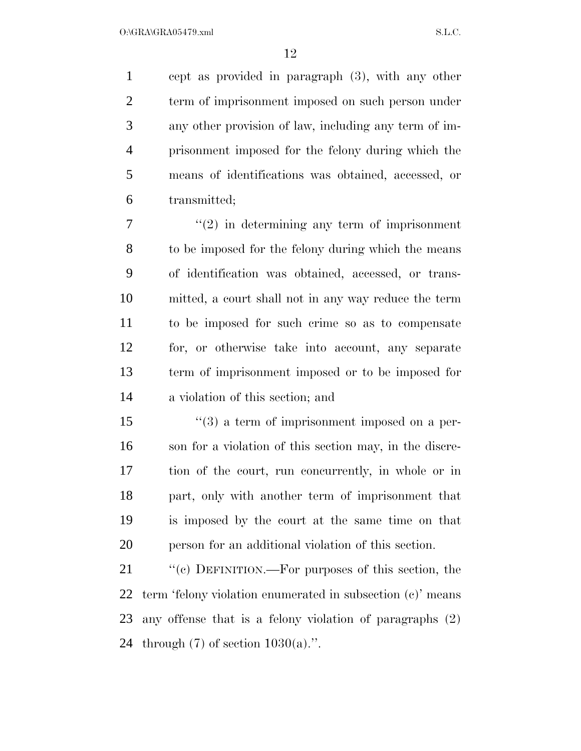cept as provided in paragraph (3), with any other term of imprisonment imposed on such person under any other provision of law, including any term of imprisonment imposed for the felony during which the means of identifications was obtained, accessed, or transmitted;

"(2) in determining any term of imprisonment to be imposed for the felony during which the means of identification was obtained, accessed, or transmitted, a court shall not in any way reduce the term to be imposed for such crime so as to compensate for, or otherwise take into account, any separate term of imprisonment imposed or to be imposed for a violation of this section; and

"(3) a term of imprisonment imposed on a person for a violation of this section may, in the discretion of the court, run concurrently, in whole or in part, only with another term of imprisonment that is imposed by the court at the same time on that person for an additional violation of this section.

"(c) DEFINITION.—For purposes of this section, the term 'felony violation enumerated in subsection (c)' means any offense that is a felony violation of paragraphs (2) through (7) of section 1030(a).".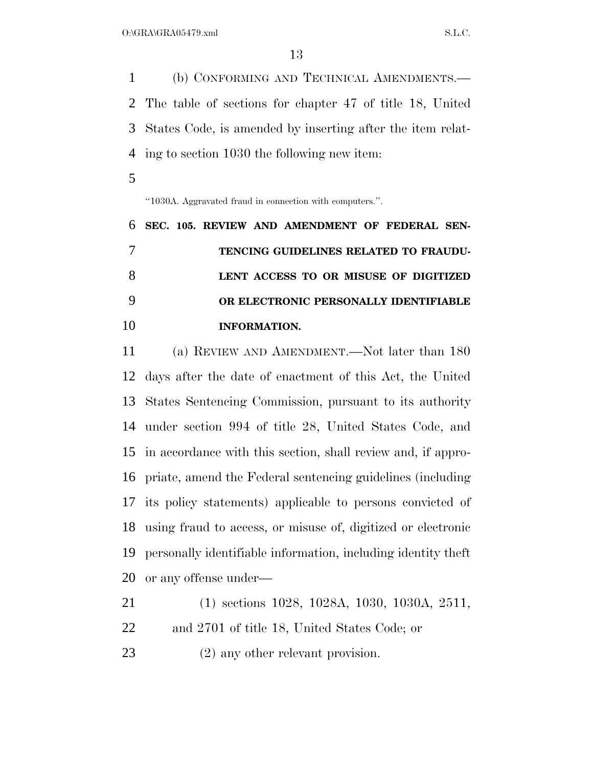(b) CONFORMING AND TECHNICAL AMENDMENTS.—The table of sections for chapter 47 of title 18, United States Code, is amended by inserting after the item relating to section 1030 the following new item:

"1030A. Aggravated fraud in connection with computers.".

### SEC. 105. REVIEW AND AMENDMENT OF FEDERAL SENTENCING GUIDELINES RELATED TO FRAUDULENT ACCESS TO OR MISUSE OF DIGITIZED OR ELECTRONIC PERSONALLY IDENTIFIABLE INFORMATION.

(a) REVIEW AND AMENDMENT.—Not later than 180 days after the date of enactment of this Act, the United States Sentencing Commission, pursuant to its authority under section 994 of title 28, United States Code, and in accordance with this section, shall review and, if appropriate, amend the Federal sentencing guidelines (including its policy statements) applicable to persons convicted of using fraud to access, or misuse of, digitized or electronic personally identifiable information, including identity theft or any offense under—

(1) sections 1028, 1028A, 1030, 1030A, 2511, and 2701 of title 18, United States Code; or

(2) any other relevant provision.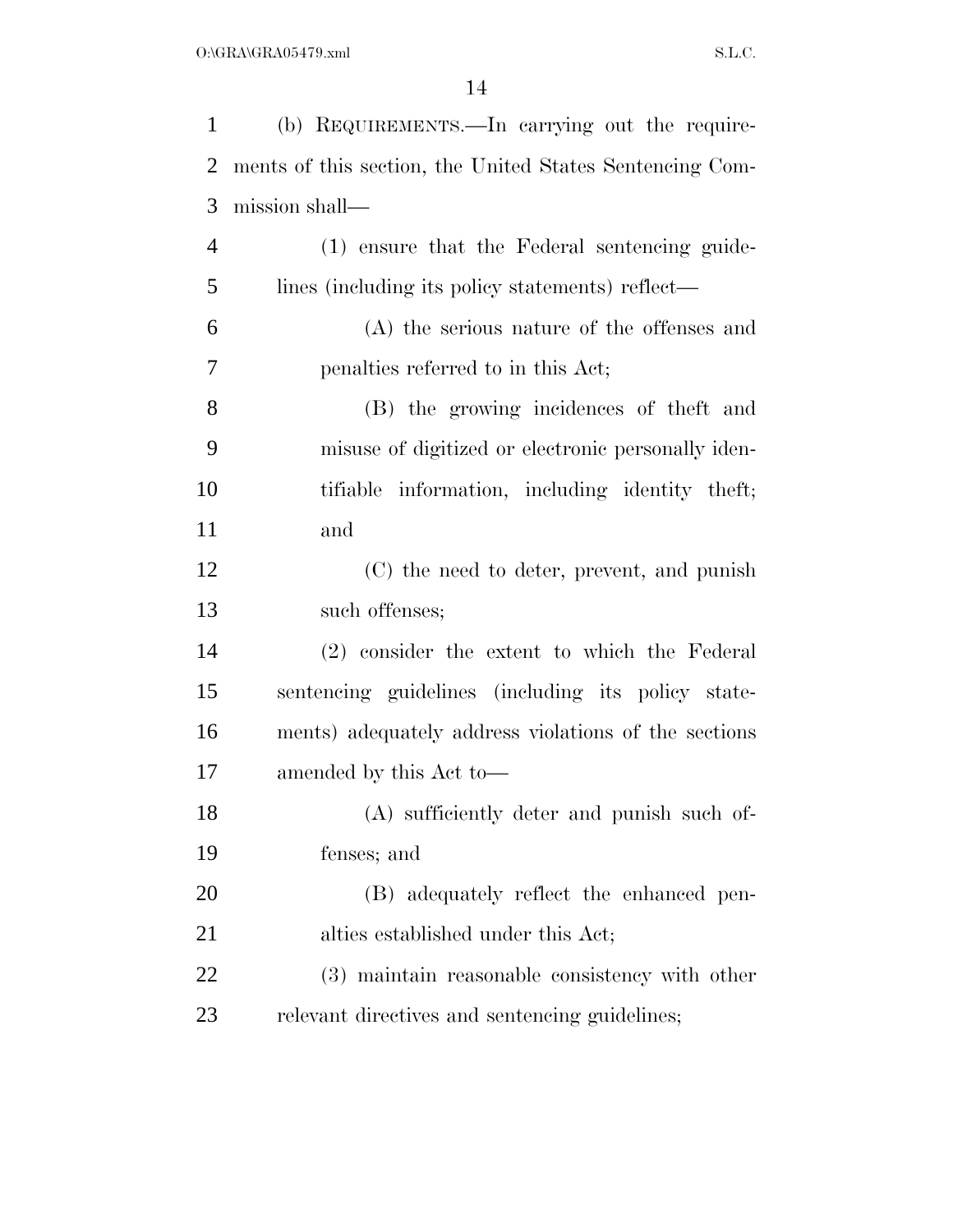(b) REQUIREMENTS.—In carrying out the requirements of this section, the United States Sentencing Commission shall—

(1) ensure that the Federal sentencing guidelines (including its policy statements) reflect—

(A) the serious nature of the offenses and penalties referred to in this Act;

(B) the growing incidences of theft and misuse of digitized or electronic personally identifiable information, including identity theft; and

(C) the need to deter, prevent, and punish such offenses;

(2) consider the extent to which the Federal sentencing guidelines (including its policy statements) adequately address violations of the sections amended by this Act to—

(A) sufficiently deter and punish such offenses; and

(B) adequately reflect the enhanced penalties established under this Act;

(3) maintain reasonable consistency with other relevant directives and sentencing guidelines;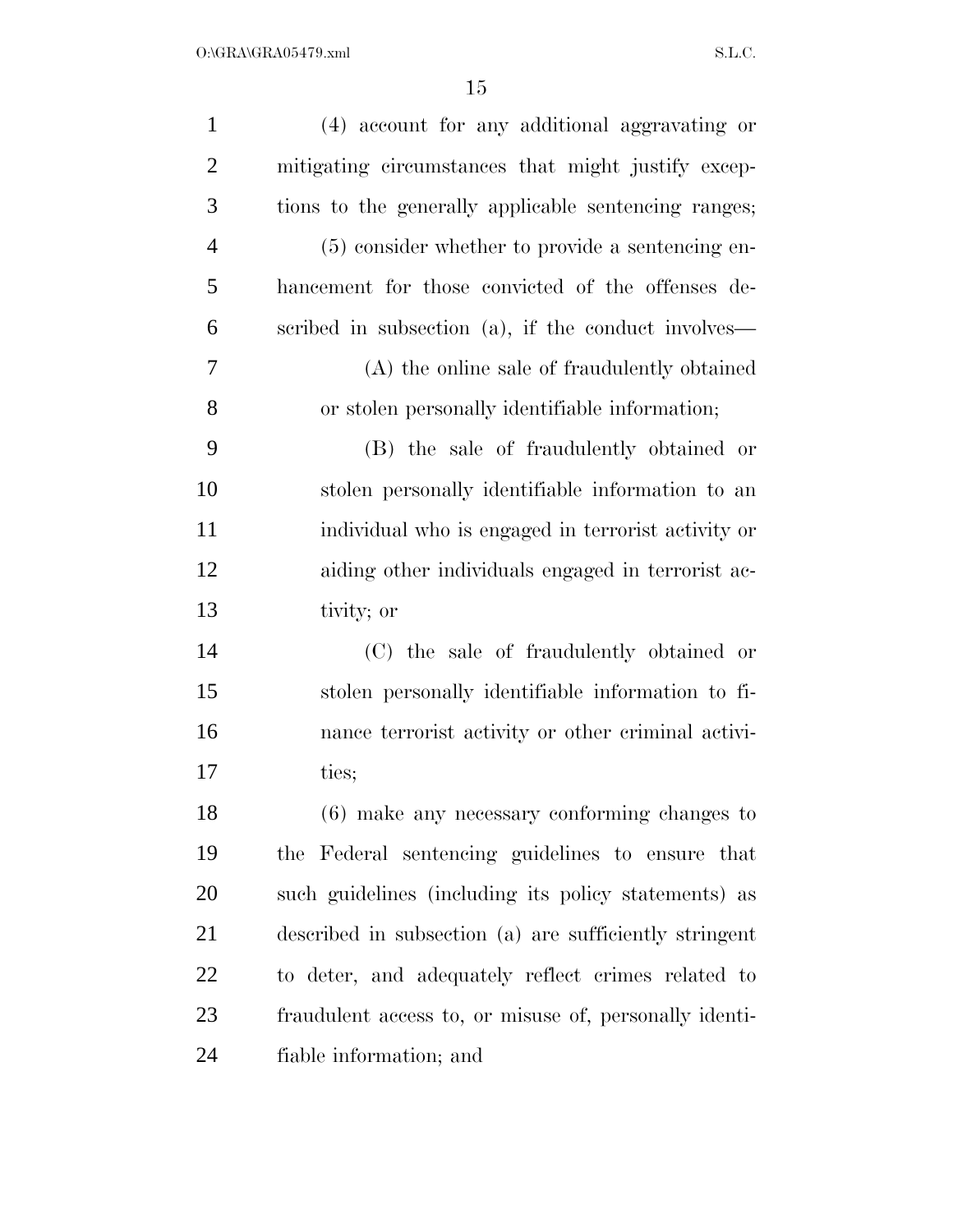(4) account for any additional aggravating or mitigating circumstances that might justify exceptions to the generally applicable sentencing ranges;

(5) consider whether to provide a sentencing enhancement for those convicted of the offenses described in subsection (a), if the conduct involves—

(A) the online sale of fraudulently obtained or stolen personally identifiable information;

(B) the sale of fraudulently obtained or stolen personally identifiable information to an individual who is engaged in terrorist activity or aiding other individuals engaged in terrorist activity; or

(C) the sale of fraudulently obtained or stolen personally identifiable information to finance terrorist activity or other criminal activities;

(6) make any necessary conforming changes to the Federal sentencing guidelines to ensure that such guidelines (including its policy statements) as described in subsection (a) are sufficiently stringent to deter, and adequately reflect crimes related to fraudulent access to, or misuse of, personally identifiable information; and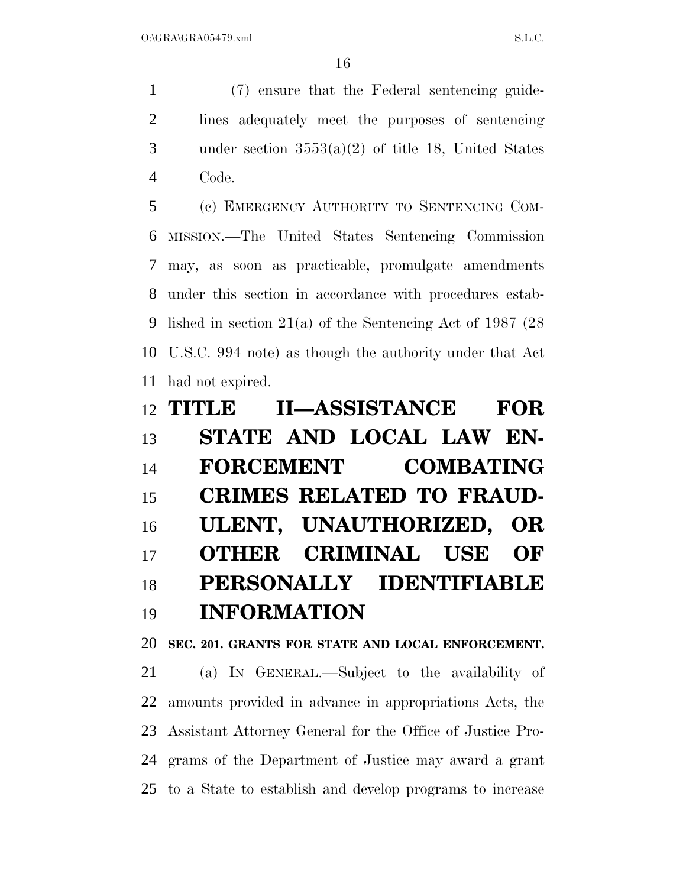(7) ensure that the Federal sentencing guidelines adequately meet the purposes of sentencing under section 3553(a)(2) of title 18, United States Code.

(c) EMERGENCY AUTHORITY TO SENTENCING COMMISSION.—The United States Sentencing Commission may, as soon as practicable, promulgate amendments under this section in accordance with procedures established in section 21(a) of the Sentencing Act of 1987 (28 U.S.C. 994 note) as though the authority under that Act had not expired.

# TITLE II—ASSISTANCE FOR STATE AND LOCAL LAW ENFORCEMENT COMBATING CRIMES RELATED TO FRAUDULENT, UNAUTHORIZED, OR OTHER CRIMINAL USE OF PERSONALLY IDENTIFIABLE INFORMATION

## SEC. 201. GRANTS FOR STATE AND LOCAL ENFORCEMENT.

(a) IN GENERAL.—Subject to the availability of amounts provided in advance in appropriations Acts, the Assistant Attorney General for the Office of Justice Programs of the Department of Justice may award a grant to a State to establish and develop programs to increase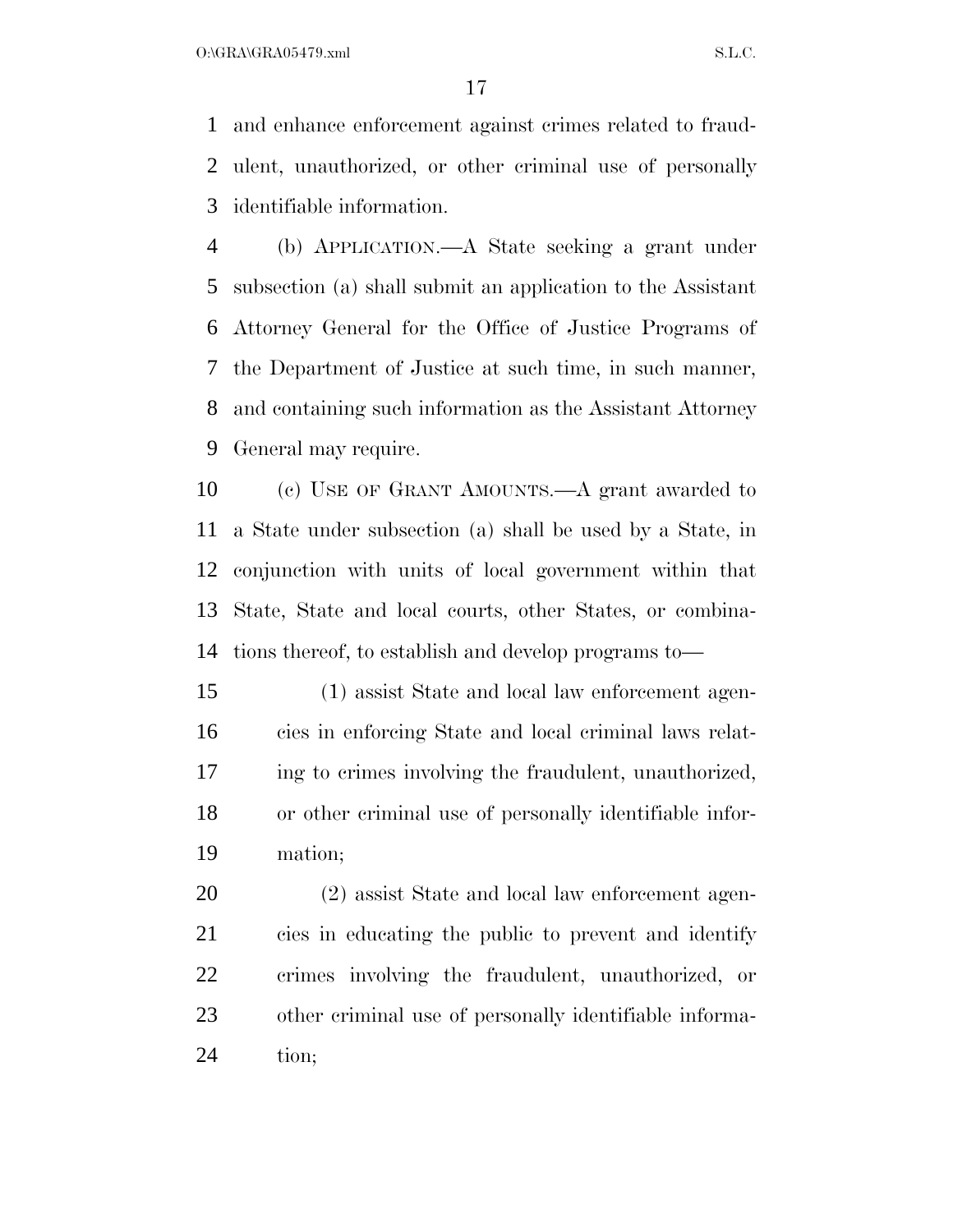and enhance enforcement against crimes related to fraudulent, unauthorized, or other criminal use of personally identifiable information.

(b) APPLICATION.—A State seeking a grant under subsection (a) shall submit an application to the Assistant Attorney General for the Office of Justice Programs of the Department of Justice at such time, in such manner, and containing such information as the Assistant Attorney General may require.

(c) USE OF GRANT AMOUNTS.—A grant awarded to a State under subsection (a) shall be used by a State, in conjunction with units of local government within that State, State and local courts, other States, or combinations thereof, to establish and develop programs to—

(1) assist State and local law enforcement agencies in enforcing State and local criminal laws relating to crimes involving the fraudulent, unauthorized, or other criminal use of personally identifiable information;

(2) assist State and local law enforcement agencies in educating the public to prevent and identify crimes involving the fraudulent, unauthorized, or other criminal use of personally identifiable information;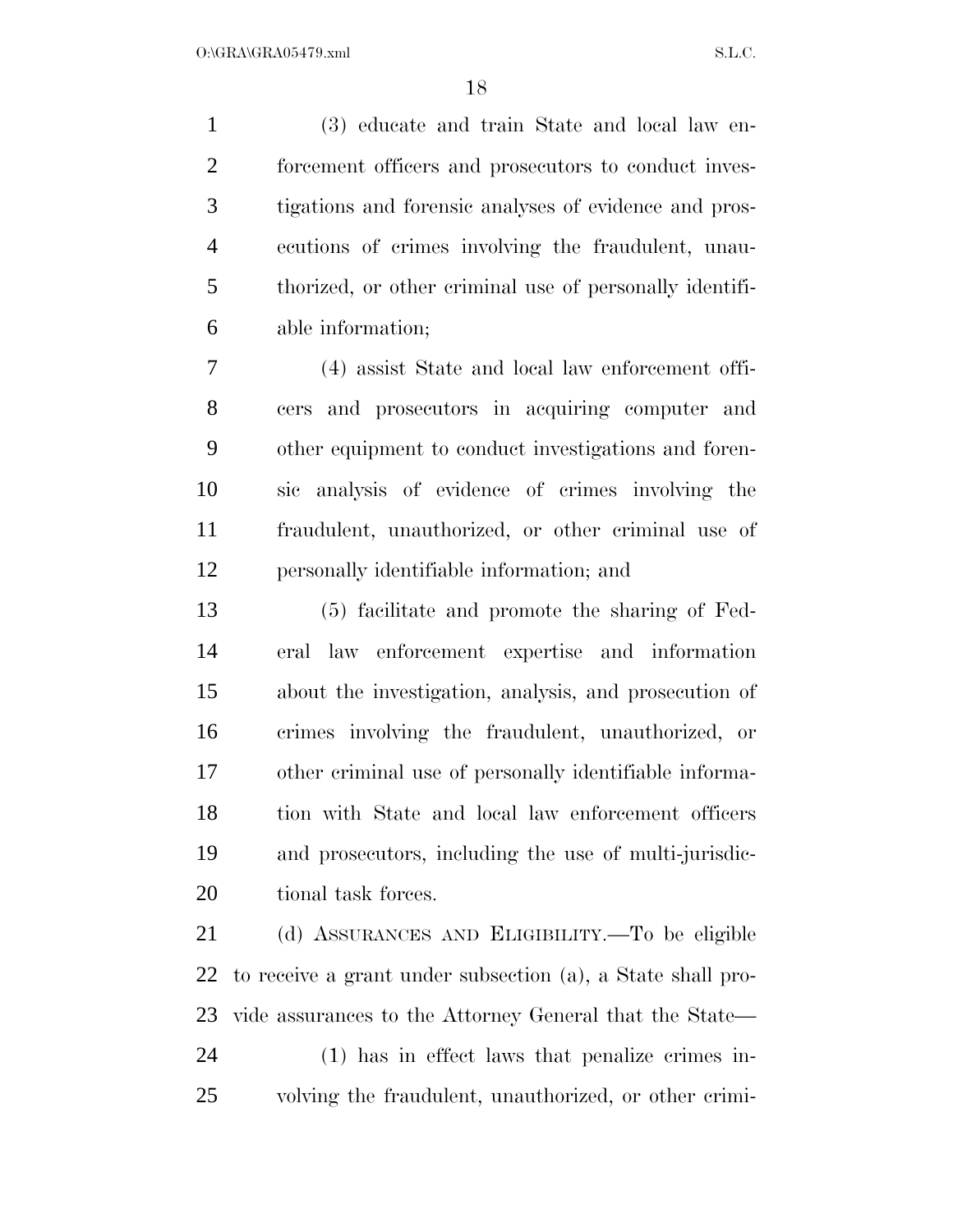(3) educate and train State and local law enforcement officers and prosecutors to conduct investigations and forensic analyses of evidence and prosecutions of crimes involving the fraudulent, unauthorized, or other criminal use of personally identifiable information;

(4) assist State and local law enforcement officers and prosecutors in acquiring computer and other equipment to conduct investigations and forensic analysis of evidence of crimes involving the fraudulent, unauthorized, or other criminal use of personally identifiable information; and

(5) facilitate and promote the sharing of Federal law enforcement expertise and information about the investigation, analysis, and prosecution of crimes involving the fraudulent, unauthorized, or other criminal use of personally identifiable information with State and local law enforcement officers and prosecutors, including the use of multi-jurisdictional task forces.

(d) ASSURANCES AND ELIGIBILITY.—To be eligible to receive a grant under subsection (a), a State shall provide assurances to the Attorney General that the State—

(1) has in effect laws that penalize crimes involving the fraudulent, unauthorized, or other crimi-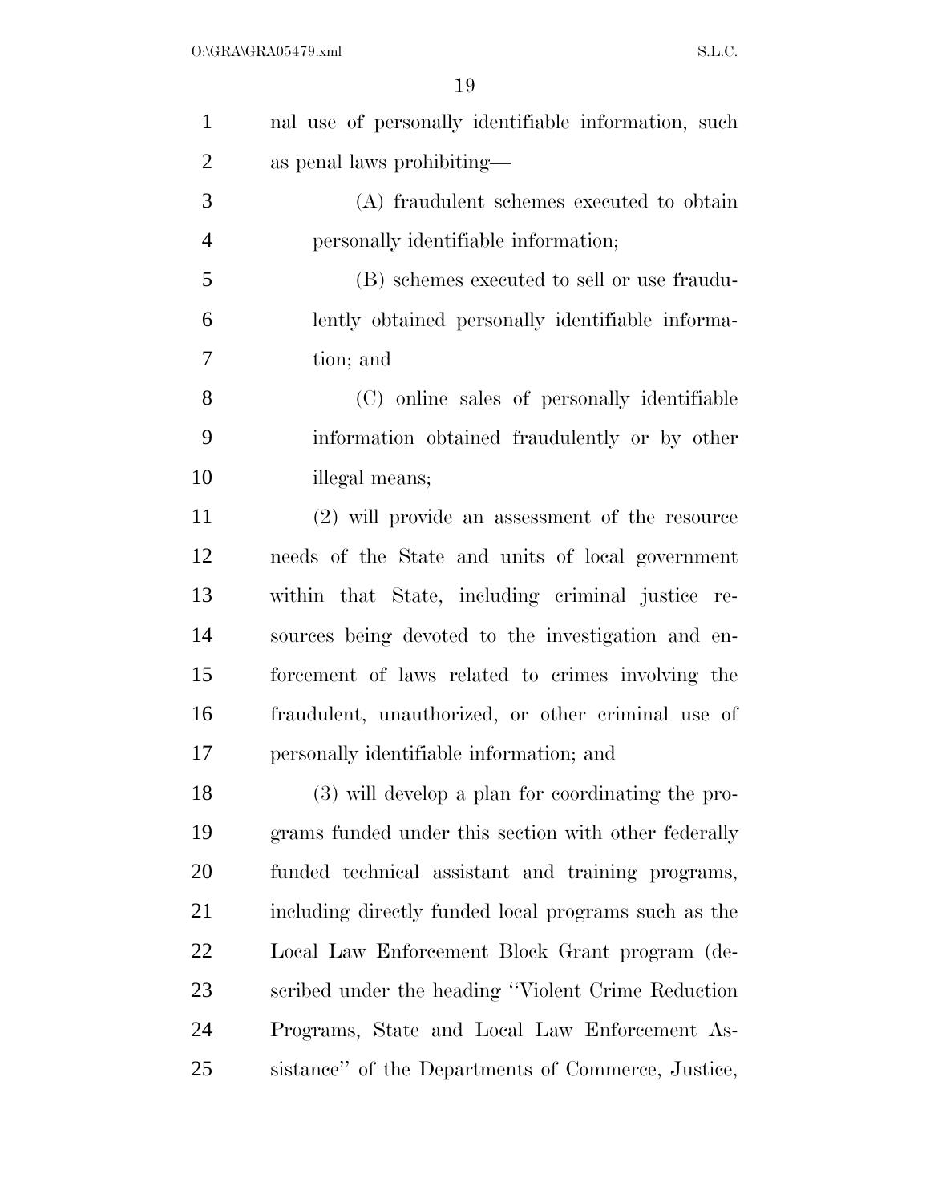nal use of personally identifiable information, such as penal laws prohibiting—

(A) fraudulent schemes executed to obtain personally identifiable information;

(B) schemes executed to sell or use fraudulently obtained personally identifiable information; and

(C) online sales of personally identifiable information obtained fraudulently or by other illegal means;

(2) will provide an assessment of the resource needs of the State and units of local government within that State, including criminal justice resources being devoted to the investigation and enforcement of laws related to crimes involving the fraudulent, unauthorized, or other criminal use of personally identifiable information; and

(3) will develop a plan for coordinating the programs funded under this section with other federally funded technical assistant and training programs, including directly funded local programs such as the Local Law Enforcement Block Grant program (described under the heading "Violent Crime Reduction Programs, State and Local Law Enforcement Assistance" of the Departments of Commerce, Justice,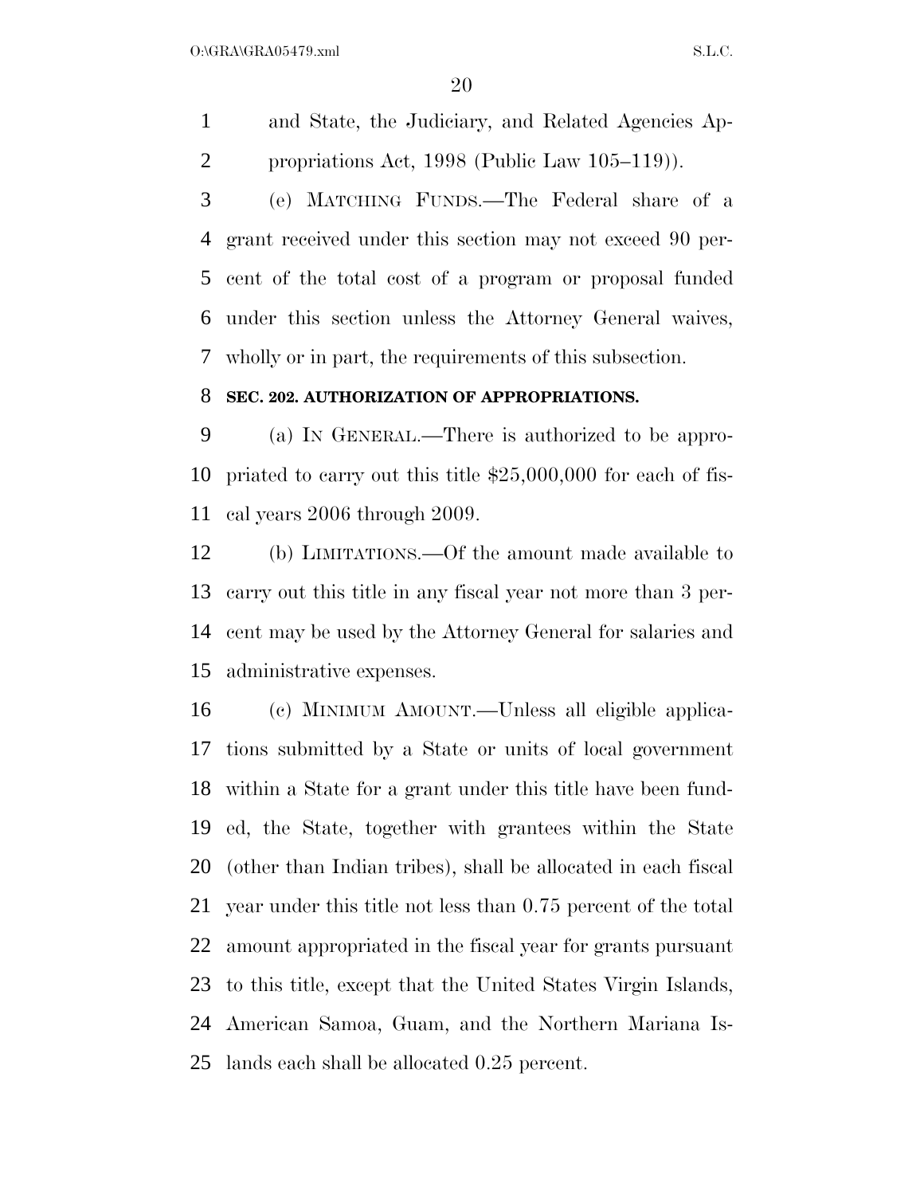and State, the Judiciary, and Related Agencies Appropriations Act, 1998 (Public Law 105–119)).

(e) MATCHING FUNDS.—The Federal share of a grant received under this section may not exceed 90 percent of the total cost of a program or proposal funded under this section unless the Attorney General waives, wholly or in part, the requirements of this subsection.

**SEC. 202. AUTHORIZATION OF APPROPRIATIONS.**

(a) IN GENERAL.—There is authorized to be appropriated to carry out this title $25,000,000 for each of fiscal years 2006 through 2009.

(b) LIMITATIONS.—Of the amount made available to carry out this title in any fiscal year not more than 3 percent may be used by the Attorney General for salaries and administrative expenses.

(c) MINIMUM AMOUNT.—Unless all eligible applications submitted by a State or units of local government within a State for a grant under this title have been funded, the State, together with grantees within the State (other than Indian tribes), shall be allocated in each fiscal year under this title not less than 0.75 percent of the total amount appropriated in the fiscal year for grants pursuant to this title, except that the United States Virgin Islands, American Samoa, Guam, and the Northern Mariana Islands each shall be allocated 0.25 percent.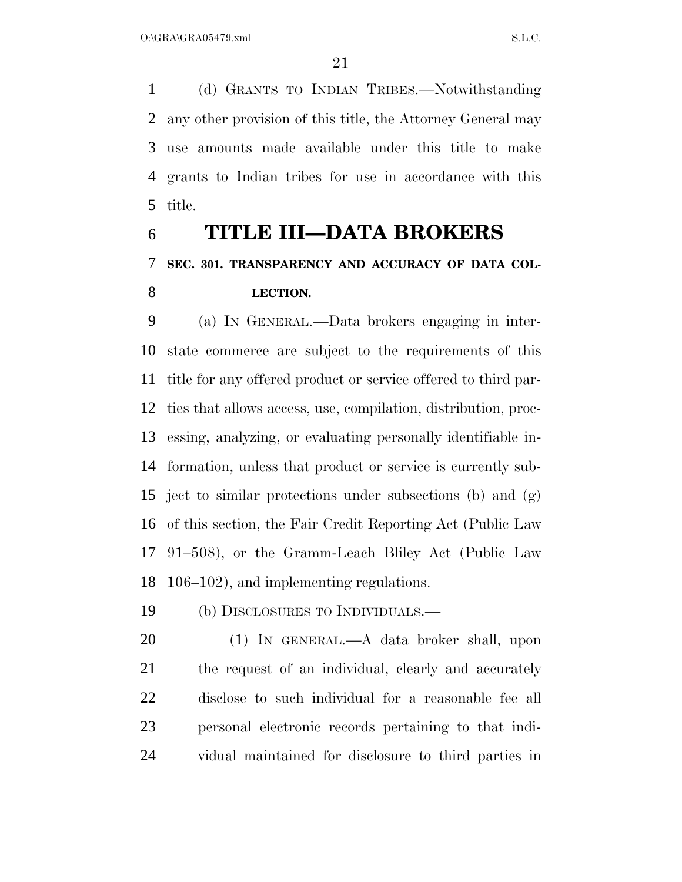(d) GRANTS TO INDIAN TRIBES.—Notwithstanding any other provision of this title, the Attorney General may use amounts made available under this title to make grants to Indian tribes for use in accordance with this title.

# TITLE III—DATA BROKERS

### SEC. 301. TRANSPARENCY AND ACCURACY OF DATA COLLECTION.

(a) IN GENERAL.—Data brokers engaging in interstate commerce are subject to the requirements of this title for any offered product or service offered to third parties that allows access, use, compilation, distribution, processing, analyzing, or evaluating personally identifiable information, unless that product or service is currently subject to similar protections under subsections (b) and (g) of this section, the Fair Credit Reporting Act (Public Law 91–508), or the Gramm-Leach Bliley Act (Public Law 106–102), and implementing regulations.

(b) DISCLOSURES TO INDIVIDUALS.—

(1) IN GENERAL.—A data broker shall, upon the request of an individual, clearly and accurately disclose to such individual for a reasonable fee all personal electronic records pertaining to that individual maintained for disclosure to third parties in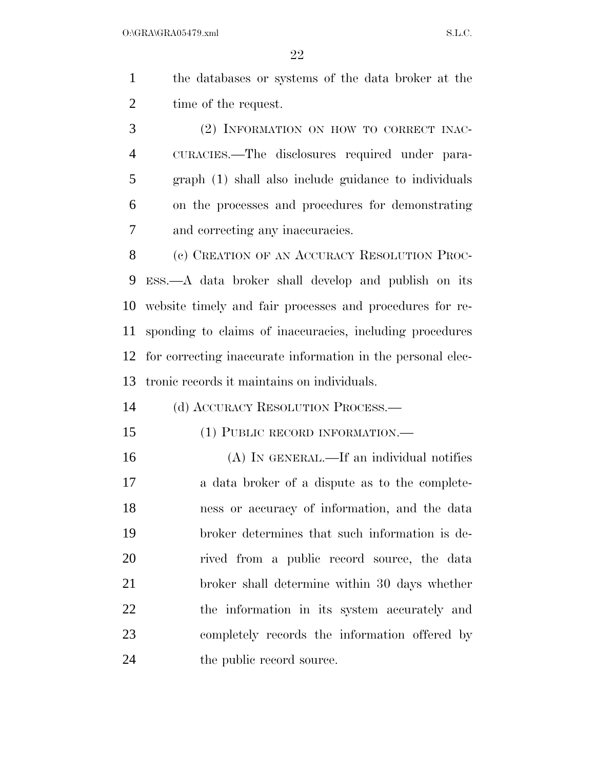the databases or systems of the data broker at the time of the request.

(2) INFORMATION ON HOW TO CORRECT INACCURACIES.—The disclosures required under paragraph (1) shall also include guidance to individuals on the processes and procedures for demonstrating and correcting any inaccuracies.

(c) CREATION OF AN ACCURACY RESOLUTION PROCESS.—A data broker shall develop and publish on its website timely and fair processes and procedures for responding to claims of inaccuracies, including procedures for correcting inaccurate information in the personal electronic records it maintains on individuals.

(d) ACCURACY RESOLUTION PROCESS.—

(1) PUBLIC RECORD INFORMATION.—

(A) IN GENERAL.—If an individual notifies a data broker of a dispute as to the completeness or accuracy of information, and the data broker determines that such information is derived from a public record source, the data broker shall determine within 30 days whether the information in its system accurately and completely records the information offered by the public record source.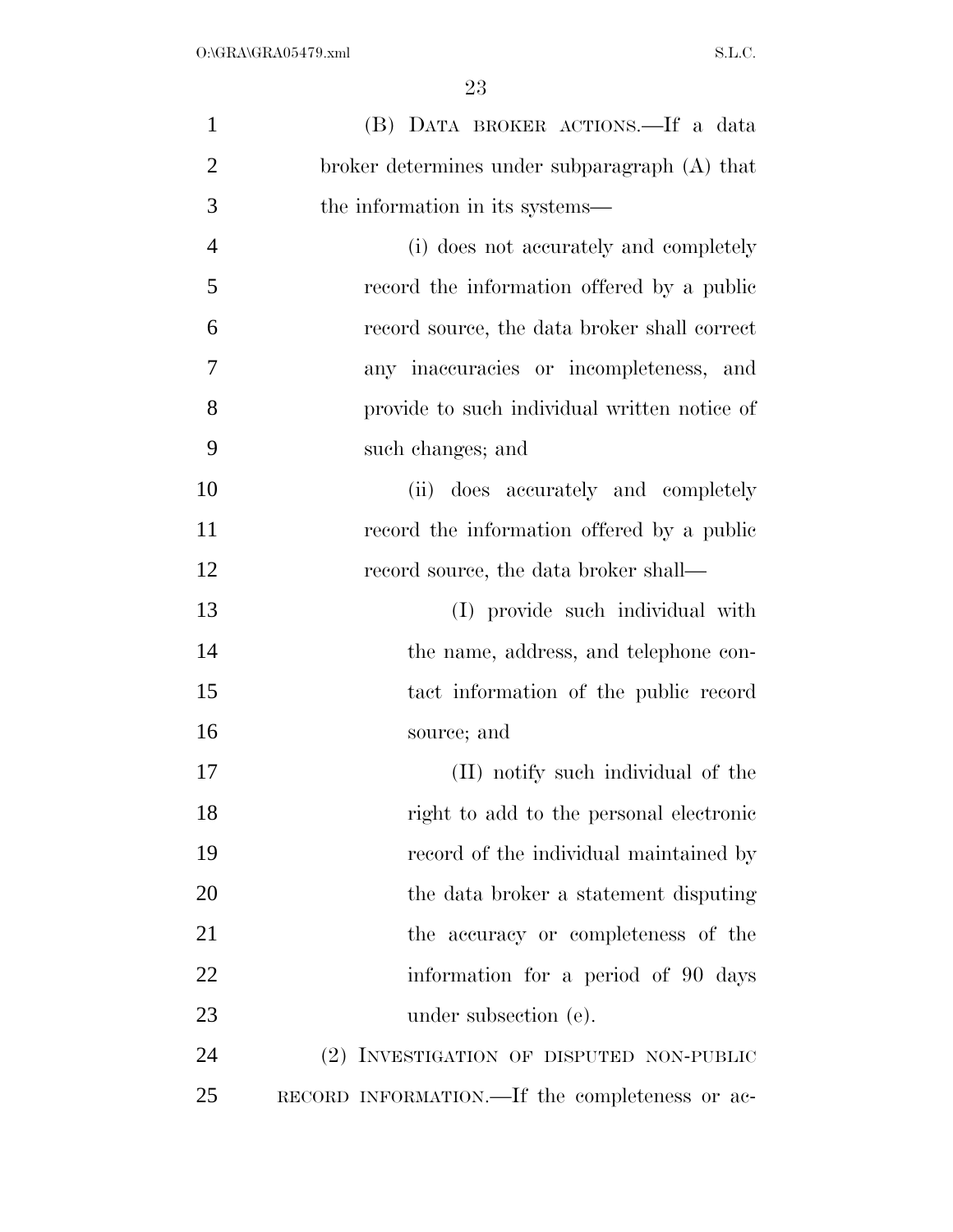(B) DATA BROKER ACTIONS.—If a data broker determines under subparagraph (A) that the information in its systems—

(i) does not accurately and completely record the information offered by a public record source, the data broker shall correct any inaccuracies or incompleteness, and provide to such individual written notice of such changes; and

(ii) does accurately and completely record the information offered by a public record source, the data broker shall—

(I) provide such individual with the name, address, and telephone contact information of the public record source; and

(II) notify such individual of the right to add to the personal electronic record of the individual maintained by the data broker a statement disputing the accuracy or completeness of the information for a period of 90 days under subsection (e).

(2) INVESTIGATION OF DISPUTED NON-PUBLIC RECORD INFORMATION.—If the completeness or ac-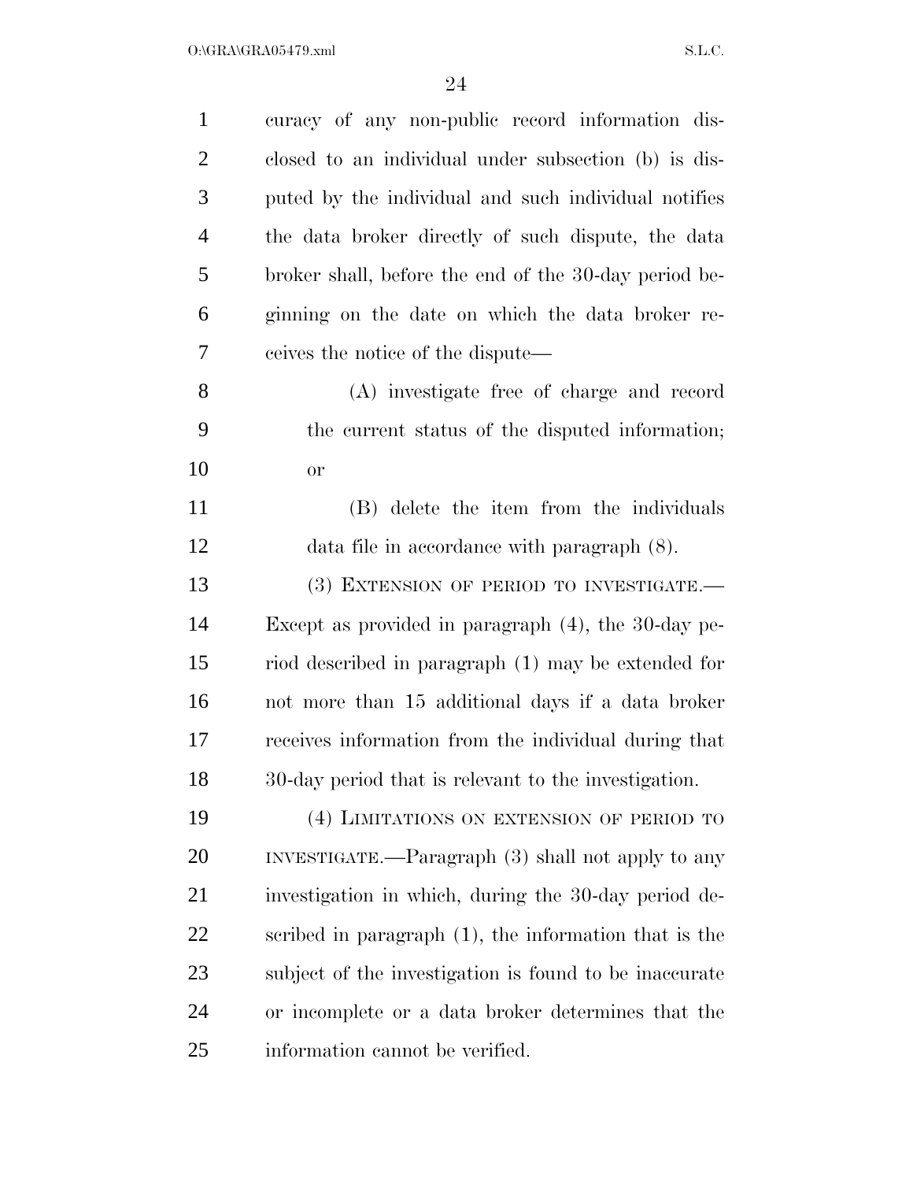curacy of any non-public record information disclosed to an individual under subsection (b) is disputed by the individual and such individual notifies the data broker directly of such dispute, the data broker shall, before the end of the 30-day period beginning on the date on which the data broker receives the notice of the dispute—

(A) investigate free of charge and record the current status of the disputed information; or

(B) delete the item from the individuals data file in accordance with paragraph (8).

(3) EXTENSION OF PERIOD TO INVESTIGATE.—Except as provided in paragraph (4), the 30-day period described in paragraph (1) may be extended for not more than 15 additional days if a data broker receives information from the individual during that 30-day period that is relevant to the investigation.

(4) LIMITATIONS ON EXTENSION OF PERIOD TO INVESTIGATE.—Paragraph (3) shall not apply to any investigation in which, during the 30-day period described in paragraph (1), the information that is the subject of the investigation is found to be inaccurate or incomplete or a data broker determines that the information cannot be verified.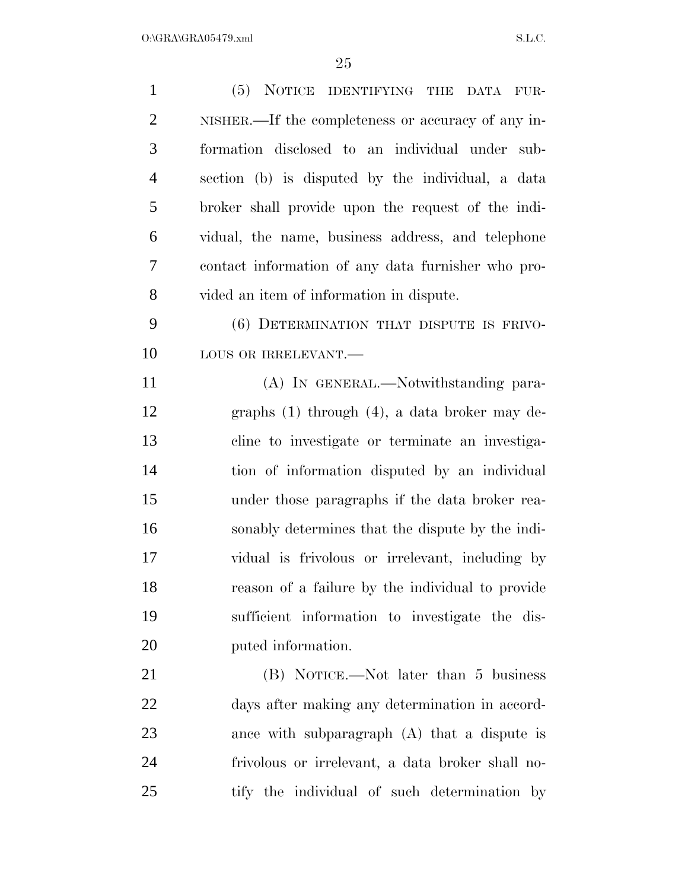(5) NOTICE IDENTIFYING THE DATA FURNISHER.—If the completeness or accuracy of any information disclosed to an individual under subsection (b) is disputed by the individual, a data broker shall provide upon the request of the individual, the name, business address, and telephone contact information of any data furnisher who provided an item of information in dispute.

(6) DETERMINATION THAT DISPUTE IS FRIVOLOUS OR IRRELEVANT.—

(A) IN GENERAL.—Notwithstanding paragraphs (1) through (4), a data broker may decline to investigate or terminate an investigation of information disputed by an individual under those paragraphs if the data broker reasonably determines that the dispute by the individual is frivolous or irrelevant, including by reason of a failure by the individual to provide sufficient information to investigate the disputed information.

(B) NOTICE.—Not later than 5 business days after making any determination in accordance with subparagraph (A) that a dispute is frivolous or irrelevant, a data broker shall notify the individual of such determination by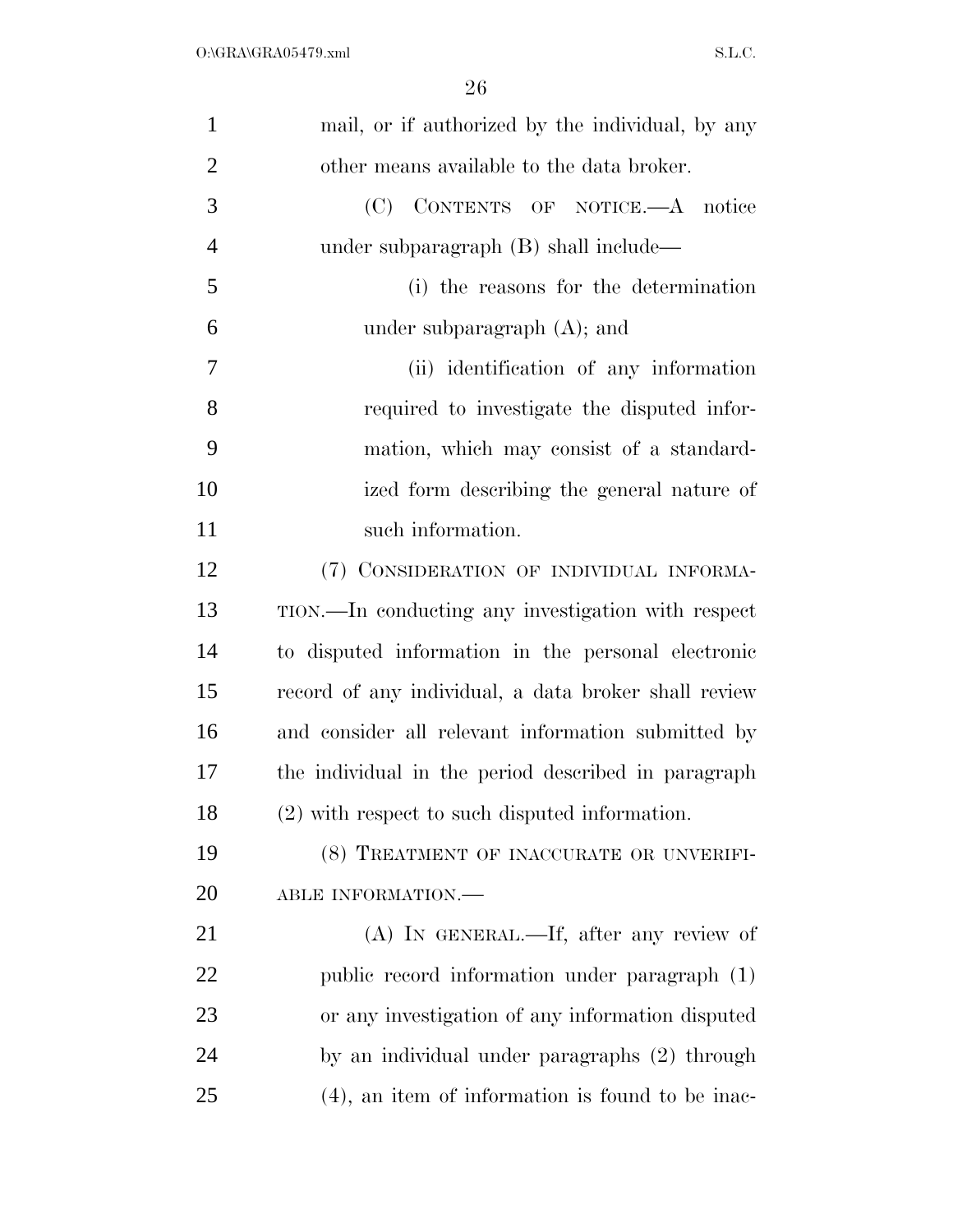mail, or if authorized by the individual, by any other means available to the data broker.

(C) CONTENTS OF NOTICE.—A notice under subparagraph (B) shall include—

(i) the reasons for the determination under subparagraph (A); and

(ii) identification of any information required to investigate the disputed information, which may consist of a standardized form describing the general nature of such information.

(7) CONSIDERATION OF INDIVIDUAL INFORMATION.—In conducting any investigation with respect to disputed information in the personal electronic record of any individual, a data broker shall review and consider all relevant information submitted by the individual in the period described in paragraph (2) with respect to such disputed information.

(8) TREATMENT OF INACCURATE OR UNVERIFIABLE INFORMATION.—

(A) IN GENERAL.—If, after any review of public record information under paragraph (1) or any investigation of any information disputed by an individual under paragraphs (2) through (4), an item of information is found to be inac-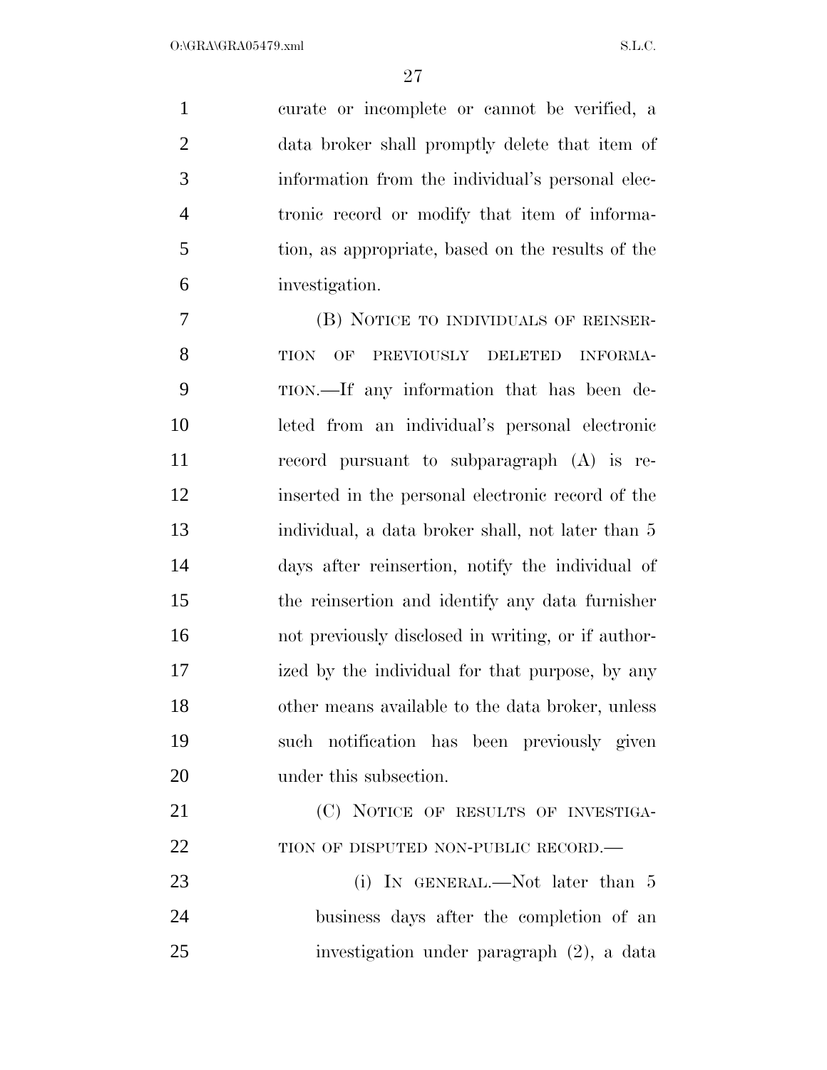curate or incomplete or cannot be verified, a data broker shall promptly delete that item of information from the individual's personal electronic record or modify that item of information, as appropriate, based on the results of the investigation.

(B) NOTICE TO INDIVIDUALS OF REINSERTION OF PREVIOUSLY DELETED INFORMATION.—If any information that has been deleted from an individual's personal electronic record pursuant to subparagraph (A) is reinserted in the personal electronic record of the individual, a data broker shall, not later than 5 days after reinsertion, notify the individual of the reinsertion and identify any data furnisher not previously disclosed in writing, or if authorized by the individual for that purpose, by any other means available to the data broker, unless such notification has been previously given under this subsection.

(C) NOTICE OF RESULTS OF INVESTIGATION OF DISPUTED NON-PUBLIC RECORD.—

(i) IN GENERAL.—Not later than 5 business days after the completion of an investigation under paragraph (2), a data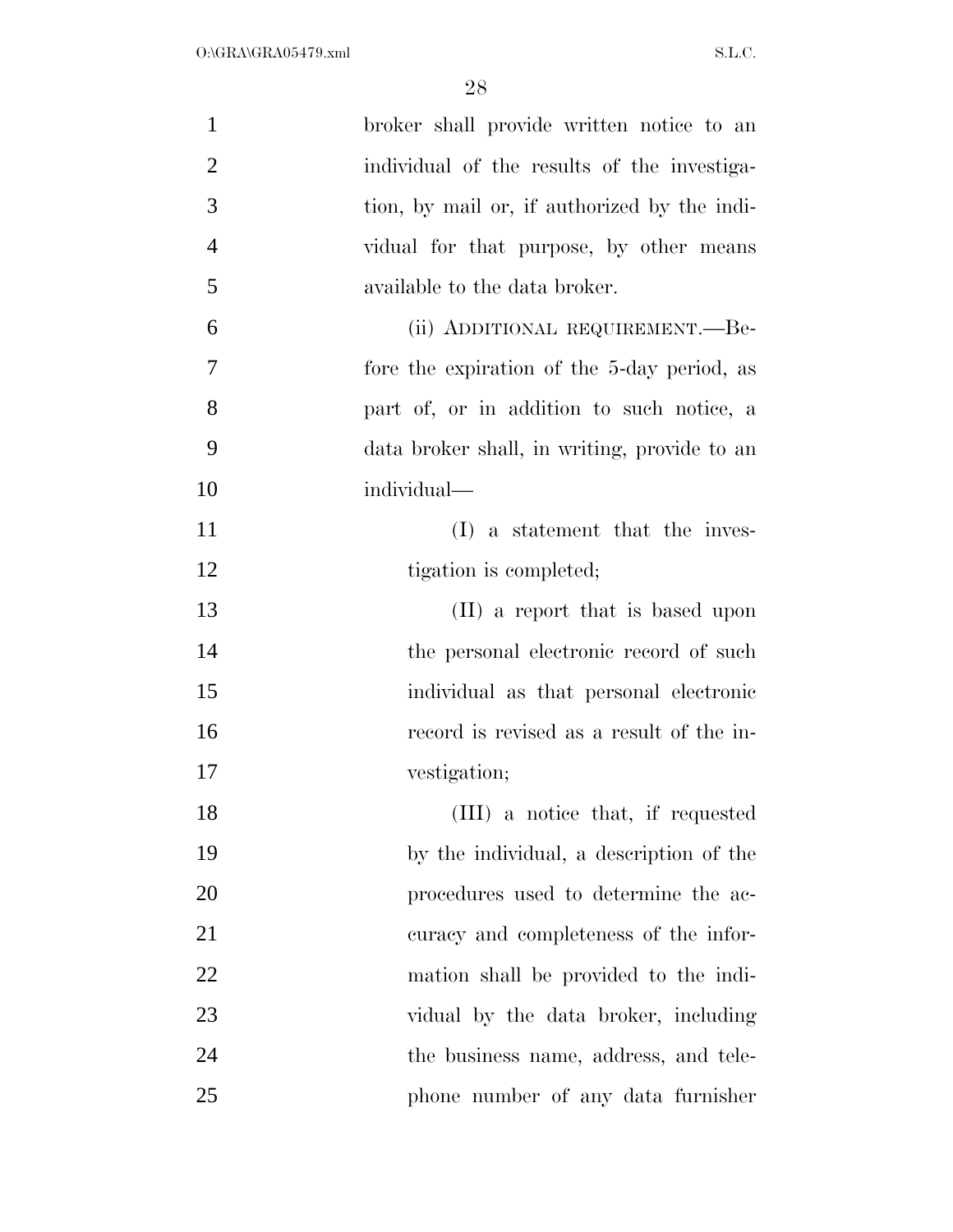broker shall provide written notice to an individual of the results of the investigation, by mail or, if authorized by the individual for that purpose, by other means available to the data broker.

(ii) ADDITIONAL REQUIREMENT.—Before the expiration of the 5-day period, as part of, or in addition to such notice, a data broker shall, in writing, provide to an individual—

(I) a statement that the investigation is completed;

(II) a report that is based upon the personal electronic record of such individual as that personal electronic record is revised as a result of the investigation;

(III) a notice that, if requested by the individual, a description of the procedures used to determine the accuracy and completeness of the information shall be provided to the individual by the data broker, including the business name, address, and telephone number of any data furnisher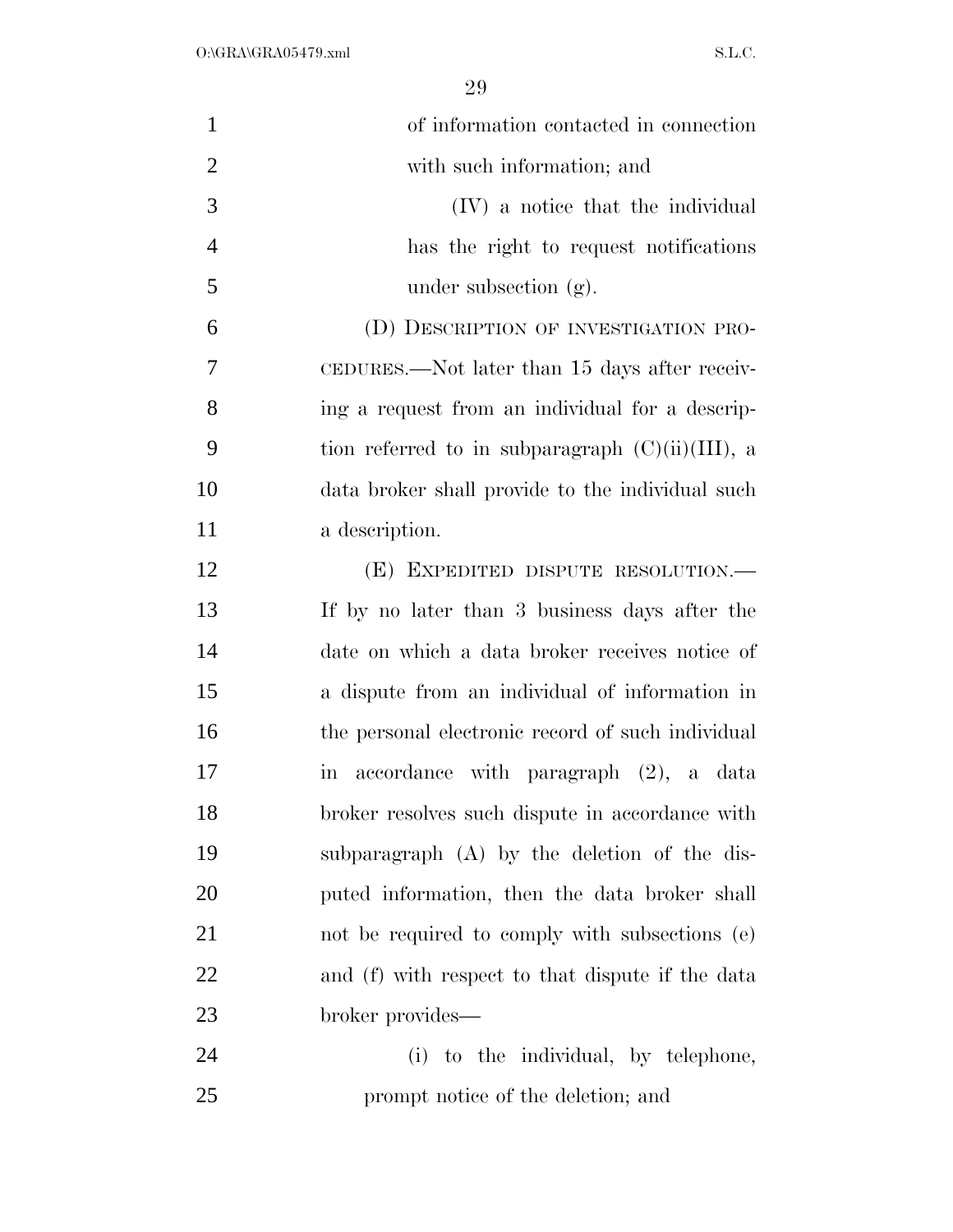of information contacted in connection with such information; and

(IV) a notice that the individual has the right to request notifications under subsection (g).

(D) DESCRIPTION OF INVESTIGATION PROCEDURES.—Not later than 15 days after receiving a request from an individual for a description referred to in subparagraph (C)(ii)(III), a data broker shall provide to the individual such a description.

(E) EXPEDITED DISPUTE RESOLUTION.—If by no later than 3 business days after the date on which a data broker receives notice of a dispute from an individual of information in the personal electronic record of such individual in accordance with paragraph (2), a data broker resolves such dispute in accordance with subparagraph (A) by the deletion of the disputed information, then the data broker shall not be required to comply with subsections (e) and (f) with respect to that dispute if the data broker provides—

(i) to the individual, by telephone, prompt notice of the deletion; and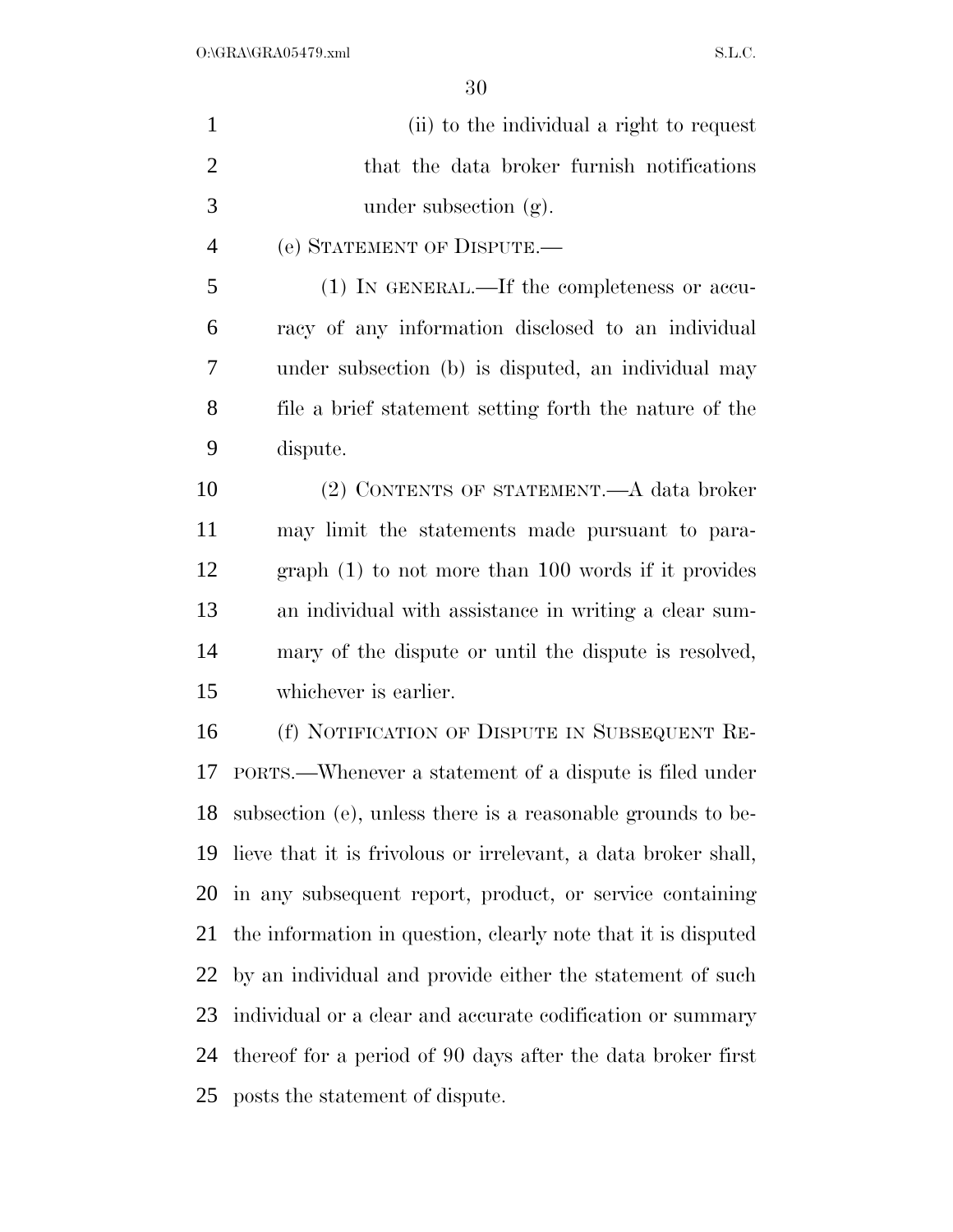(ii) to the individual a right to request that the data broker furnish notifications under subsection (g).

(e) STATEMENT OF DISPUTE.—

(1) IN GENERAL.—If the completeness or accuracy of any information disclosed to an individual under subsection (b) is disputed, an individual may file a brief statement setting forth the nature of the dispute.

(2) CONTENTS OF STATEMENT.—A data broker may limit the statements made pursuant to paragraph (1) to not more than 100 words if it provides an individual with assistance in writing a clear summary of the dispute or until the dispute is resolved, whichever is earlier.

(f) NOTIFICATION OF DISPUTE IN SUBSEQUENT REPORTS.—Whenever a statement of a dispute is filed under subsection (e), unless there is a reasonable grounds to believe that it is frivolous or irrelevant, a data broker shall, in any subsequent report, product, or service containing the information in question, clearly note that it is disputed by an individual and provide either the statement of such individual or a clear and accurate codification or summary thereof for a period of 90 days after the data broker first posts the statement of dispute.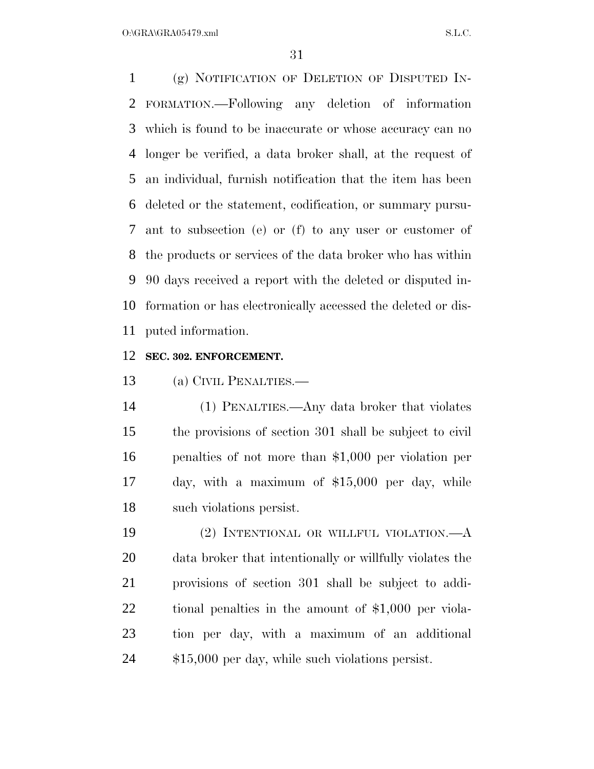(g) NOTIFICATION OF DELETION OF DISPUTED INFORMATION.—Following any deletion of information which is found to be inaccurate or whose accuracy can no longer be verified, a data broker shall, at the request of an individual, furnish notification that the item has been deleted or the statement, codification, or summary pursuant to subsection (e) or (f) to any user or customer of the products or services of the data broker who has within 90 days received a report with the deleted or disputed information or has electronically accessed the deleted or disputed information.

**SEC. 302. ENFORCEMENT.**

(a) CIVIL PENALTIES.—

(1) PENALTIES.—Any data broker that violates the provisions of section 301 shall be subject to civil penalties of not more than $1,000 per violation per day, with a maximum of $15,000 per day, while such violations persist.

(2) INTENTIONAL OR WILLFUL VIOLATION.—A data broker that intentionally or willfully violates the provisions of section 301 shall be subject to additional penalties in the amount of $1,000 per violation per day, with a maximum of an additional $15,000 per day, while such violations persist.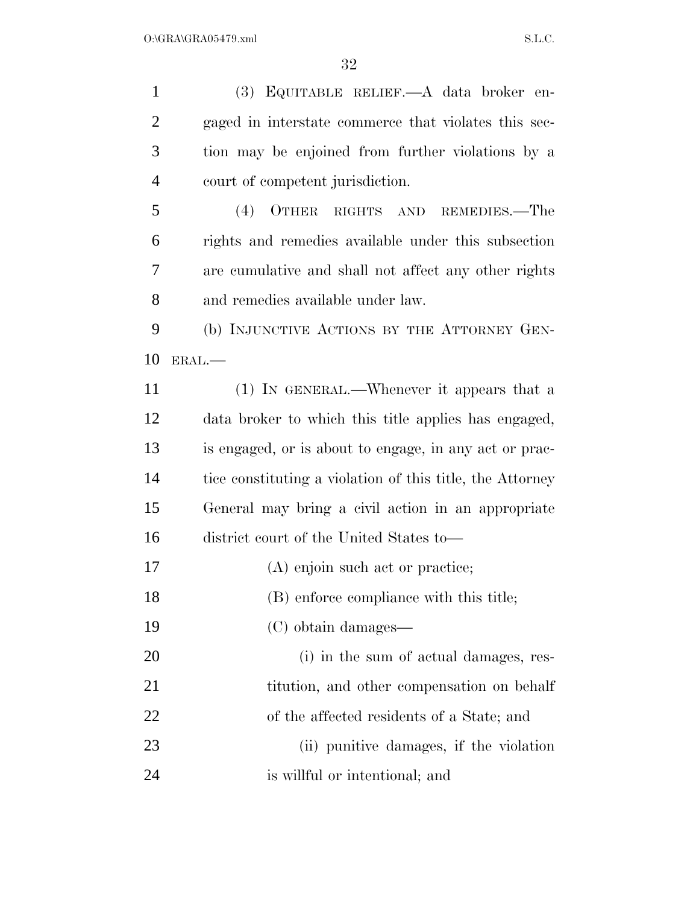(3) EQUITABLE RELIEF.—A data broker engaged in interstate commerce that violates this section may be enjoined from further violations by a court of competent jurisdiction.

(4) OTHER RIGHTS AND REMEDIES.—The rights and remedies available under this subsection are cumulative and shall not affect any other rights and remedies available under law.

(b) INJUNCTIVE ACTIONS BY THE ATTORNEY GENERAL.—

(1) IN GENERAL.—Whenever it appears that a data broker to which this title applies has engaged, is engaged, or is about to engage, in any act or practice constituting a violation of this title, the Attorney General may bring a civil action in an appropriate district court of the United States to—

(A) enjoin such act or practice;

(B) enforce compliance with this title;

(C) obtain damages—

(i) in the sum of actual damages, restitution, and other compensation on behalf of the affected residents of a State; and

(ii) punitive damages, if the violation is willful or intentional; and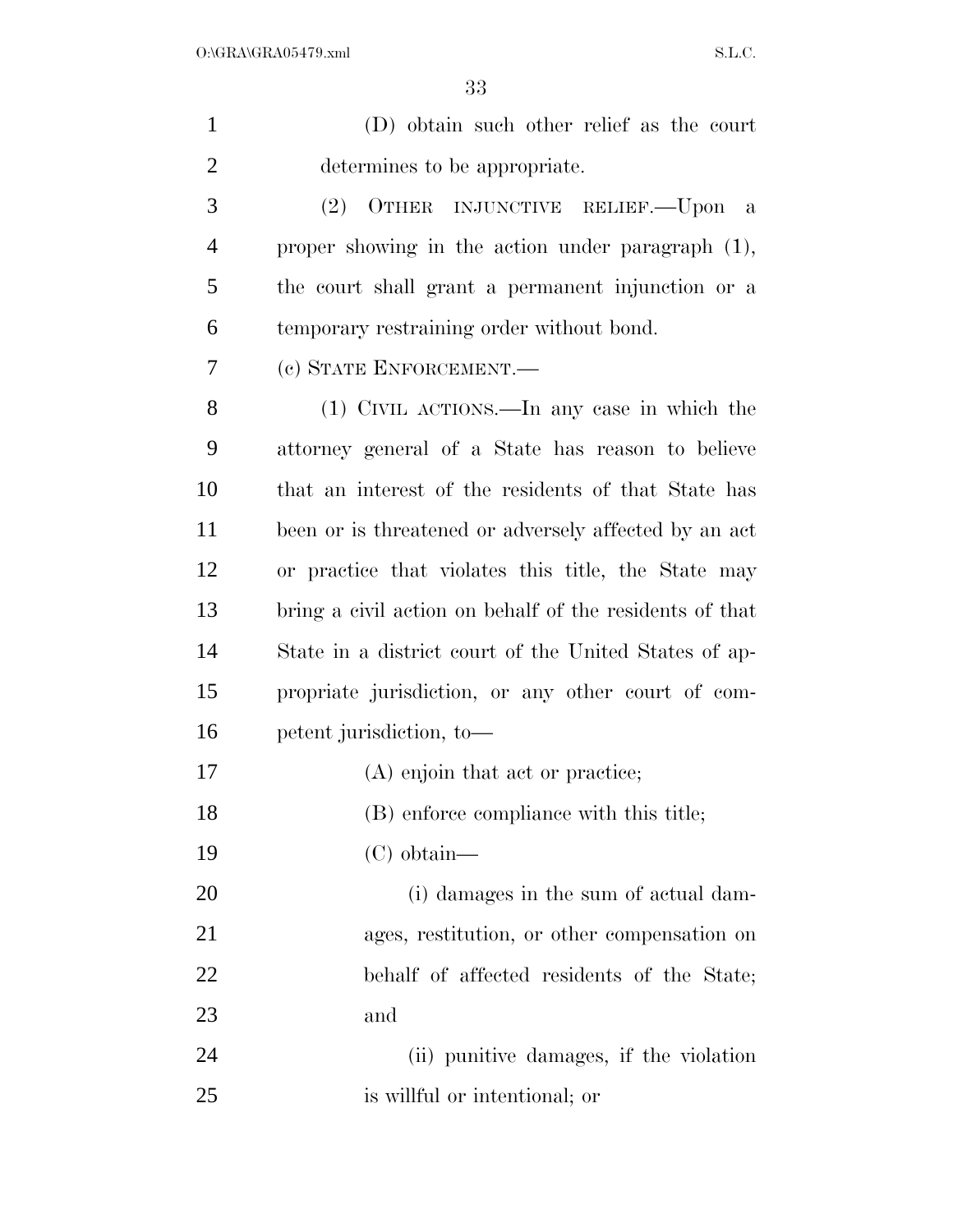(D) obtain such other relief as the court determines to be appropriate.

(2) OTHER INJUNCTIVE RELIEF.—Upon a proper showing in the action under paragraph (1), the court shall grant a permanent injunction or a temporary restraining order without bond.

(c) STATE ENFORCEMENT.—

(1) CIVIL ACTIONS.—In any case in which the attorney general of a State has reason to believe that an interest of the residents of that State has been or is threatened or adversely affected by an act or practice that violates this title, the State may bring a civil action on behalf of the residents of that State in a district court of the United States of appropriate jurisdiction, or any other court of competent jurisdiction, to—

(A) enjoin that act or practice;

(B) enforce compliance with this title;

(C) obtain—

(i) damages in the sum of actual damages, restitution, or other compensation on behalf of affected residents of the State; and

(ii) punitive damages, if the violation is willful or intentional; or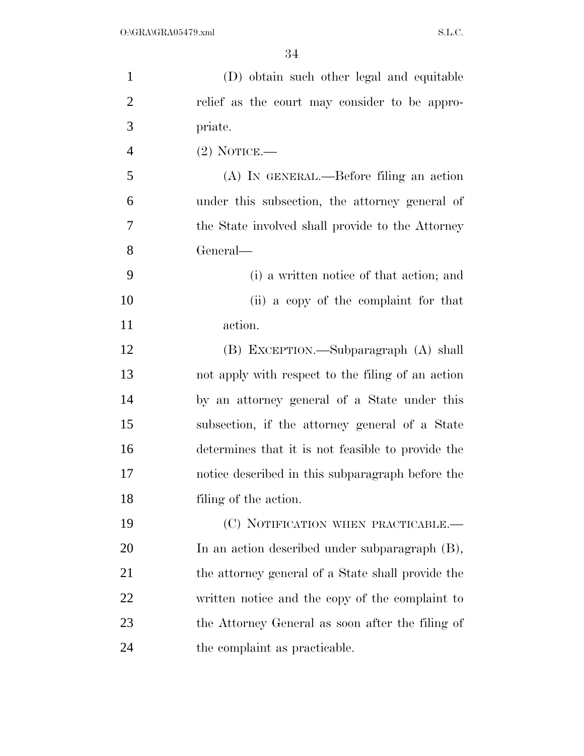(D) obtain such other legal and equitable relief as the court may consider to be appropriate.

(2) NOTICE.—

(A) IN GENERAL.—Before filing an action under this subsection, the attorney general of the State involved shall provide to the Attorney General—

(i) a written notice of that action; and

(ii) a copy of the complaint for that action.

(B) EXCEPTION.—Subparagraph (A) shall not apply with respect to the filing of an action by an attorney general of a State under this subsection, if the attorney general of a State determines that it is not feasible to provide the notice described in this subparagraph before the filing of the action.

(C) NOTIFICATION WHEN PRACTICABLE.— In an action described under subparagraph (B), the attorney general of a State shall provide the written notice and the copy of the complaint to the Attorney General as soon after the filing of the complaint as practicable.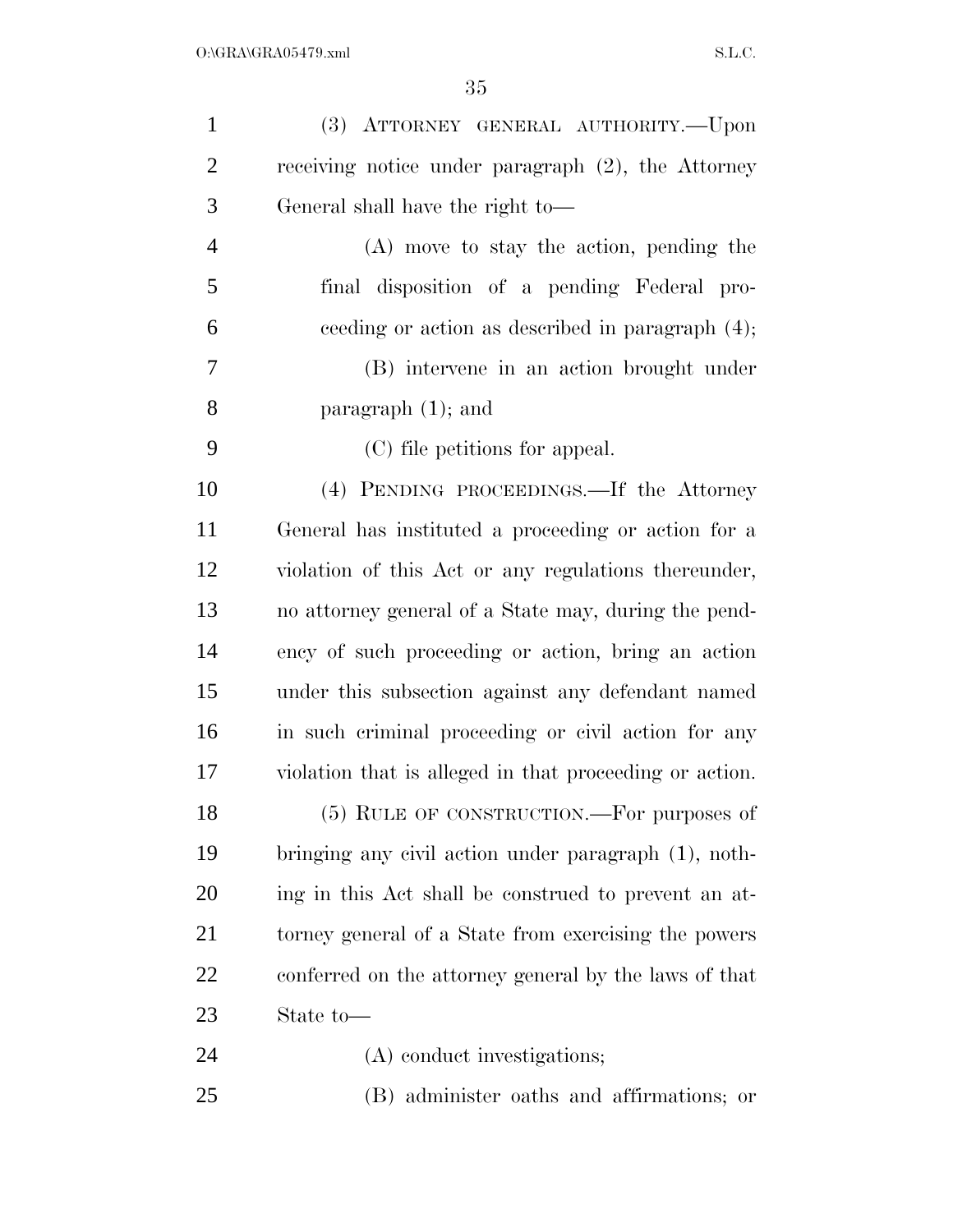(3) ATTORNEY GENERAL AUTHORITY.—Upon receiving notice under paragraph (2), the Attorney General shall have the right to—

(A) move to stay the action, pending the final disposition of a pending Federal proceeding or action as described in paragraph (4);

(B) intervene in an action brought under paragraph (1); and

(C) file petitions for appeal.

(4) PENDING PROCEEDINGS.—If the Attorney General has instituted a proceeding or action for a violation of this Act or any regulations thereunder, no attorney general of a State may, during the pendency of such proceeding or action, bring an action under this subsection against any defendant named in such criminal proceeding or civil action for any violation that is alleged in that proceeding or action.

(5) RULE OF CONSTRUCTION.—For purposes of bringing any civil action under paragraph (1), nothing in this Act shall be construed to prevent an attorney general of a State from exercising the powers conferred on the attorney general by the laws of that State to—

(A) conduct investigations;

(B) administer oaths and affirmations; or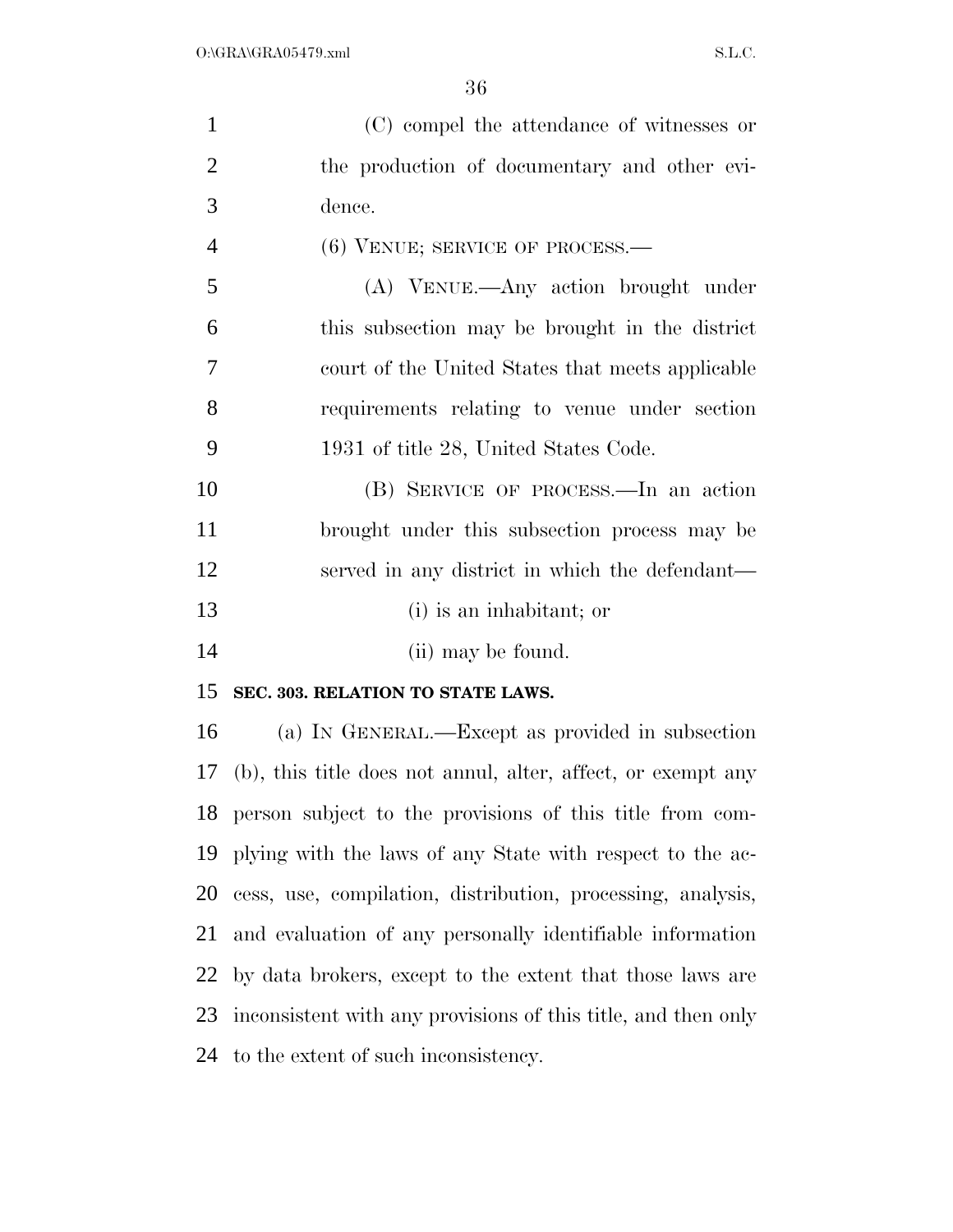(C) compel the attendance of witnesses or the production of documentary and other evidence.

(6) VENUE; SERVICE OF PROCESS.—

(A) VENUE.—Any action brought under this subsection may be brought in the district court of the United States that meets applicable requirements relating to venue under section 1931 of title 28, United States Code.

(B) SERVICE OF PROCESS.—In an action brought under this subsection process may be served in any district in which the defendant—

(i) is an inhabitant; or

(ii) may be found.

**SEC. 303. RELATION TO STATE LAWS.**

(a) IN GENERAL.—Except as provided in subsection (b), this title does not annul, alter, affect, or exempt any person subject to the provisions of this title from complying with the laws of any State with respect to the access, use, compilation, distribution, processing, analysis, and evaluation of any personally identifiable information by data brokers, except to the extent that those laws are inconsistent with any provisions of this title, and then only to the extent of such inconsistency.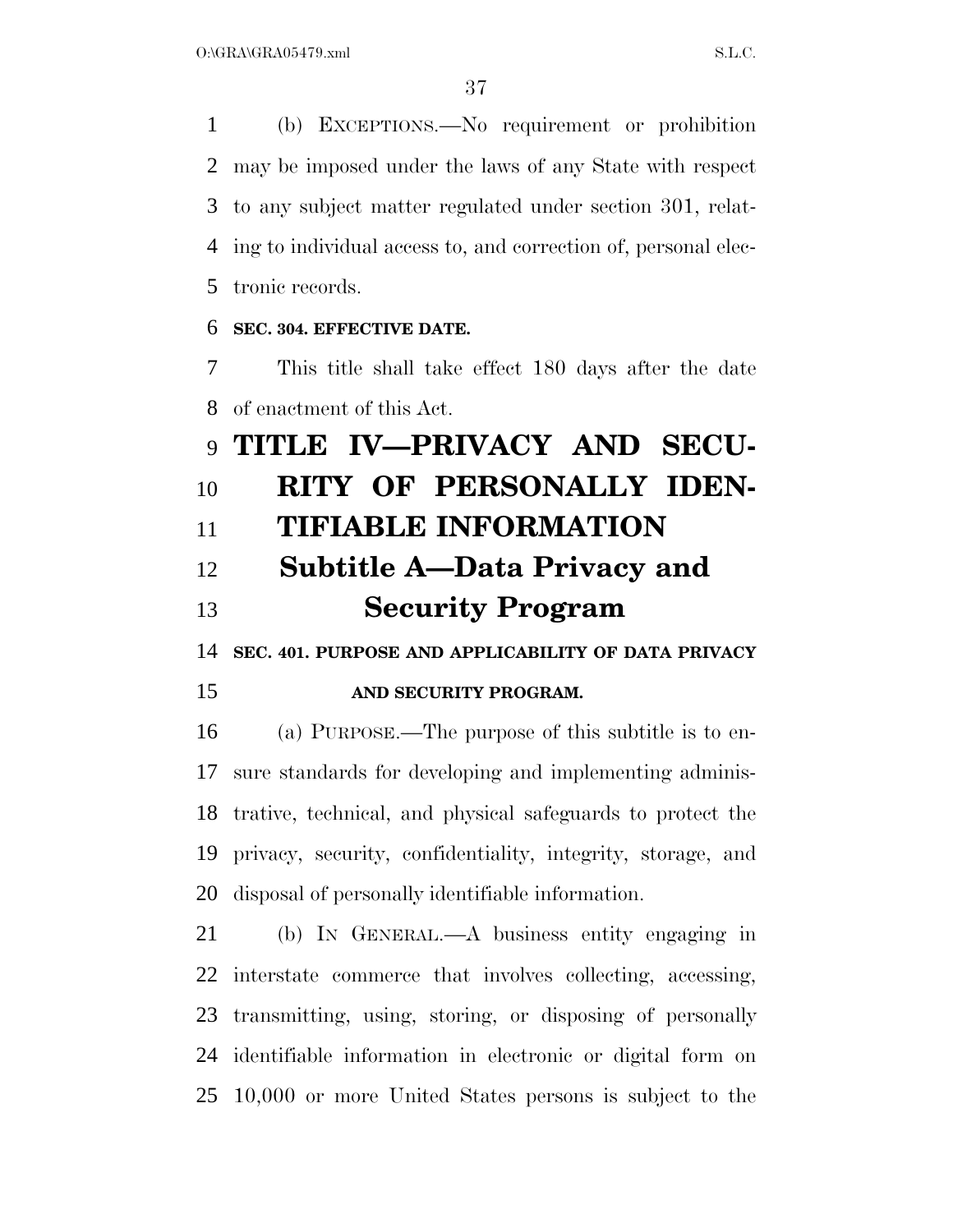(b) EXCEPTIONS.—No requirement or prohibition may be imposed under the laws of any State with respect to any subject matter regulated under section 301, relating to individual access to, and correction of, personal electronic records.

**SEC. 304. EFFECTIVE DATE.**

This title shall take effect 180 days after the date of enactment of this Act.

# TITLE IV—PRIVACY AND SECURITY OF PERSONALLY IDENTIFIABLE INFORMATION

## Subtitle A—Data Privacy and Security Program

**SEC. 401. PURPOSE AND APPLICABILITY OF DATA PRIVACY AND SECURITY PROGRAM.**

(a) PURPOSE.—The purpose of this subtitle is to ensure standards for developing and implementing administrative, technical, and physical safeguards to protect the privacy, security, confidentiality, integrity, storage, and disposal of personally identifiable information.

(b) IN GENERAL.—A business entity engaging in interstate commerce that involves collecting, accessing, transmitting, using, storing, or disposing of personally identifiable information in electronic or digital form on 10,000 or more United States persons is subject to the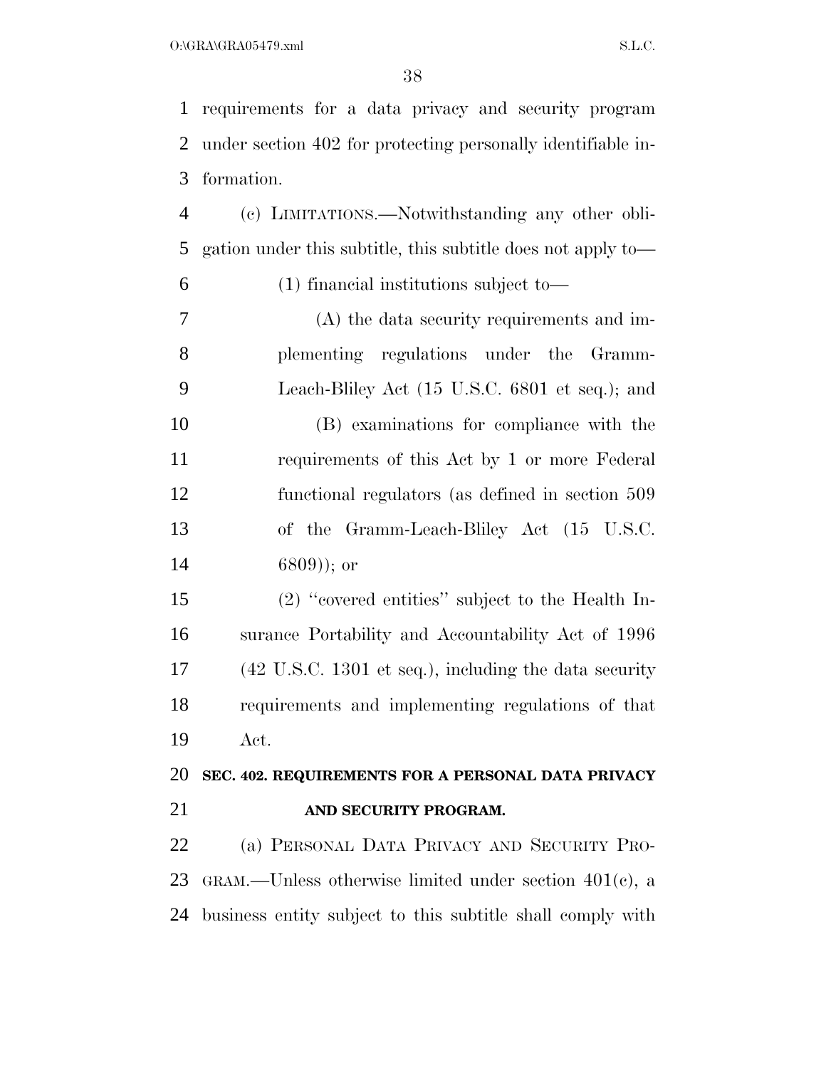requirements for a data privacy and security program under section 402 for protecting personally identifiable information.

(c) LIMITATIONS.—Notwithstanding any other obligation under this subtitle, this subtitle does not apply to—

(1) financial institutions subject to—

(A) the data security requirements and implementing regulations under the Gramm-Leach-Bliley Act (15 U.S.C. 6801 et seq.); and

(B) examinations for compliance with the requirements of this Act by 1 or more Federal functional regulators (as defined in section 509 of the Gramm-Leach-Bliley Act (15 U.S.C. 6809)); or

(2) "covered entities" subject to the Health Insurance Portability and Accountability Act of 1996 (42 U.S.C. 1301 et seq.), including the data security requirements and implementing regulations of that Act.

## SEC. 402. REQUIREMENTS FOR A PERSONAL DATA PRIVACY AND SECURITY PROGRAM.

(a) PERSONAL DATA PRIVACY AND SECURITY PROGRAM.—Unless otherwise limited under section 401(c), a business entity subject to this subtitle shall comply with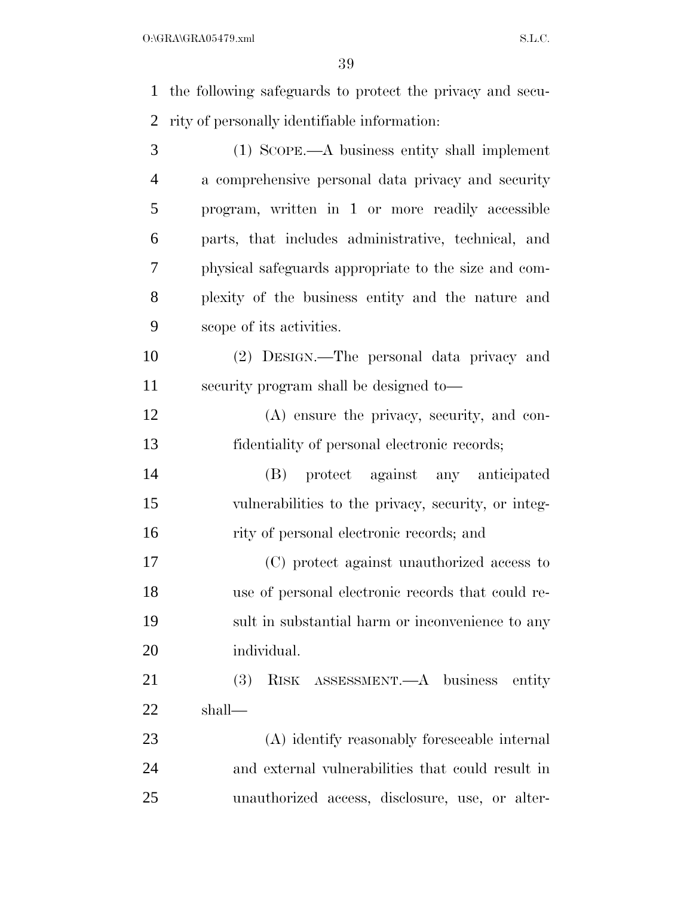the following safeguards to protect the privacy and security of personally identifiable information:

(1) SCOPE.—A business entity shall implement a comprehensive personal data privacy and security program, written in 1 or more readily accessible parts, that includes administrative, technical, and physical safeguards appropriate to the size and complexity of the business entity and the nature and scope of its activities.

(2) DESIGN.—The personal data privacy and security program shall be designed to—

(A) ensure the privacy, security, and confidentiality of personal electronic records;

(B) protect against any anticipated vulnerabilities to the privacy, security, or integrity of personal electronic records; and

(C) protect against unauthorized access to use of personal electronic records that could result in substantial harm or inconvenience to any individual.

(3) RISK ASSESSMENT.—A business entity shall—

(A) identify reasonably foreseeable internal and external vulnerabilities that could result in unauthorized access, disclosure, use, or alter-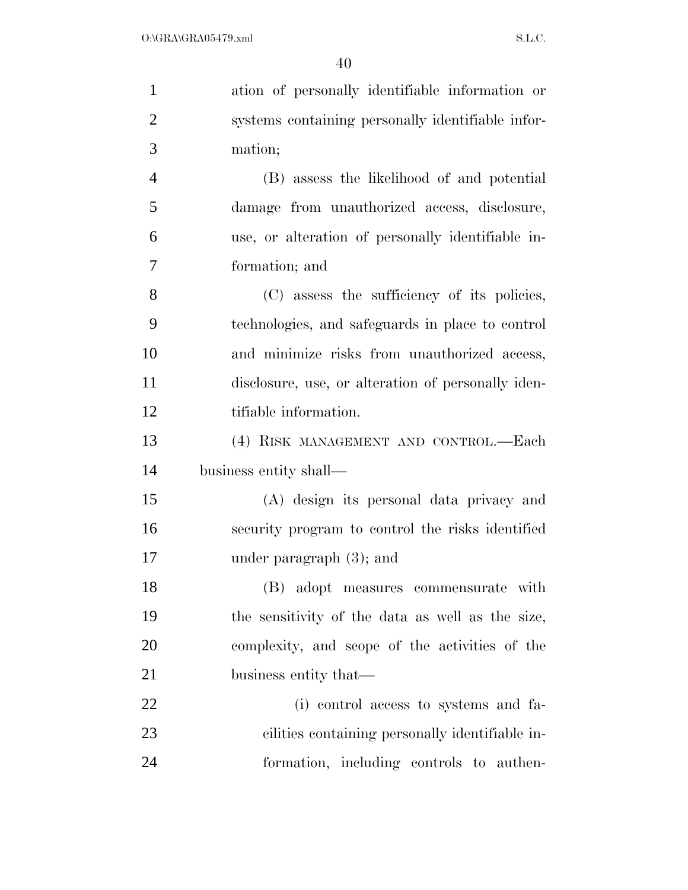ation of personally identifiable information or systems containing personally identifiable information;

(B) assess the likelihood of and potential damage from unauthorized access, disclosure, use, or alteration of personally identifiable information; and

(C) assess the sufficiency of its policies, technologies, and safeguards in place to control and minimize risks from unauthorized access, disclosure, use, or alteration of personally identifiable information.

(4) RISK MANAGEMENT AND CONTROL.—Each business entity shall—

(A) design its personal data privacy and security program to control the risks identified under paragraph (3); and

(B) adopt measures commensurate with the sensitivity of the data as well as the size, complexity, and scope of the activities of the business entity that—

(i) control access to systems and facilities containing personally identifiable information, including controls to authen-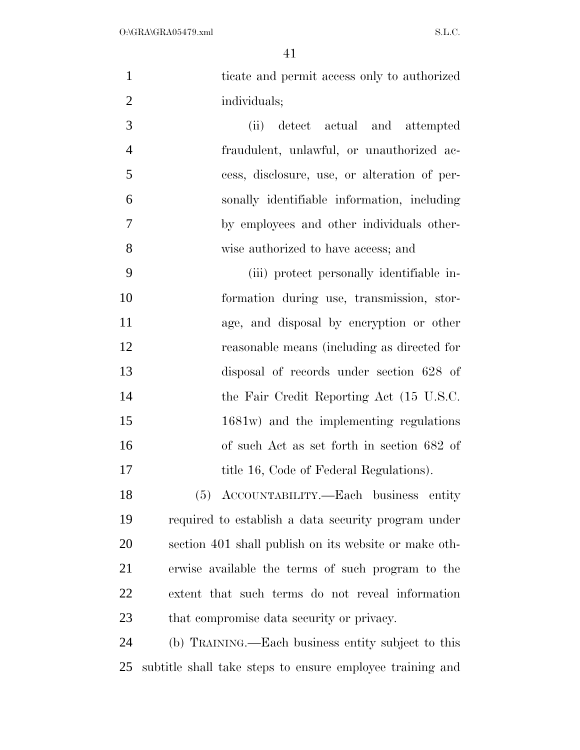ticate and permit access only to authorized individuals;

(ii) detect actual and attempted fraudulent, unlawful, or unauthorized access, disclosure, use, or alteration of personally identifiable information, including by employees and other individuals otherwise authorized to have access; and

(iii) protect personally identifiable information during use, transmission, storage, and disposal by encryption or other reasonable means (including as directed for disposal of records under section 628 of the Fair Credit Reporting Act (15 U.S.C. 1681w) and the implementing regulations of such Act as set forth in section 682 of title 16, Code of Federal Regulations).

(5) ACCOUNTABILITY.—Each business entity required to establish a data security program under section 401 shall publish on its website or make otherwise available the terms of such program to the extent that such terms do not reveal information that compromise data security or privacy.

(b) TRAINING.—Each business entity subject to this subtitle shall take steps to ensure employee training and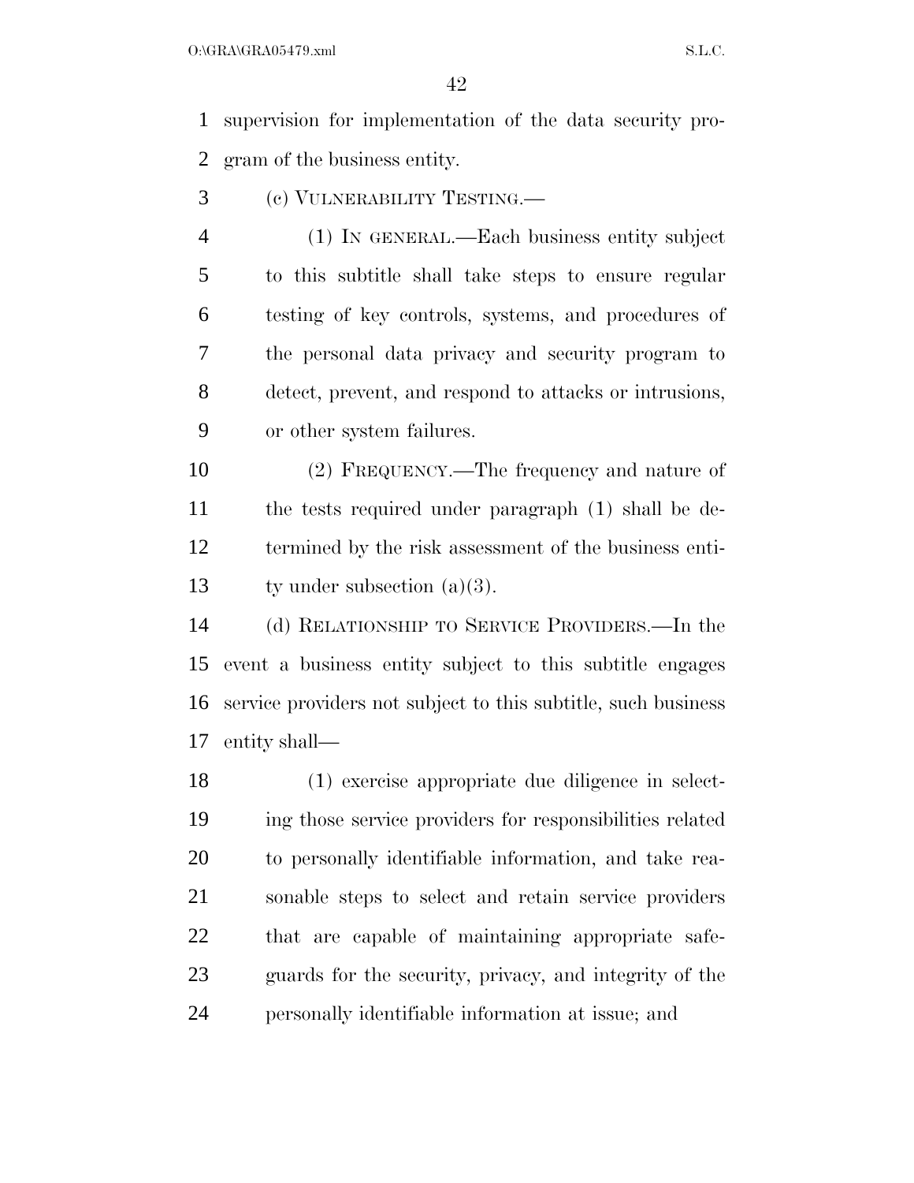supervision for implementation of the data security program of the business entity.

(c) VULNERABILITY TESTING.—

(1) IN GENERAL.—Each business entity subject to this subtitle shall take steps to ensure regular testing of key controls, systems, and procedures of the personal data privacy and security program to detect, prevent, and respond to attacks or intrusions, or other system failures.

(2) FREQUENCY.—The frequency and nature of the tests required under paragraph (1) shall be determined by the risk assessment of the business entity under subsection (a)(3).

(d) RELATIONSHIP TO SERVICE PROVIDERS.—In the event a business entity subject to this subtitle engages service providers not subject to this subtitle, such business entity shall—

(1) exercise appropriate due diligence in selecting those service providers for responsibilities related to personally identifiable information, and take reasonable steps to select and retain service providers that are capable of maintaining appropriate safeguards for the security, privacy, and integrity of the personally identifiable information at issue; and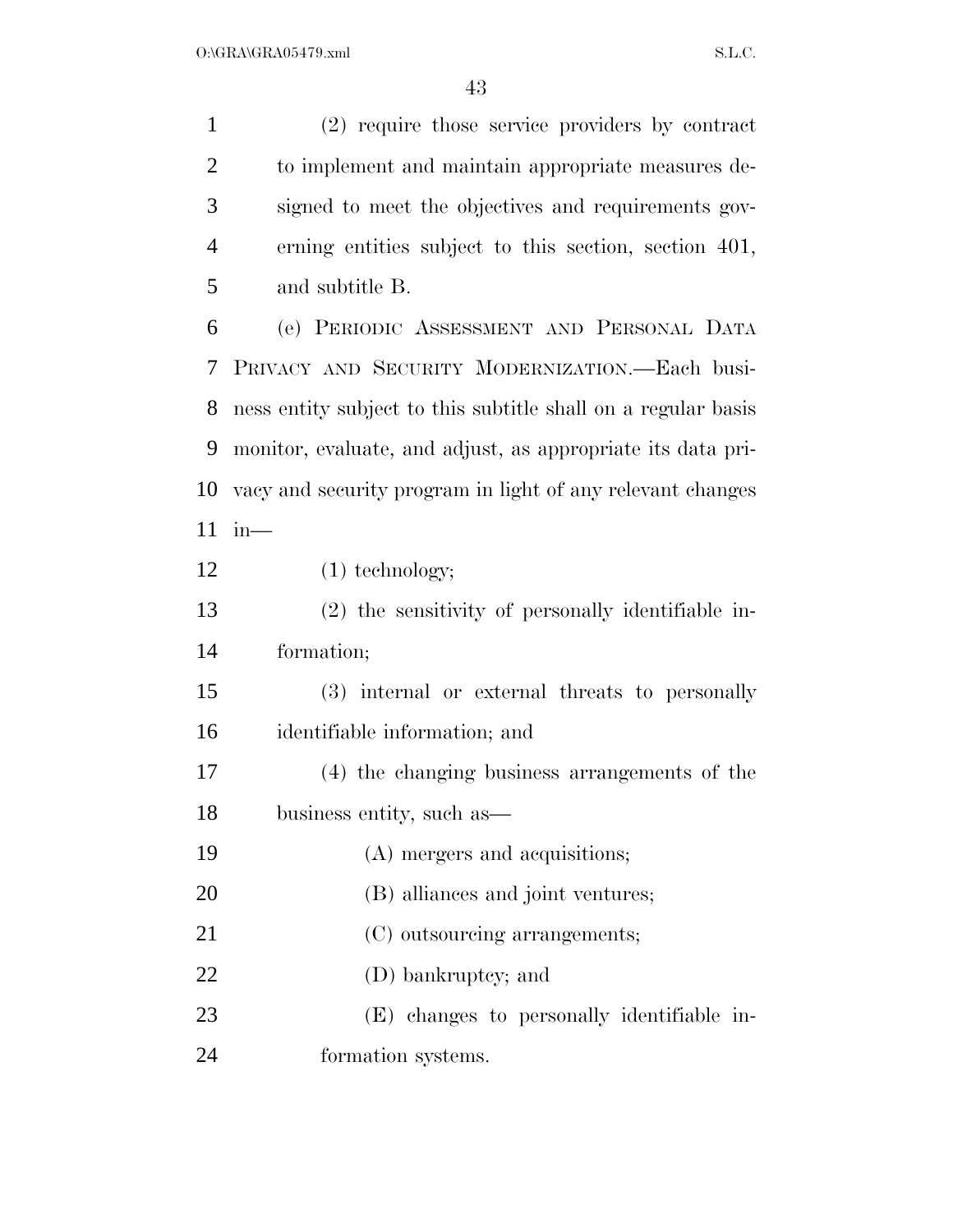(2) require those service providers by contract to implement and maintain appropriate measures designed to meet the objectives and requirements governing entities subject to this section, section 401, and subtitle B.

(e) PERIODIC ASSESSMENT AND PERSONAL DATA PRIVACY AND SECURITY MODERNIZATION.—Each business entity subject to this subtitle shall on a regular basis monitor, evaluate, and adjust, as appropriate its data privacy and security program in light of any relevant changes in—

(1) technology;

(2) the sensitivity of personally identifiable information;

(3) internal or external threats to personally identifiable information; and

(4) the changing business arrangements of the business entity, such as—

(A) mergers and acquisitions;

(B) alliances and joint ventures;

(C) outsourcing arrangements;

(D) bankruptcy; and

(E) changes to personally identifiable information systems.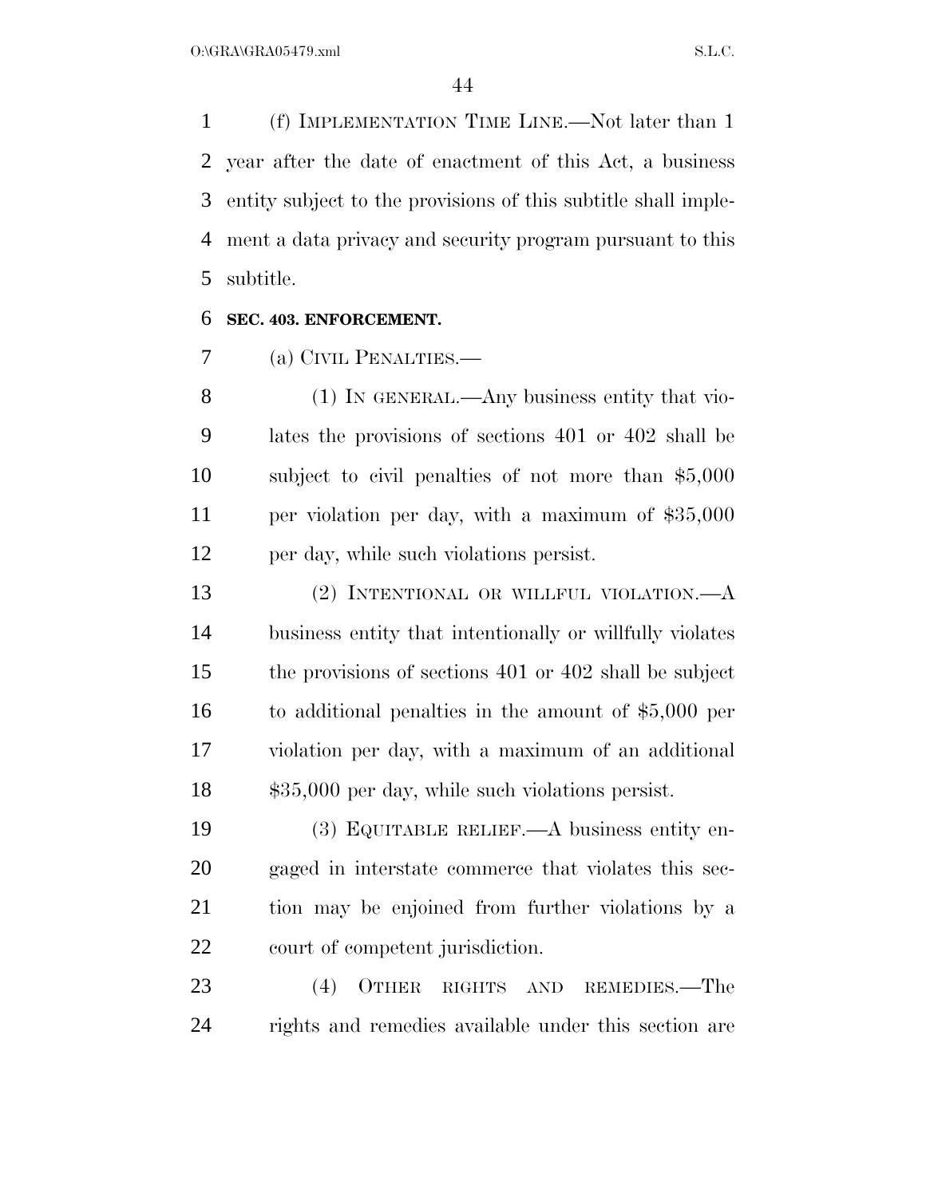(f) IMPLEMENTATION TIME LINE.—Not later than 1 year after the date of enactment of this Act, a business entity subject to the provisions of this subtitle shall implement a data privacy and security program pursuant to this subtitle.

**SEC. 403. ENFORCEMENT.**

(a) CIVIL PENALTIES.—

(1) IN GENERAL.—Any business entity that violates the provisions of sections 401 or 402 shall be subject to civil penalties of not more than $5,000 per violation per day, with a maximum of $35,000 per day, while such violations persist.

(2) INTENTIONAL OR WILLFUL VIOLATION.—A business entity that intentionally or willfully violates the provisions of sections 401 or 402 shall be subject to additional penalties in the amount of $5,000 per violation per day, with a maximum of an additional $35,000 per day, while such violations persist.

(3) EQUITABLE RELIEF.—A business entity engaged in interstate commerce that violates this section may be enjoined from further violations by a court of competent jurisdiction.

(4) OTHER RIGHTS AND REMEDIES.—The rights and remedies available under this section are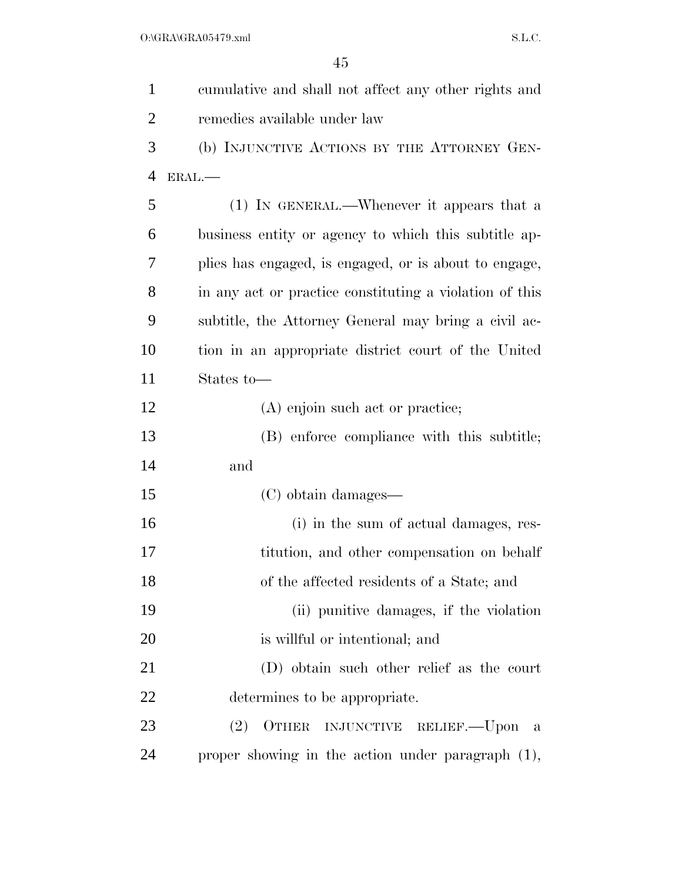cumulative and shall not affect any other rights and remedies available under law

(b) INJUNCTIVE ACTIONS BY THE ATTORNEY GENERAL.—

(1) IN GENERAL.—Whenever it appears that a business entity or agency to which this subtitle applies has engaged, is engaged, or is about to engage, in any act or practice constituting a violation of this subtitle, the Attorney General may bring a civil action in an appropriate district court of the United States to—

(A) enjoin such act or practice;

(B) enforce compliance with this subtitle; and

(C) obtain damages—

(i) in the sum of actual damages, restitution, and other compensation on behalf of the affected residents of a State; and

(ii) punitive damages, if the violation is willful or intentional; and

(D) obtain such other relief as the court determines to be appropriate.

(2) OTHER INJUNCTIVE RELIEF.—Upon a proper showing in the action under paragraph (1),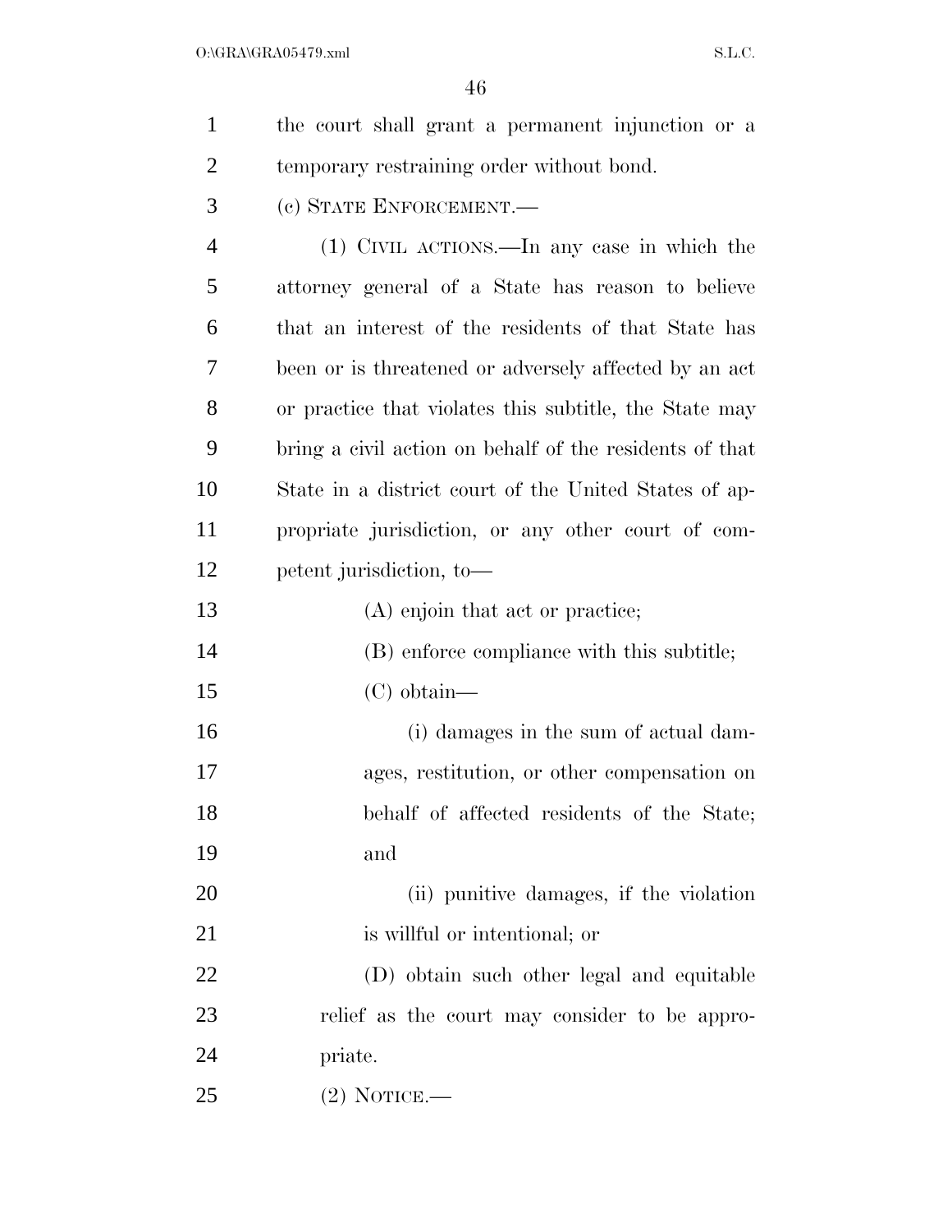the court shall grant a permanent injunction or a temporary restraining order without bond.

(c) STATE ENFORCEMENT.—

(1) CIVIL ACTIONS.—In any case in which the attorney general of a State has reason to believe that an interest of the residents of that State has been or is threatened or adversely affected by an act or practice that violates this subtitle, the State may bring a civil action on behalf of the residents of that State in a district court of the United States of appropriate jurisdiction, or any other court of competent jurisdiction, to—

(A) enjoin that act or practice;

(B) enforce compliance with this subtitle;

(C) obtain—

(i) damages in the sum of actual damages, restitution, or other compensation on behalf of affected residents of the State; and

(ii) punitive damages, if the violation is willful or intentional; or

(D) obtain such other legal and equitable relief as the court may consider to be appropriate.

(2) NOTICE.—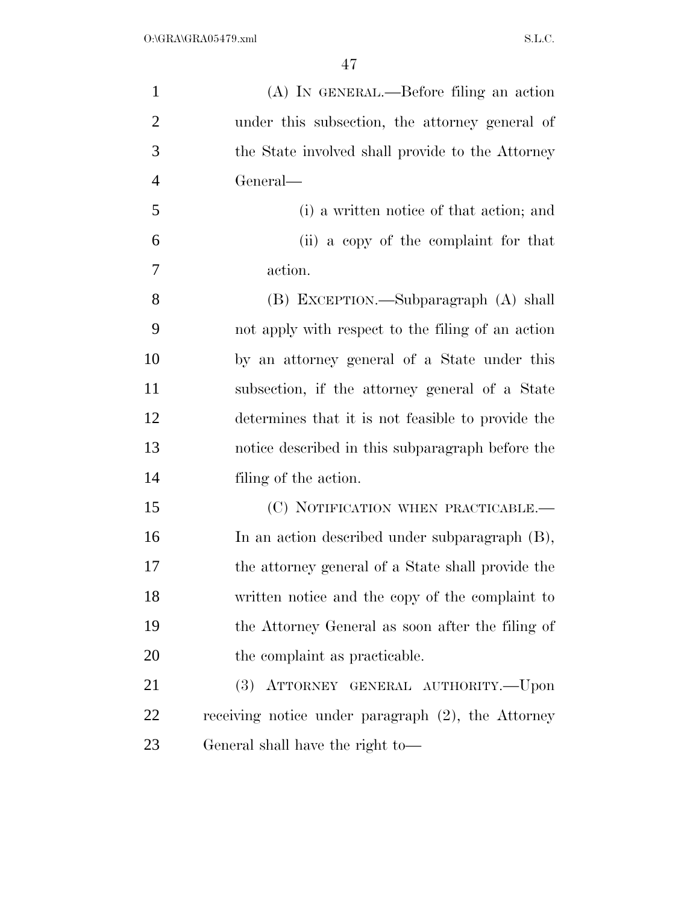(A) IN GENERAL.—Before filing an action under this subsection, the attorney general of the State involved shall provide to the Attorney General—

(i) a written notice of that action; and

(ii) a copy of the complaint for that action.

(B) EXCEPTION.—Subparagraph (A) shall not apply with respect to the filing of an action by an attorney general of a State under this subsection, if the attorney general of a State determines that it is not feasible to provide the notice described in this subparagraph before the filing of the action.

(C) NOTIFICATION WHEN PRACTICABLE.—In an action described under subparagraph (B), the attorney general of a State shall provide the written notice and the copy of the complaint to the Attorney General as soon after the filing of the complaint as practicable.

(3) ATTORNEY GENERAL AUTHORITY.—Upon receiving notice under paragraph (2), the Attorney General shall have the right to—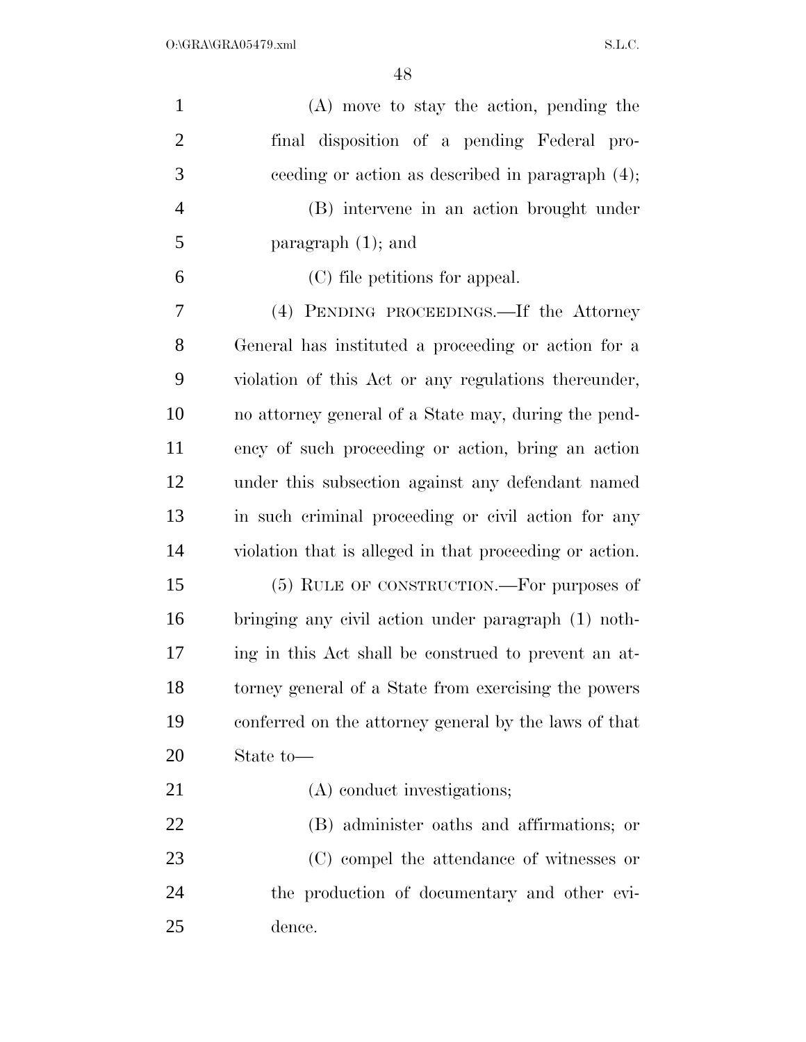(A) move to stay the action, pending the final disposition of a pending Federal proceeding or action as described in paragraph (4);

(B) intervene in an action brought under paragraph (1); and

(C) file petitions for appeal.

(4) PENDING PROCEEDINGS.—If the Attorney General has instituted a proceeding or action for a violation of this Act or any regulations thereunder, no attorney general of a State may, during the pendency of such proceeding or action, bring an action under this subsection against any defendant named in such criminal proceeding or civil action for any violation that is alleged in that proceeding or action.

(5) RULE OF CONSTRUCTION.—For purposes of bringing any civil action under paragraph (1) nothing in this Act shall be construed to prevent an attorney general of a State from exercising the powers conferred on the attorney general by the laws of that State to—

(A) conduct investigations;

(B) administer oaths and affirmations; or

(C) compel the attendance of witnesses or the production of documentary and other evidence.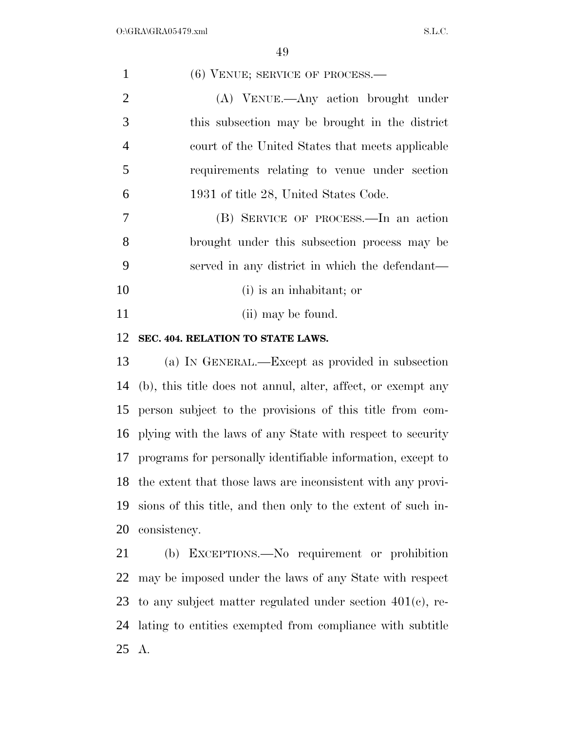(6) VENUE; SERVICE OF PROCESS.—

(A) VENUE.—Any action brought under this subsection may be brought in the district court of the United States that meets applicable requirements relating to venue under section 1931 of title 28, United States Code.

(B) SERVICE OF PROCESS.—In an action brought under this subsection process may be served in any district in which the defendant—

(i) is an inhabitant; or

(ii) may be found.

**SEC. 404. RELATION TO STATE LAWS.**

(a) IN GENERAL.—Except as provided in subsection (b), this title does not annul, alter, affect, or exempt any person subject to the provisions of this title from complying with the laws of any State with respect to security programs for personally identifiable information, except to the extent that those laws are inconsistent with any provisions of this title, and then only to the extent of such inconsistency.

(b) EXCEPTIONS.—No requirement or prohibition may be imposed under the laws of any State with respect to any subject matter regulated under section 401(c), relating to entities exempted from compliance with subtitle A.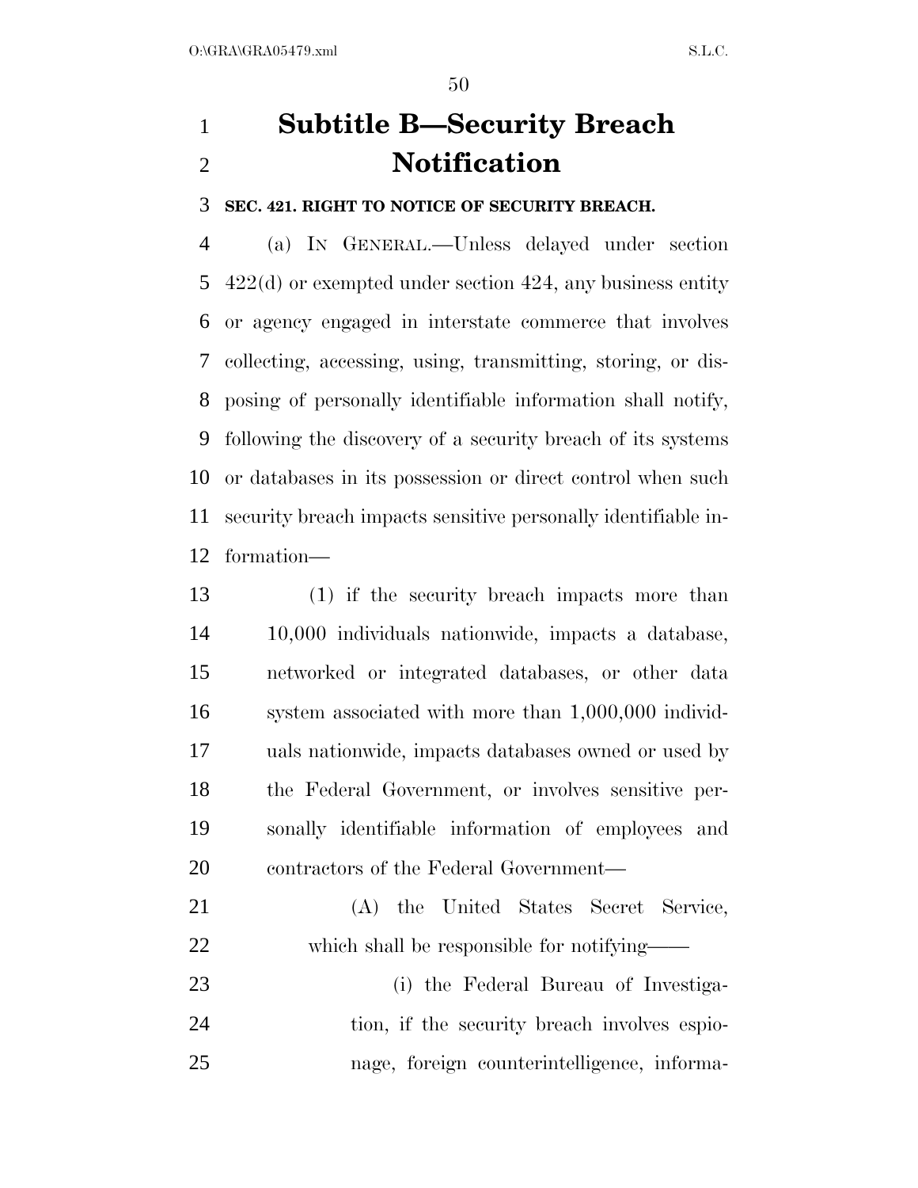# Subtitle B—Security Breach Notification

**SEC. 421. RIGHT TO NOTICE OF SECURITY BREACH.**

(a) IN GENERAL.—Unless delayed under section 422(d) or exempted under section 424, any business entity or agency engaged in interstate commerce that involves collecting, accessing, using, transmitting, storing, or disposing of personally identifiable information shall notify, following the discovery of a security breach of its systems or databases in its possession or direct control when such security breach impacts sensitive personally identifiable information—

(1) if the security breach impacts more than 10,000 individuals nationwide, impacts a database, networked or integrated databases, or other data system associated with more than 1,000,000 individuals nationwide, impacts databases owned or used by the Federal Government, or involves sensitive personally identifiable information of employees and contractors of the Federal Government—

(A) the United States Secret Service, which shall be responsible for notifying——

(i) the Federal Bureau of Investigation, if the security breach involves espionage, foreign counterintelligence, informa-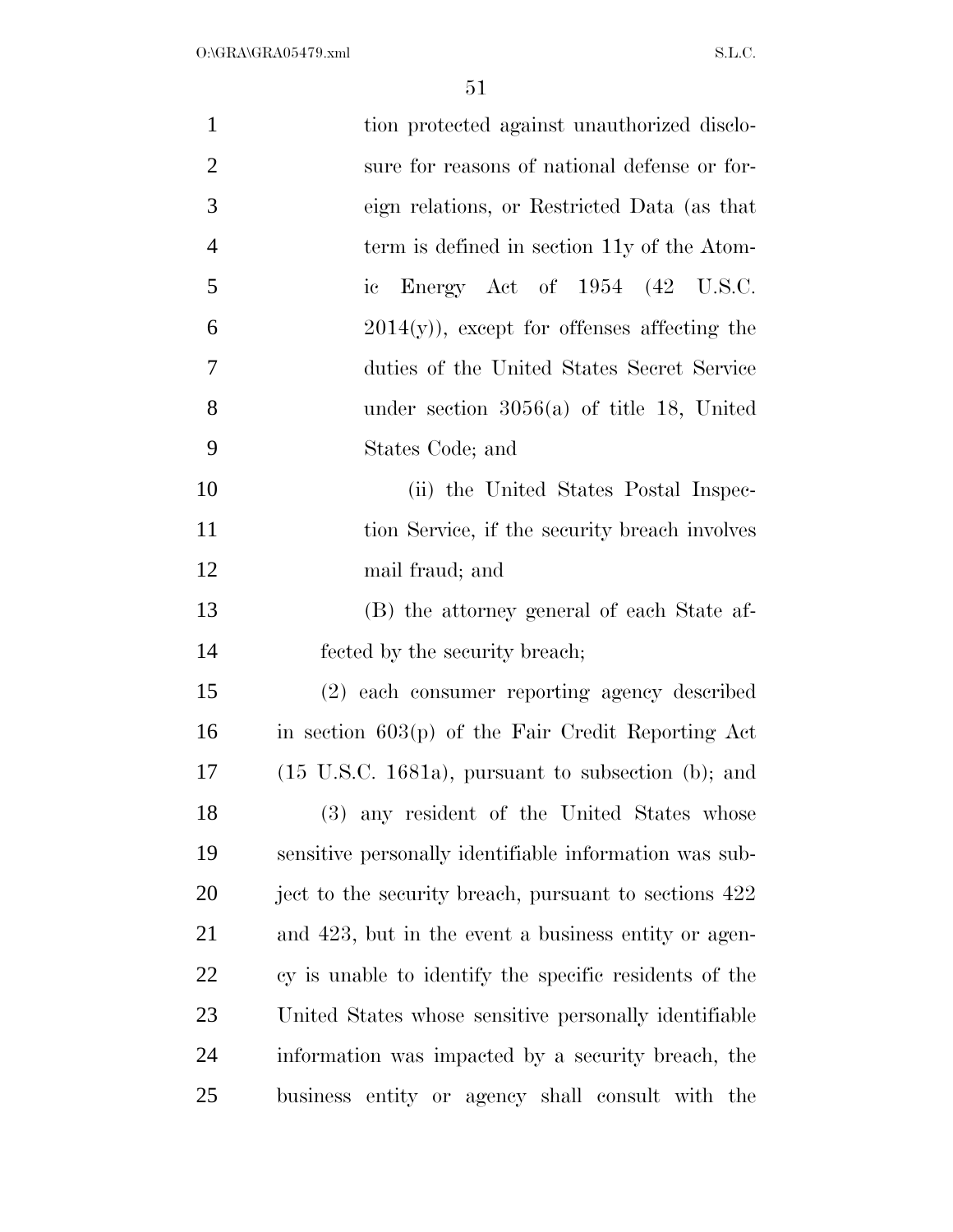tion protected against unauthorized disclosure for reasons of national defense or foreign relations, or Restricted Data (as that term is defined in section 11y of the Atomic Energy Act of 1954 (42 U.S.C. 2014(y)), except for offenses affecting the duties of the United States Secret Service under section 3056(a) of title 18, United States Code; and

(ii) the United States Postal Inspection Service, if the security breach involves mail fraud; and

(B) the attorney general of each State affected by the security breach;

(2) each consumer reporting agency described in section 603(p) of the Fair Credit Reporting Act (15 U.S.C. 1681a), pursuant to subsection (b); and

(3) any resident of the United States whose sensitive personally identifiable information was subject to the security breach, pursuant to sections 422 and 423, but in the event a business entity or agency is unable to identify the specific residents of the United States whose sensitive personally identifiable information was impacted by a security breach, the business entity or agency shall consult with the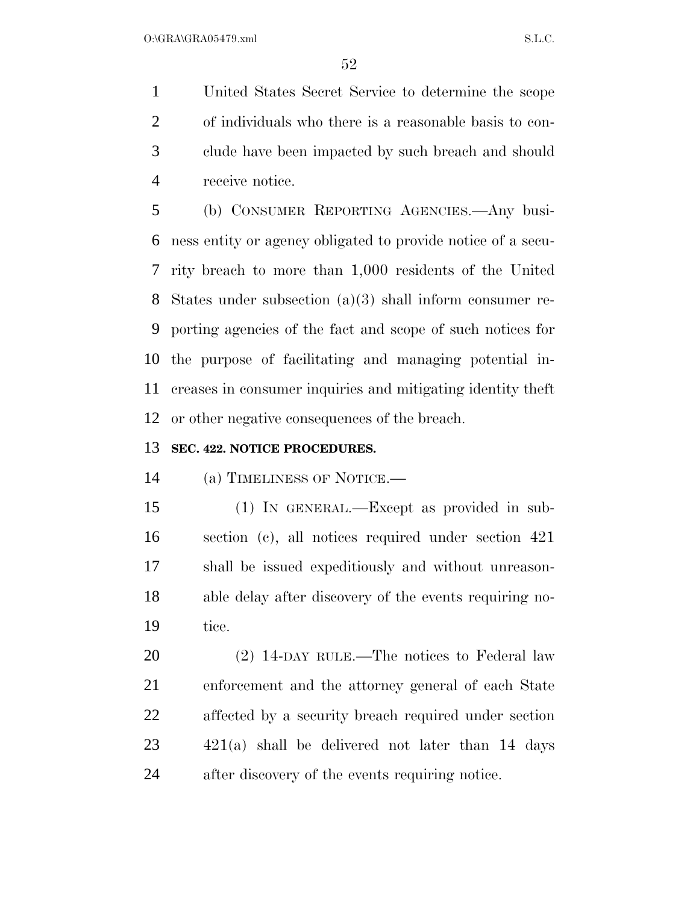United States Secret Service to determine the scope of individuals who there is a reasonable basis to conclude have been impacted by such breach and should receive notice.

(b) CONSUMER REPORTING AGENCIES.—Any business entity or agency obligated to provide notice of a security breach to more than 1,000 residents of the United States under subsection (a)(3) shall inform consumer reporting agencies of the fact and scope of such notices for the purpose of facilitating and managing potential increases in consumer inquiries and mitigating identity theft or other negative consequences of the breach.

**SEC. 422. NOTICE PROCEDURES.**

(a) TIMELINESS OF NOTICE.—

(1) IN GENERAL.—Except as provided in subsection (c), all notices required under section 421 shall be issued expeditiously and without unreasonable delay after discovery of the events requiring notice.

(2) 14-DAY RULE.—The notices to Federal law enforcement and the attorney general of each State affected by a security breach required under section 421(a) shall be delivered not later than 14 days after discovery of the events requiring notice.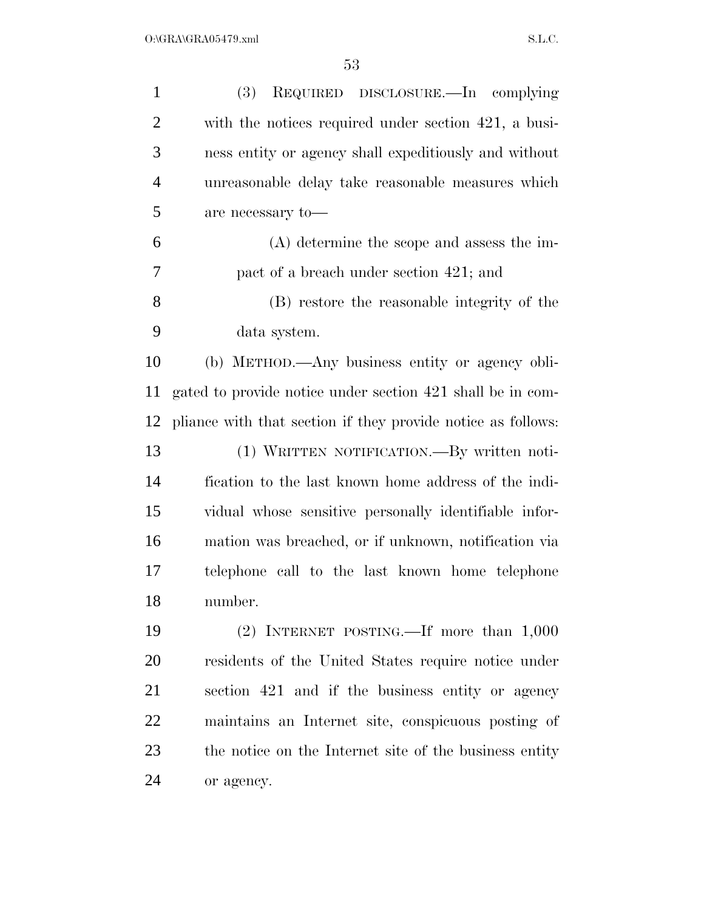(3) REQUIRED DISCLOSURE.—In complying with the notices required under section 421, a business entity or agency shall expeditiously and without unreasonable delay take reasonable measures which are necessary to—

(A) determine the scope and assess the impact of a breach under section 421; and

(B) restore the reasonable integrity of the data system.

(b) METHOD.—Any business entity or agency obligated to provide notice under section 421 shall be in compliance with that section if they provide notice as follows:

(1) WRITTEN NOTIFICATION.—By written notification to the last known home address of the individual whose sensitive personally identifiable information was breached, or if unknown, notification via telephone call to the last known home telephone number.

(2) INTERNET POSTING.—If more than 1,000 residents of the United States require notice under section 421 and if the business entity or agency maintains an Internet site, conspicuous posting of the notice on the Internet site of the business entity or agency.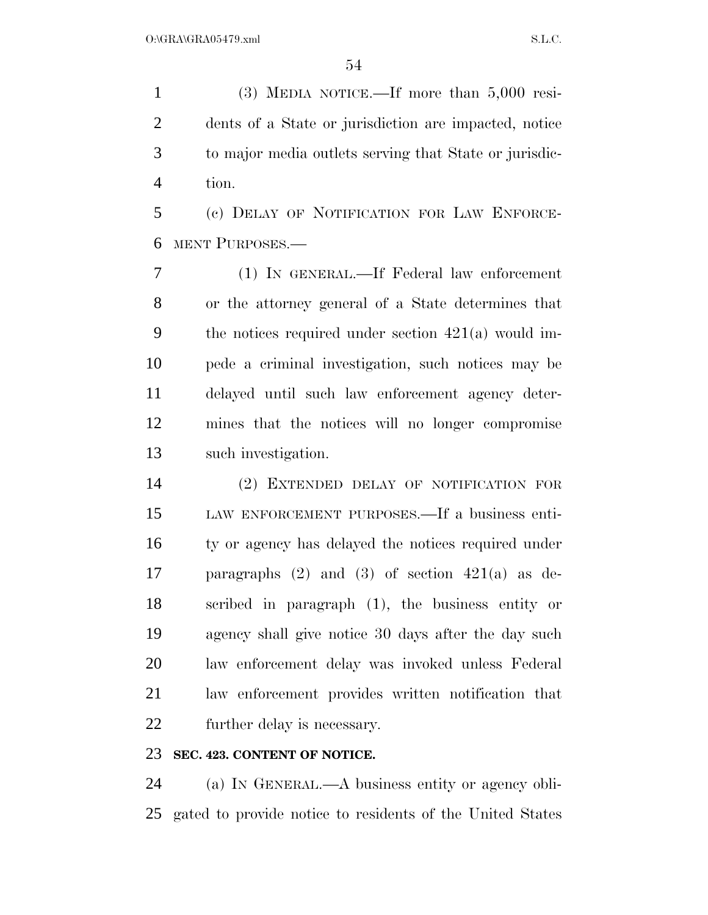(3) MEDIA NOTICE.—If more than 5,000 residents of a State or jurisdiction are impacted, notice to major media outlets serving that State or jurisdiction.

(c) DELAY OF NOTIFICATION FOR LAW ENFORCEMENT PURPOSES.—

(1) IN GENERAL.—If Federal law enforcement or the attorney general of a State determines that the notices required under section 421(a) would impede a criminal investigation, such notices may be delayed until such law enforcement agency determines that the notices will no longer compromise such investigation.

(2) EXTENDED DELAY OF NOTIFICATION FOR LAW ENFORCEMENT PURPOSES.—If a business entity or agency has delayed the notices required under paragraphs (2) and (3) of section 421(a) as described in paragraph (1), the business entity or agency shall give notice 30 days after the day such law enforcement delay was invoked unless Federal law enforcement provides written notification that further delay is necessary.

**SEC. 423. CONTENT OF NOTICE.**

(a) IN GENERAL.—A business entity or agency obligated to provide notice to residents of the United States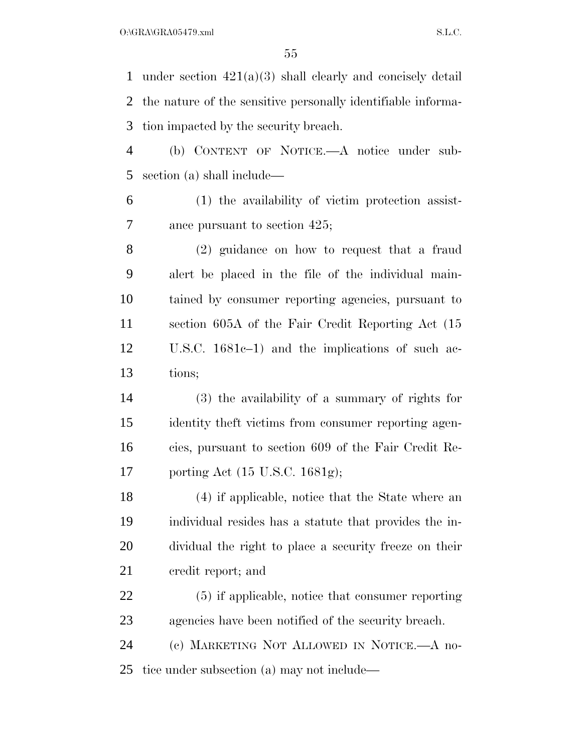under section 421(a)(3) shall clearly and concisely detail the nature of the sensitive personally identifiable information impacted by the security breach.

(b) CONTENT OF NOTICE.—A notice under subsection (a) shall include—

(1) the availability of victim protection assistance pursuant to section 425;

(2) guidance on how to request that a fraud alert be placed in the file of the individual maintained by consumer reporting agencies, pursuant to section 605A of the Fair Credit Reporting Act (15 U.S.C. 1681c–1) and the implications of such actions;

(3) the availability of a summary of rights for identity theft victims from consumer reporting agencies, pursuant to section 609 of the Fair Credit Reporting Act (15 U.S.C. 1681g);

(4) if applicable, notice that the State where an individual resides has a statute that provides the individual the right to place a security freeze on their credit report; and

(5) if applicable, notice that consumer reporting agencies have been notified of the security breach.

(c) MARKETING NOT ALLOWED IN NOTICE.—A notice under subsection (a) may not include—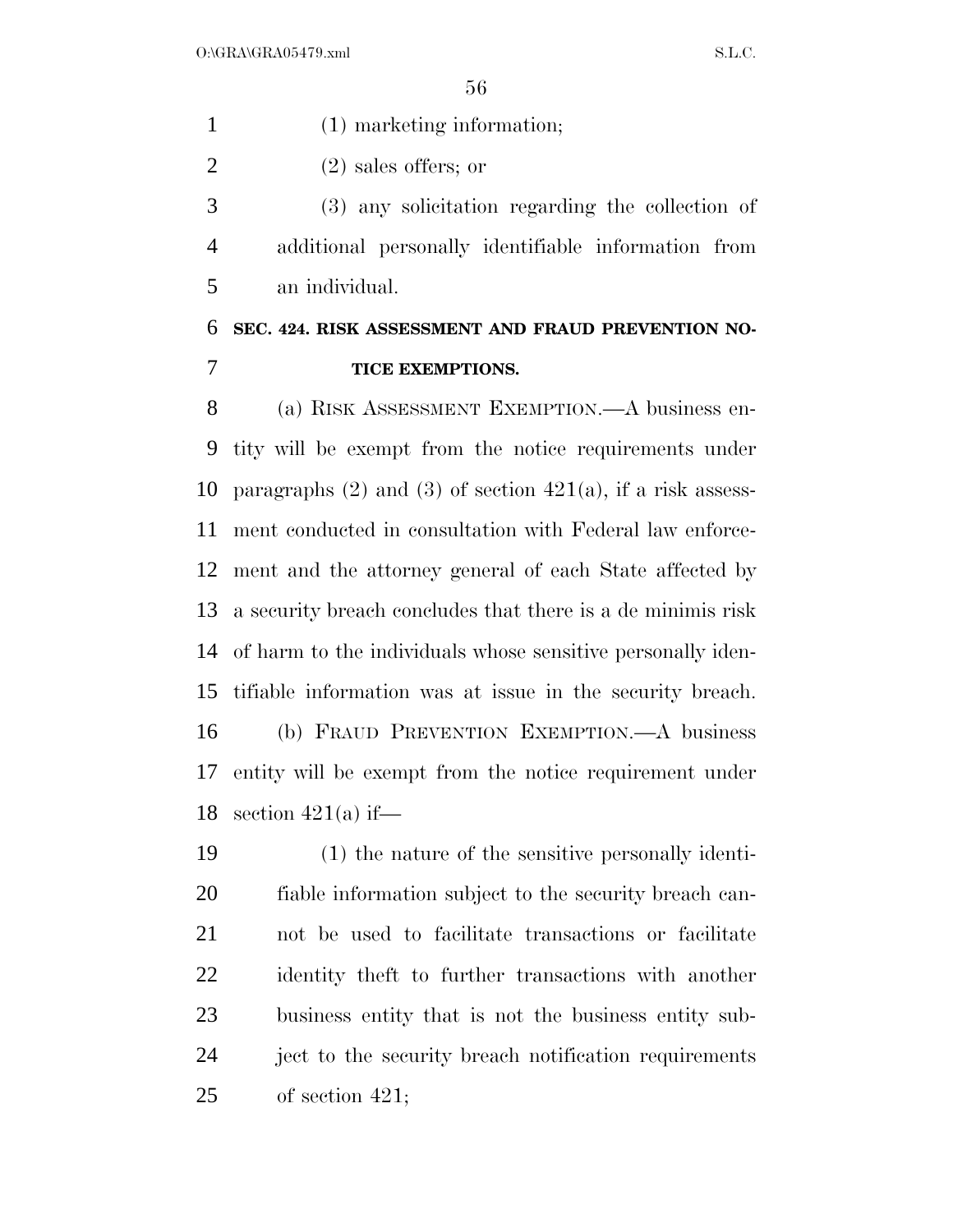(1) marketing information;

(2) sales offers; or

(3) any solicitation regarding the collection of additional personally identifiable information from an individual.

**SEC. 424. RISK ASSESSMENT AND FRAUD PREVENTION NOTICE EXEMPTIONS.**

(a) RISK ASSESSMENT EXEMPTION.—A business entity will be exempt from the notice requirements under paragraphs (2) and (3) of section 421(a), if a risk assessment conducted in consultation with Federal law enforcement and the attorney general of each State affected by a security breach concludes that there is a de minimis risk of harm to the individuals whose sensitive personally identifiable information was at issue in the security breach.

(b) FRAUD PREVENTION EXEMPTION.—A business entity will be exempt from the notice requirement under section 421(a) if—

(1) the nature of the sensitive personally identifiable information subject to the security breach cannot be used to facilitate transactions or facilitate identity theft to further transactions with another business entity that is not the business entity subject to the security breach notification requirements of section 421;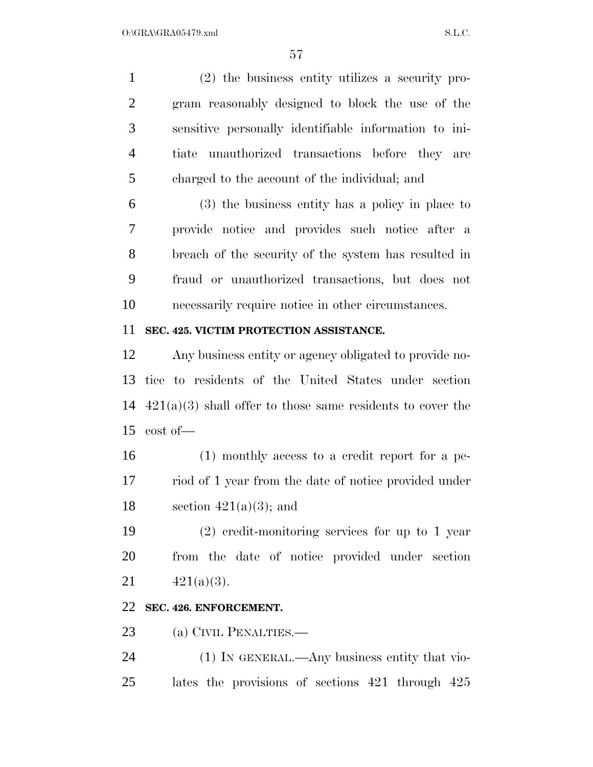(2) the business entity utilizes a security program reasonably designed to block the use of the sensitive personally identifiable information to initiate unauthorized transactions before they are charged to the account of the individual; and

(3) the business entity has a policy in place to provide notice and provides such notice after a breach of the security of the system has resulted in fraud or unauthorized transactions, but does not necessarily require notice in other circumstances.

**SEC. 425. VICTIM PROTECTION ASSISTANCE.**

Any business entity or agency obligated to provide notice to residents of the United States under section 421(a)(3) shall offer to those same residents to cover the cost of—

(1) monthly access to a credit report for a period of 1 year from the date of notice provided under section 421(a)(3); and

(2) credit-monitoring services for up to 1 year from the date of notice provided under section 421(a)(3).

**SEC. 426. ENFORCEMENT.**

(a) CIVIL PENALTIES.—

(1) IN GENERAL.—Any business entity that violates the provisions of sections 421 through 425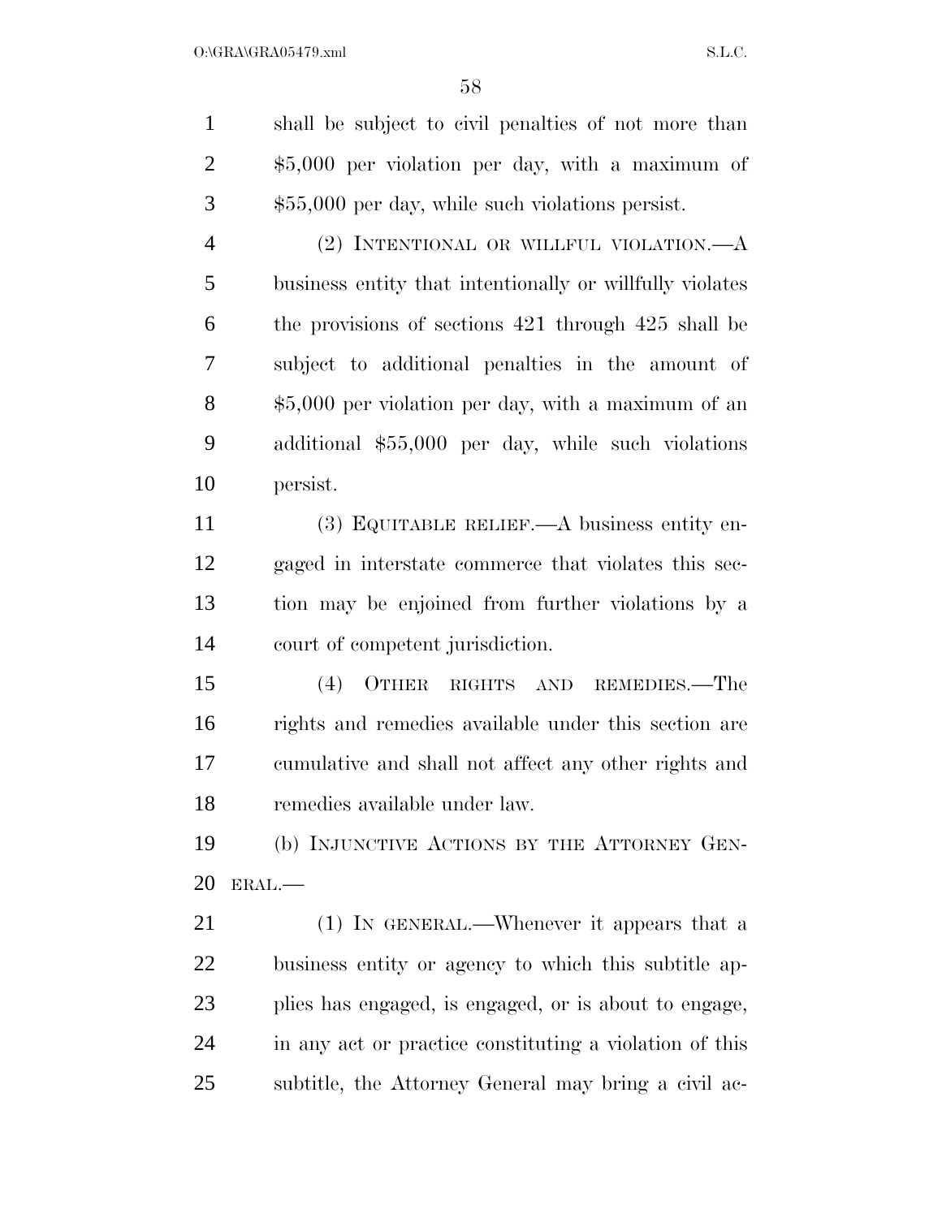shall be subject to civil penalties of not more than $5,000 per violation per day, with a maximum of $55,000 per day, while such violations persist.

(2) INTENTIONAL OR WILLFUL VIOLATION.—A business entity that intentionally or willfully violates the provisions of sections 421 through 425 shall be subject to additional penalties in the amount of $5,000 per violation per day, with a maximum of an additional $55,000 per day, while such violations persist.

(3) EQUITABLE RELIEF.—A business entity engaged in interstate commerce that violates this section may be enjoined from further violations by a court of competent jurisdiction.

(4) OTHER RIGHTS AND REMEDIES.—The rights and remedies available under this section are cumulative and shall not affect any other rights and remedies available under law.

(b) INJUNCTIVE ACTIONS BY THE ATTORNEY GENERAL.—

(1) IN GENERAL.—Whenever it appears that a business entity or agency to which this subtitle applies has engaged, is engaged, or is about to engage, in any act or practice constituting a violation of this subtitle, the Attorney General may bring a civil ac-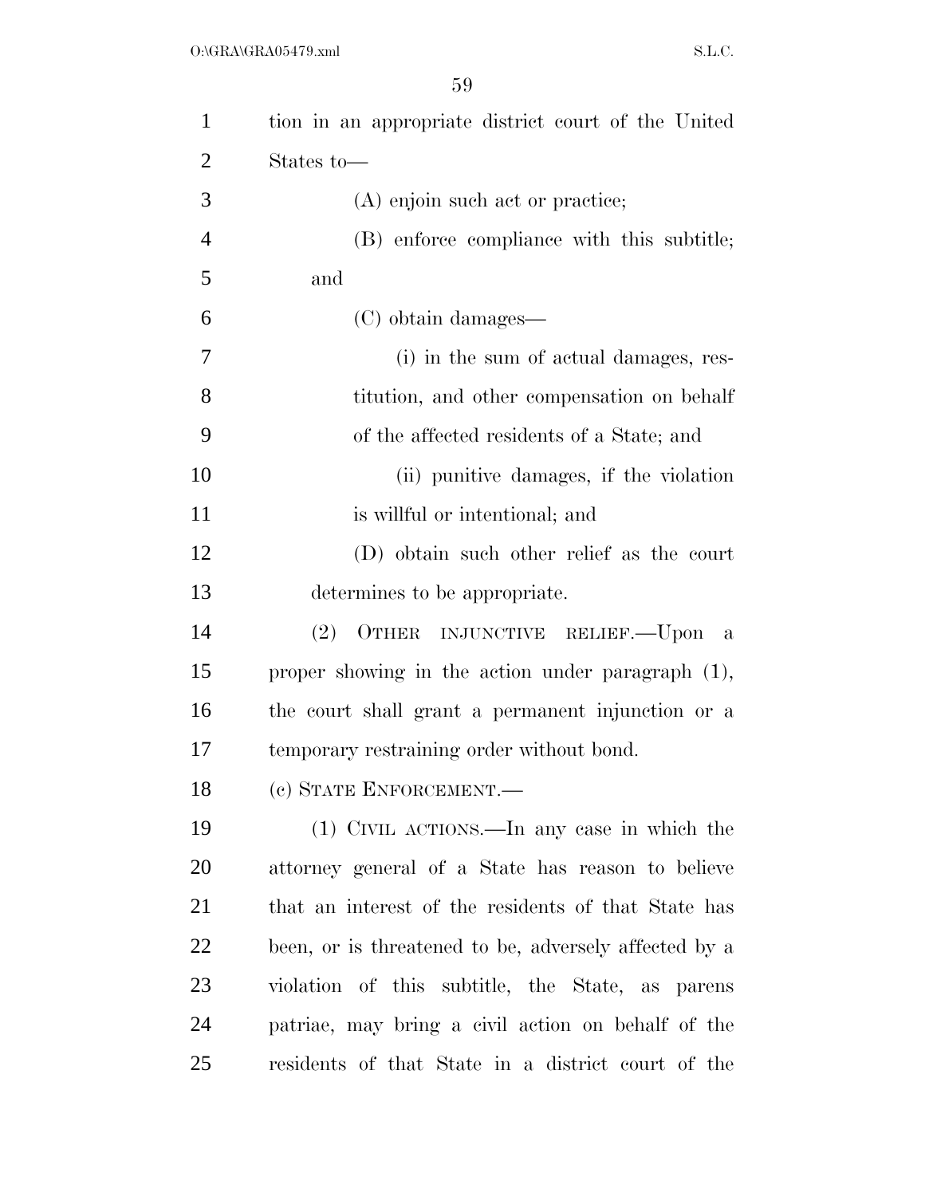tion in an appropriate district court of the United States to—

(A) enjoin such act or practice;

(B) enforce compliance with this subtitle; and

(C) obtain damages—

(i) in the sum of actual damages, restitution, and other compensation on behalf of the affected residents of a State; and

(ii) punitive damages, if the violation is willful or intentional; and

(D) obtain such other relief as the court determines to be appropriate.

(2) OTHER INJUNCTIVE RELIEF.—Upon a proper showing in the action under paragraph (1), the court shall grant a permanent injunction or a temporary restraining order without bond.

(c) STATE ENFORCEMENT.—

(1) CIVIL ACTIONS.—In any case in which the attorney general of a State has reason to believe that an interest of the residents of that State has been, or is threatened to be, adversely affected by a violation of this subtitle, the State, as parens patriae, may bring a civil action on behalf of the residents of that State in a district court of the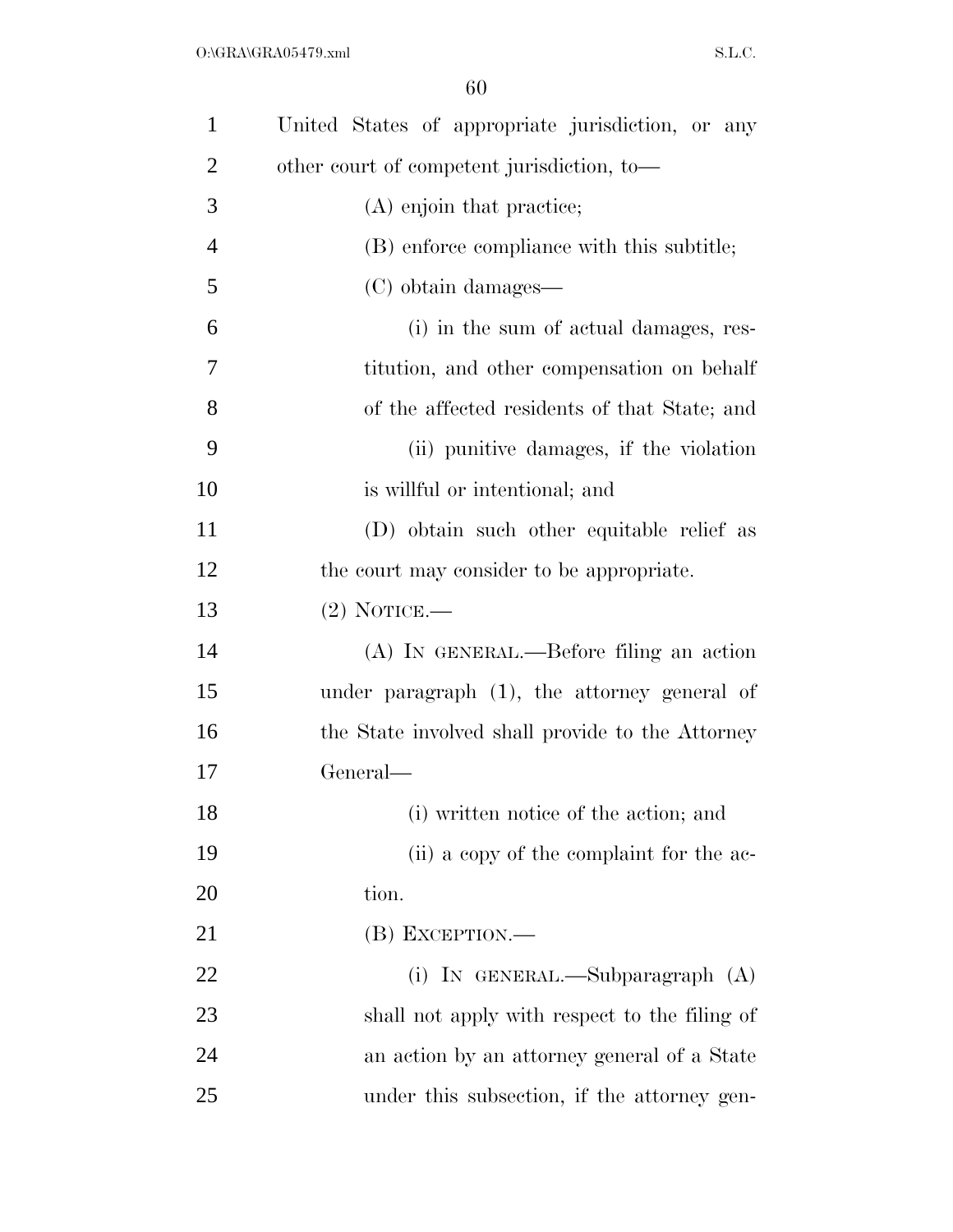United States of appropriate jurisdiction, or any other court of competent jurisdiction, to—

(A) enjoin that practice;

(B) enforce compliance with this subtitle;

(C) obtain damages—

(i) in the sum of actual damages, restitution, and other compensation on behalf of the affected residents of that State; and

(ii) punitive damages, if the violation is willful or intentional; and

(D) obtain such other equitable relief as the court may consider to be appropriate.

(2) NOTICE.—

(A) IN GENERAL.—Before filing an action under paragraph (1), the attorney general of the State involved shall provide to the Attorney General—

(i) written notice of the action; and

(ii) a copy of the complaint for the action.

(B) EXCEPTION.—

(i) IN GENERAL.—Subparagraph (A) shall not apply with respect to the filing of an action by an attorney general of a State under this subsection, if the attorney gen-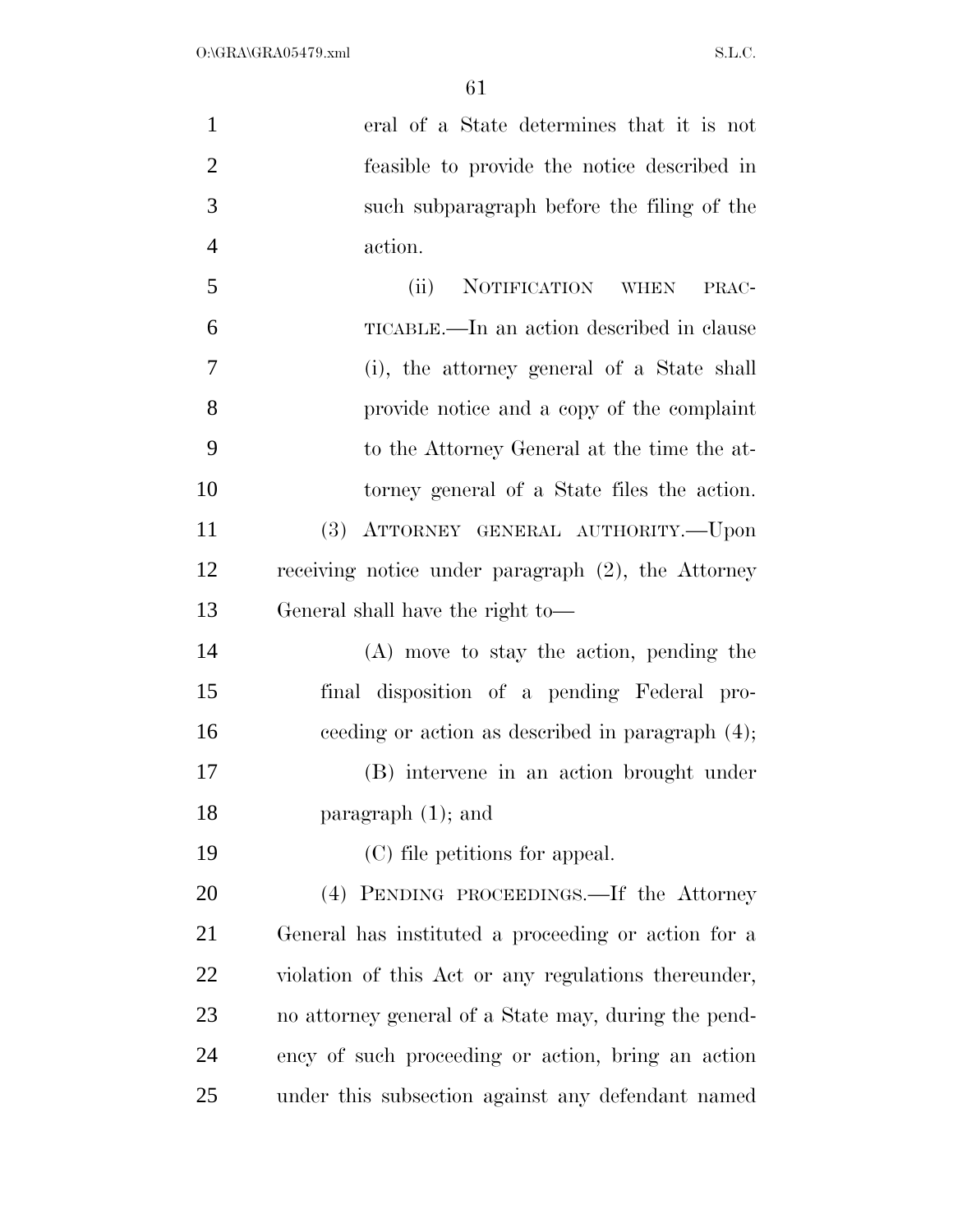eral of a State determines that it is not feasible to provide the notice described in such subparagraph before the filing of the action.

(ii) NOTIFICATION WHEN PRACTICABLE.—In an action described in clause (i), the attorney general of a State shall provide notice and a copy of the complaint to the Attorney General at the time the attorney general of a State files the action.

(3) ATTORNEY GENERAL AUTHORITY.—Upon receiving notice under paragraph (2), the Attorney General shall have the right to—

(A) move to stay the action, pending the final disposition of a pending Federal proceeding or action as described in paragraph (4);

(B) intervene in an action brought under paragraph (1); and

(C) file petitions for appeal.

(4) PENDING PROCEEDINGS.—If the Attorney General has instituted a proceeding or action for a violation of this Act or any regulations thereunder, no attorney general of a State may, during the pendency of such proceeding or action, bring an action under this subsection against any defendant named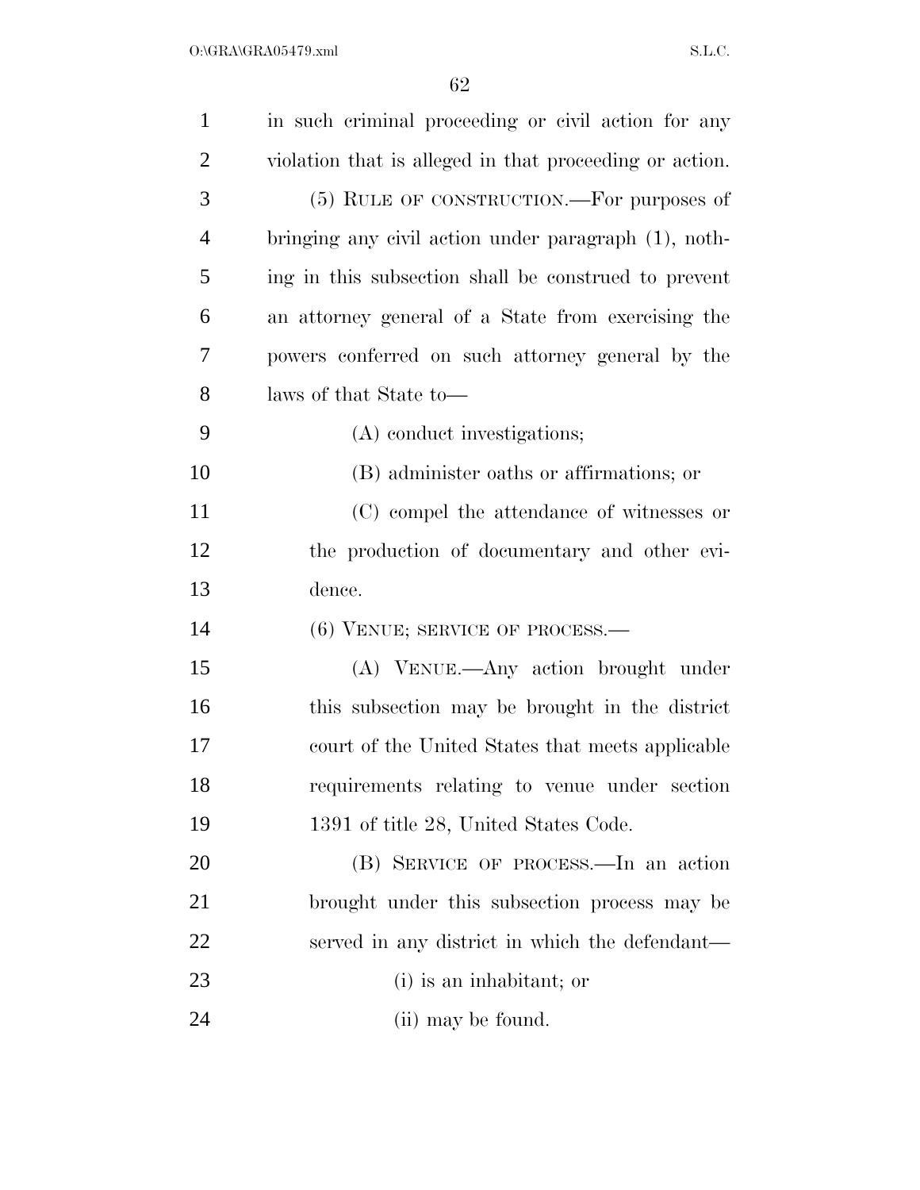in such criminal proceeding or civil action for any violation that is alleged in that proceeding or action.

(5) RULE OF CONSTRUCTION.—For purposes of bringing any civil action under paragraph (1), nothing in this subsection shall be construed to prevent an attorney general of a State from exercising the powers conferred on such attorney general by the laws of that State to—

(A) conduct investigations;

(B) administer oaths or affirmations; or

(C) compel the attendance of witnesses or the production of documentary and other evidence.

(6) VENUE; SERVICE OF PROCESS.—

(A) VENUE.—Any action brought under this subsection may be brought in the district court of the United States that meets applicable requirements relating to venue under section 1391 of title 28, United States Code.

(B) SERVICE OF PROCESS.—In an action brought under this subsection process may be served in any district in which the defendant—

(i) is an inhabitant; or

(ii) may be found.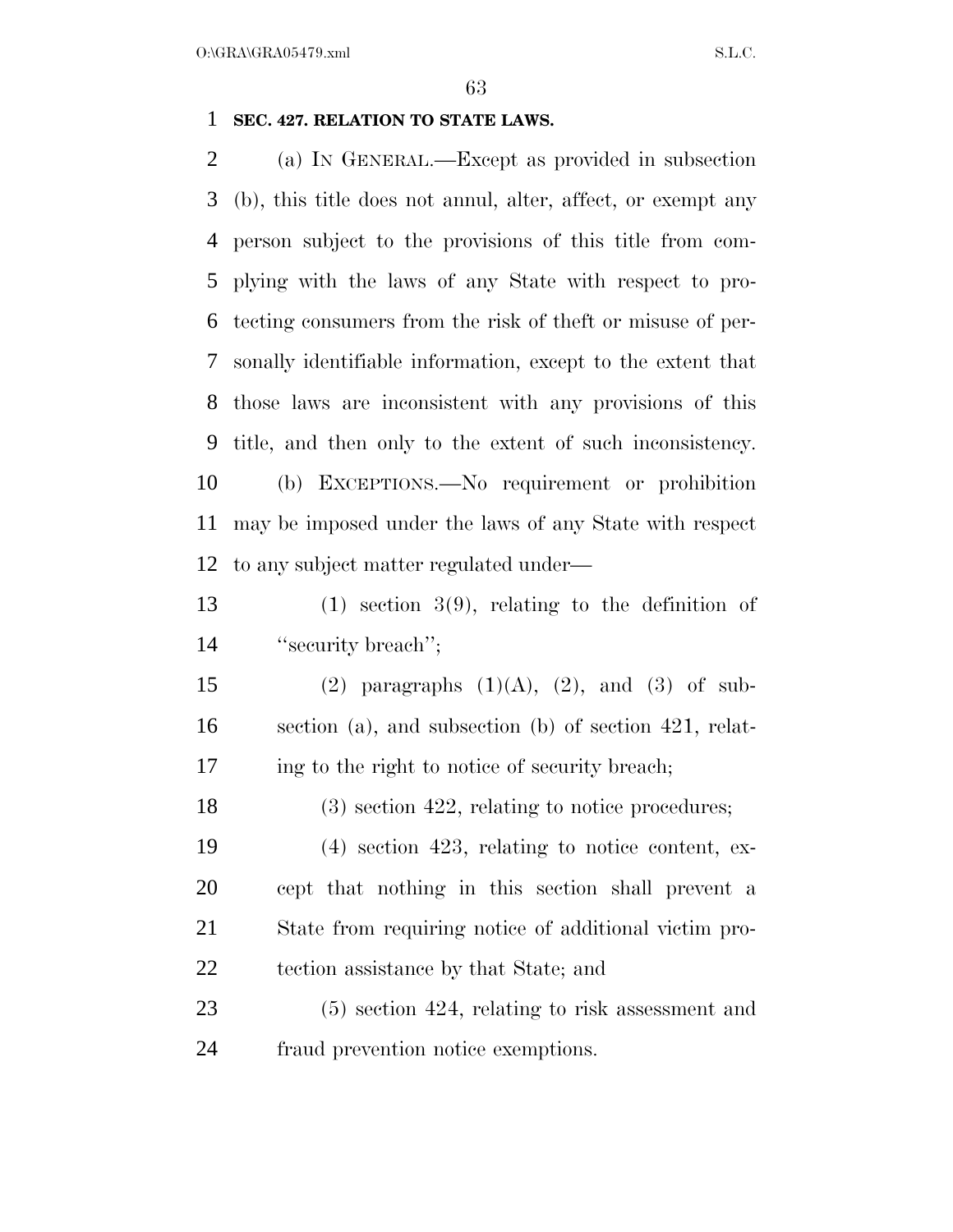**SEC. 427. RELATION TO STATE LAWS.**

(a) IN GENERAL.—Except as provided in subsection (b), this title does not annul, alter, affect, or exempt any person subject to the provisions of this title from complying with the laws of any State with respect to protecting consumers from the risk of theft or misuse of personally identifiable information, except to the extent that those laws are inconsistent with any provisions of this title, and then only to the extent of such inconsistency.

(b) EXCEPTIONS.—No requirement or prohibition may be imposed under the laws of any State with respect to any subject matter regulated under—

(1) section 3(9), relating to the definition of "security breach";

(2) paragraphs (1)(A), (2), and (3) of subsection (a), and subsection (b) of section 421, relating to the right to notice of security breach;

(3) section 422, relating to notice procedures;

(4) section 423, relating to notice content, except that nothing in this section shall prevent a State from requiring notice of additional victim protection assistance by that State; and

(5) section 424, relating to risk assessment and fraud prevention notice exemptions.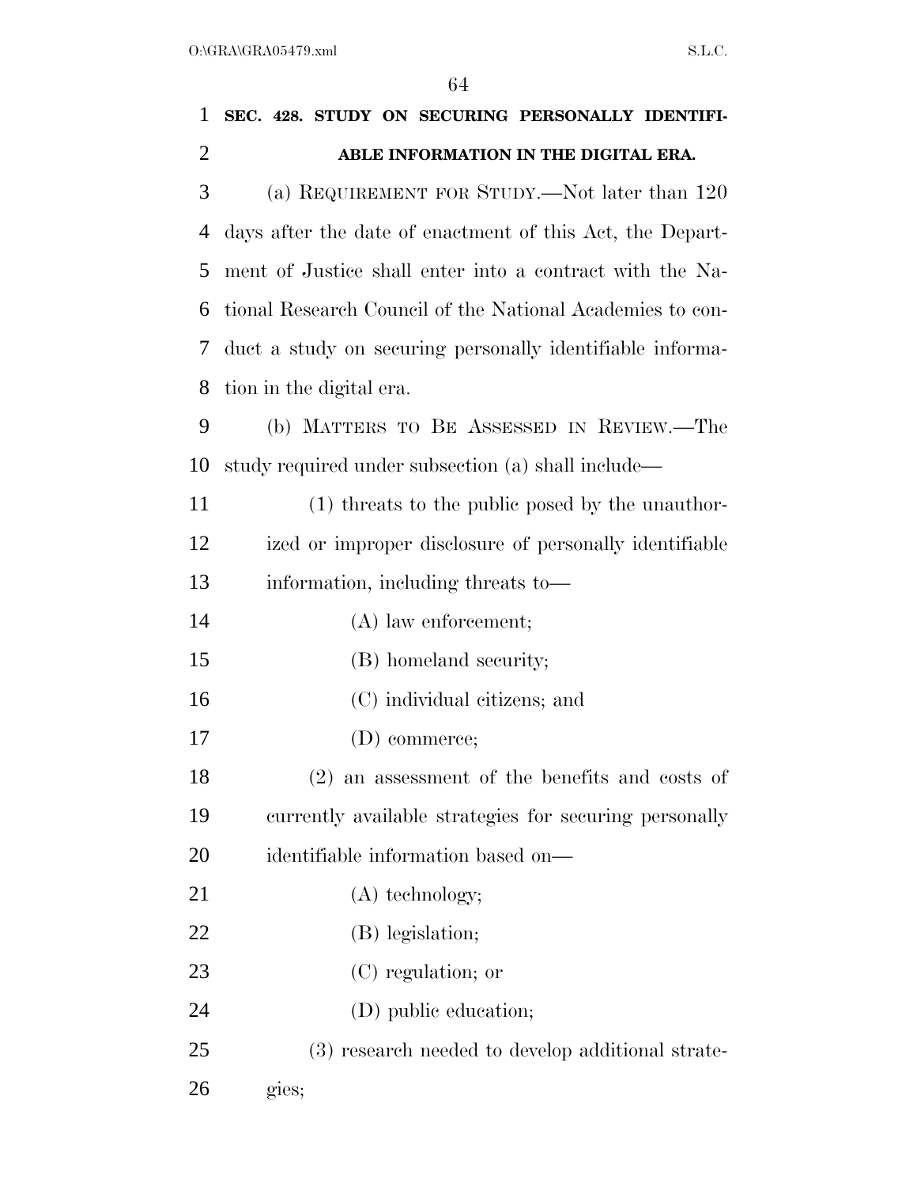**SEC. 428. STUDY ON SECURING PERSONALLY IDENTIFIABLE INFORMATION IN THE DIGITAL ERA.**

(a) REQUIREMENT FOR STUDY.—Not later than 120 days after the date of enactment of this Act, the Department of Justice shall enter into a contract with the National Research Council of the National Academies to conduct a study on securing personally identifiable information in the digital era.

(b) MATTERS TO BE ASSESSED IN REVIEW.—The study required under subsection (a) shall include—

(1) threats to the public posed by the unauthorized or improper disclosure of personally identifiable information, including threats to—

(A) law enforcement;

(B) homeland security;

(C) individual citizens; and

(D) commerce;

(2) an assessment of the benefits and costs of currently available strategies for securing personally identifiable information based on—

(A) technology;

(B) legislation;

(C) regulation; or

(D) public education;

(3) research needed to develop additional strategies;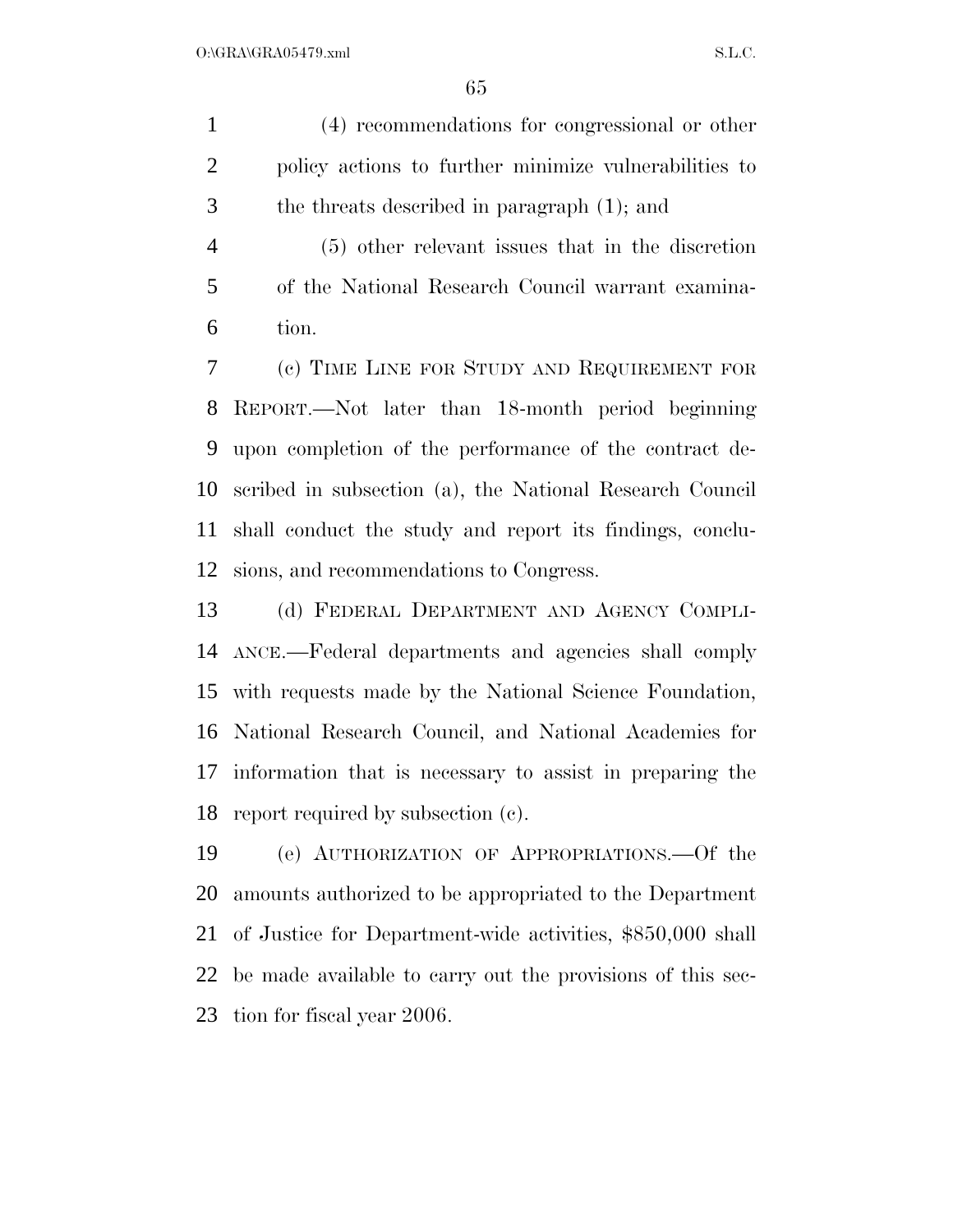(4) recommendations for congressional or other policy actions to further minimize vulnerabilities to the threats described in paragraph (1); and

(5) other relevant issues that in the discretion of the National Research Council warrant examination.

(c) TIME LINE FOR STUDY AND REQUIREMENT FOR REPORT.—Not later than 18-month period beginning upon completion of the performance of the contract described in subsection (a), the National Research Council shall conduct the study and report its findings, conclusions, and recommendations to Congress.

(d) FEDERAL DEPARTMENT AND AGENCY COMPLIANCE.—Federal departments and agencies shall comply with requests made by the National Science Foundation, National Research Council, and National Academies for information that is necessary to assist in preparing the report required by subsection (c).

(e) AUTHORIZATION OF APPROPRIATIONS.—Of the amounts authorized to be appropriated to the Department of Justice for Department-wide activities, $850,000 shall be made available to carry out the provisions of this section for fiscal year 2006.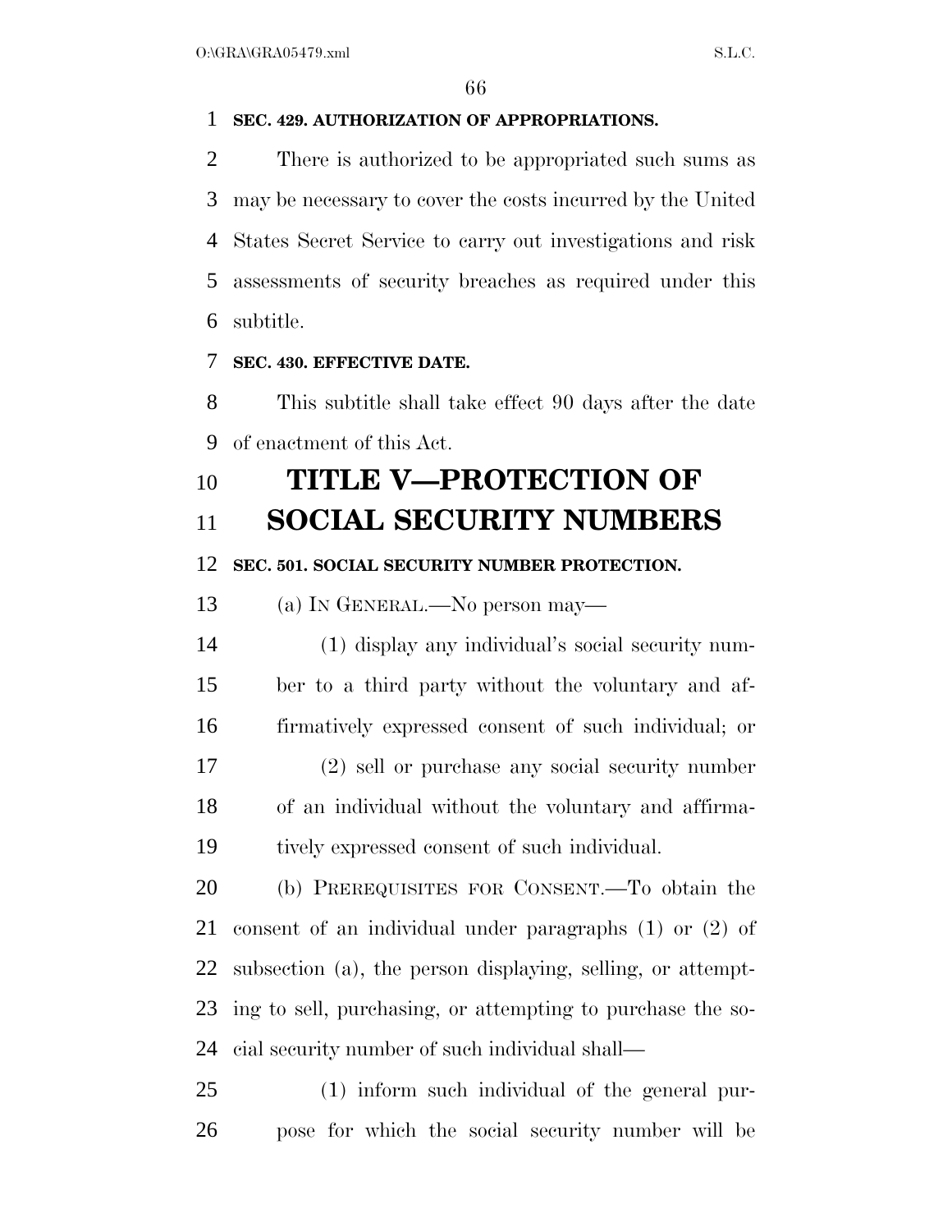**SEC. 429. AUTHORIZATION OF APPROPRIATIONS.**

There is authorized to be appropriated such sums as may be necessary to cover the costs incurred by the United States Secret Service to carry out investigations and risk assessments of security breaches as required under this subtitle.

**SEC. 430. EFFECTIVE DATE.**

This subtitle shall take effect 90 days after the date of enactment of this Act.

# TITLE V—PROTECTION OF SOCIAL SECURITY NUMBERS

**SEC. 501. SOCIAL SECURITY NUMBER PROTECTION.**

(a) IN GENERAL.—No person may—

(1) display any individual's social security number to a third party without the voluntary and affirmatively expressed consent of such individual; or

(2) sell or purchase any social security number of an individual without the voluntary and affirmatively expressed consent of such individual.

(b) PREREQUISITES FOR CONSENT.—To obtain the consent of an individual under paragraphs (1) or (2) of subsection (a), the person displaying, selling, or attempting to sell, purchasing, or attempting to purchase the social security number of such individual shall—

(1) inform such individual of the general purpose for which the social security number will be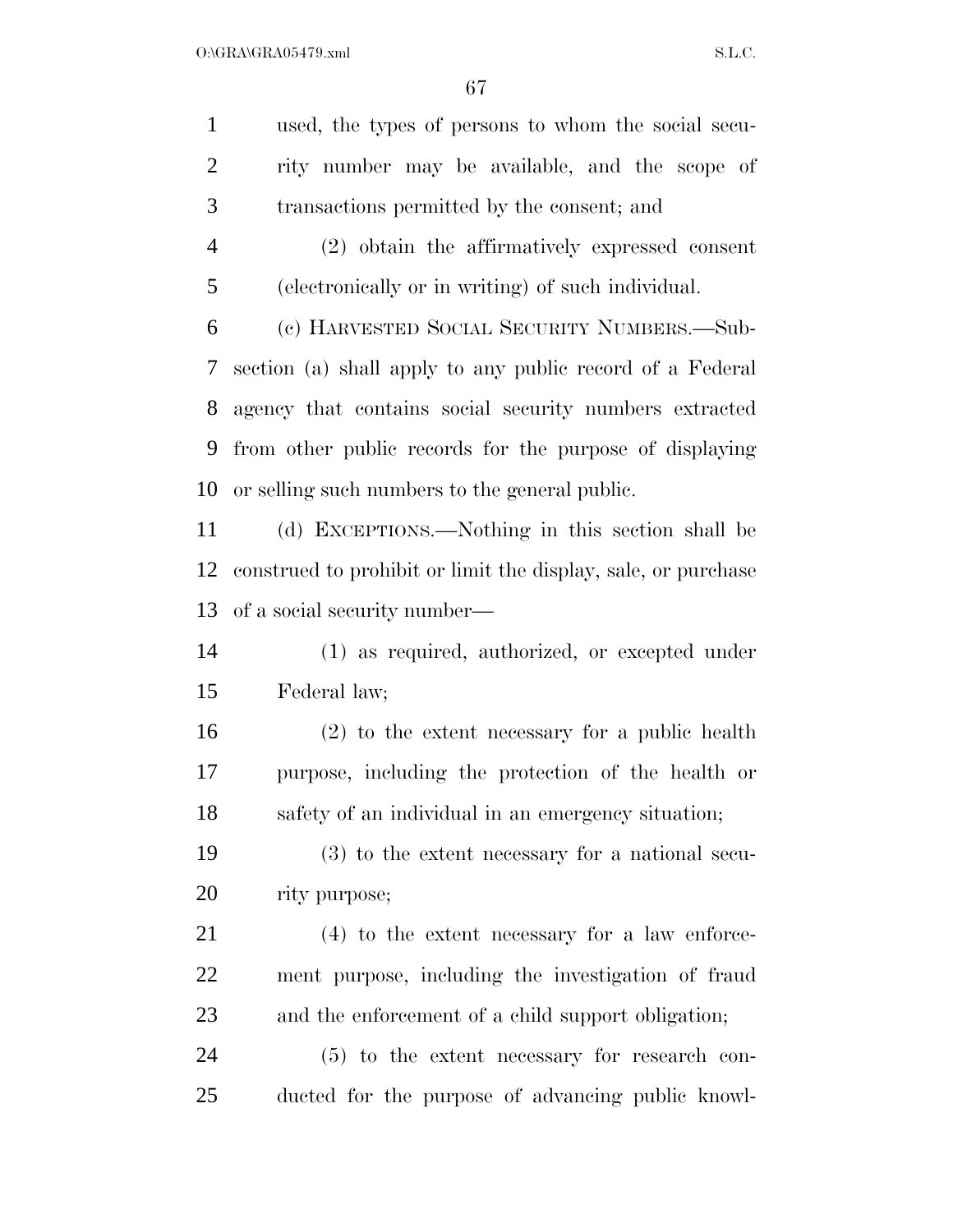used, the types of persons to whom the social security number may be available, and the scope of transactions permitted by the consent; and

(2) obtain the affirmatively expressed consent (electronically or in writing) of such individual.

(c) HARVESTED SOCIAL SECURITY NUMBERS.—Subsection (a) shall apply to any public record of a Federal agency that contains social security numbers extracted from other public records for the purpose of displaying or selling such numbers to the general public.

(d) EXCEPTIONS.—Nothing in this section shall be construed to prohibit or limit the display, sale, or purchase of a social security number—

(1) as required, authorized, or excepted under Federal law;

(2) to the extent necessary for a public health purpose, including the protection of the health or safety of an individual in an emergency situation;

(3) to the extent necessary for a national security purpose;

(4) to the extent necessary for a law enforcement purpose, including the investigation of fraud and the enforcement of a child support obligation;

(5) to the extent necessary for research conducted for the purpose of advancing public knowl-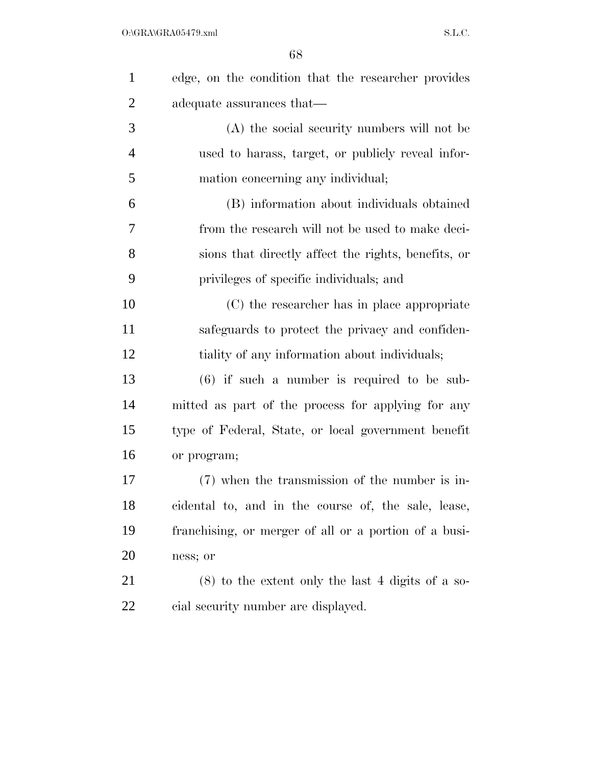edge, on the condition that the researcher provides adequate assurances that—

(A) the social security numbers will not be used to harass, target, or publicly reveal information concerning any individual;

(B) information about individuals obtained from the research will not be used to make decisions that directly affect the rights, benefits, or privileges of specific individuals; and

(C) the researcher has in place appropriate safeguards to protect the privacy and confidentiality of any information about individuals;

(6) if such a number is required to be submitted as part of the process for applying for any type of Federal, State, or local government benefit or program;

(7) when the transmission of the number is incidental to, and in the course of, the sale, lease, franchising, or merger of all or a portion of a business; or

(8) to the extent only the last 4 digits of a social security number are displayed.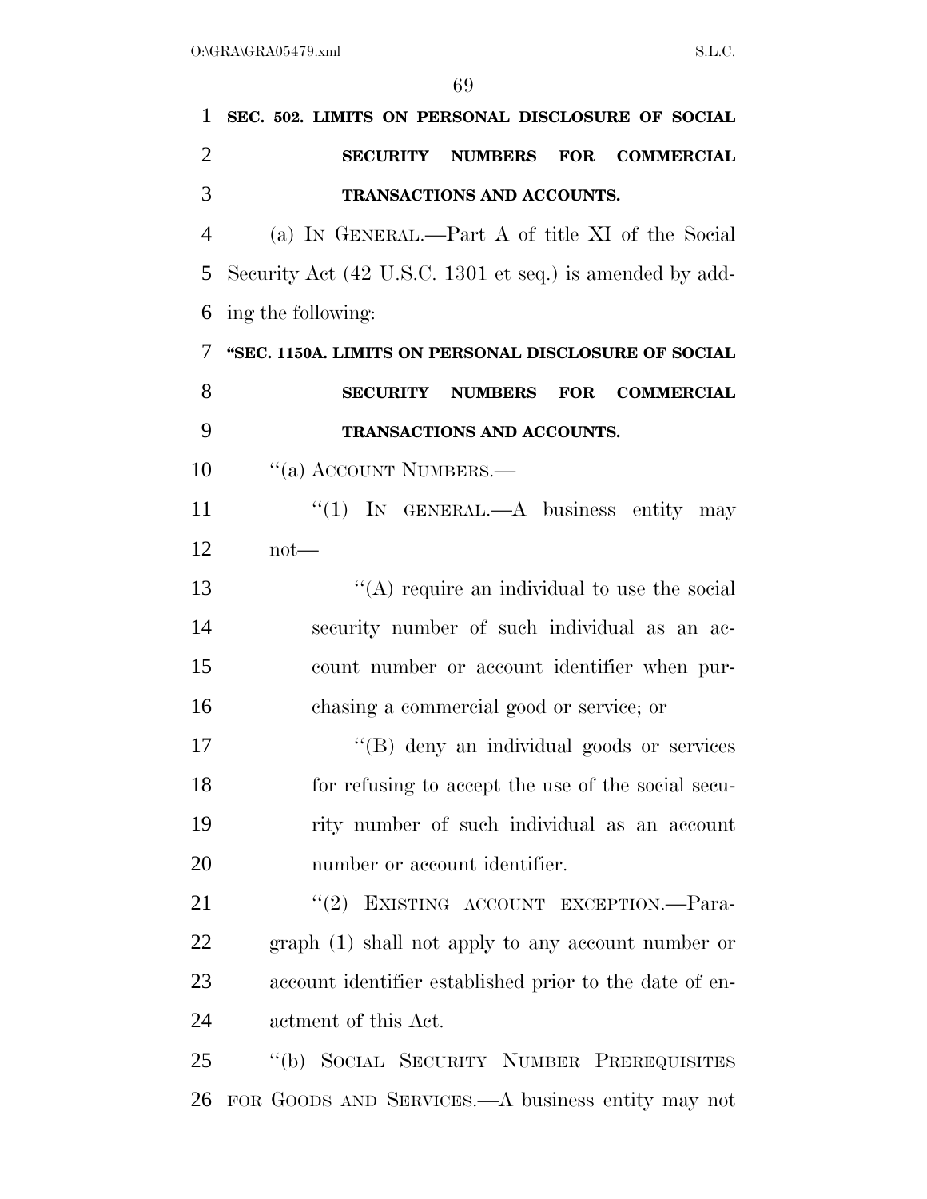**SEC. 502. LIMITS ON PERSONAL DISCLOSURE OF SOCIAL SECURITY NUMBERS FOR COMMERCIAL TRANSACTIONS AND ACCOUNTS.**

(a) IN GENERAL.—Part A of title XI of the Social Security Act (42 U.S.C. 1301 et seq.) is amended by adding the following:

**"SEC. 1150A. LIMITS ON PERSONAL DISCLOSURE OF SOCIAL SECURITY NUMBERS FOR COMMERCIAL TRANSACTIONS AND ACCOUNTS.**

"(a) ACCOUNT NUMBERS.—

"(1) IN GENERAL.—A business entity may not—

"(A) require an individual to use the social security number of such individual as an account number or account identifier when purchasing a commercial good or service; or

"(B) deny an individual goods or services for refusing to accept the use of the social security number of such individual as an account number or account identifier.

"(2) EXISTING ACCOUNT EXCEPTION.—Paragraph (1) shall not apply to any account number or account identifier established prior to the date of enactment of this Act.

"(b) SOCIAL SECURITY NUMBER PREREQUISITES FOR GOODS AND SERVICES.—A business entity may not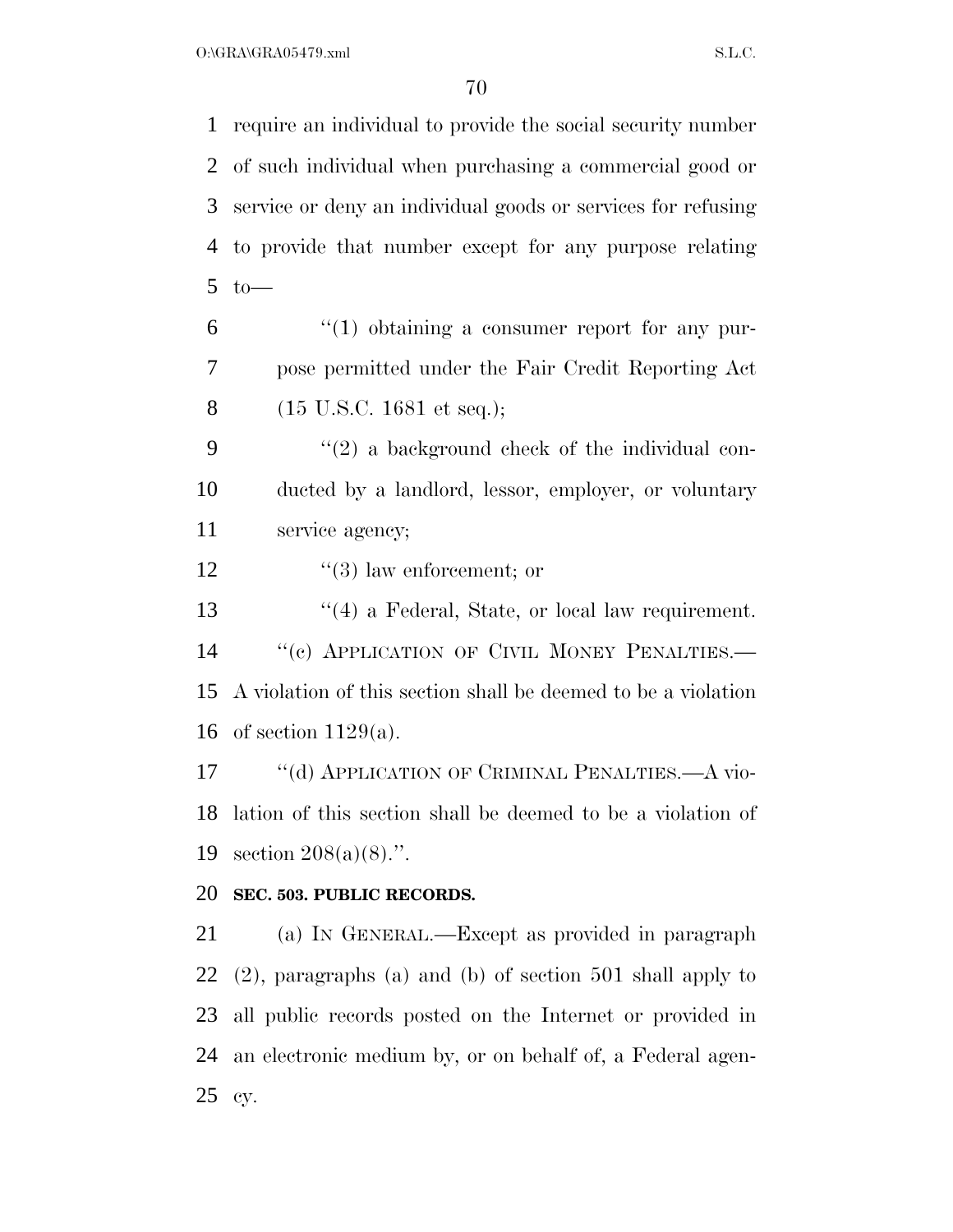require an individual to provide the social security number of such individual when purchasing a commercial good or service or deny an individual goods or services for refusing to provide that number except for any purpose relating to—

"(1) obtaining a consumer report for any purpose permitted under the Fair Credit Reporting Act (15 U.S.C. 1681 et seq.);

"(2) a background check of the individual conducted by a landlord, lessor, employer, or voluntary service agency;

"(3) law enforcement; or

"(4) a Federal, State, or local law requirement.

"(c) APPLICATION OF CIVIL MONEY PENALTIES.—A violation of this section shall be deemed to be a violation of section 1129(a).

"(d) APPLICATION OF CRIMINAL PENALTIES.—A violation of this section shall be deemed to be a violation of section 208(a)(8).".

**SEC. 503. PUBLIC RECORDS.**

(a) IN GENERAL.—Except as provided in paragraph (2), paragraphs (a) and (b) of section 501 shall apply to all public records posted on the Internet or provided in an electronic medium by, or on behalf of, a Federal agency.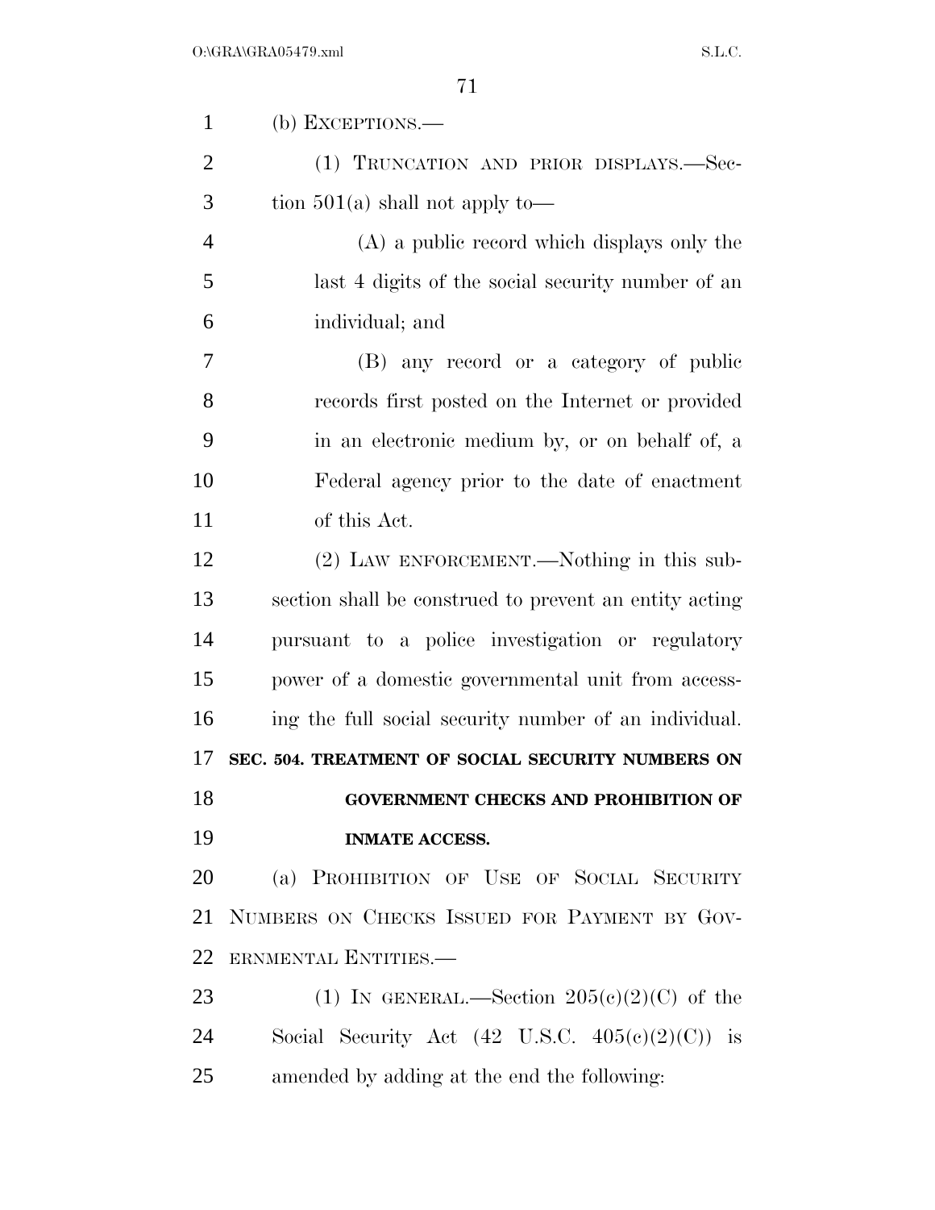(b) EXCEPTIONS.—

(1) TRUNCATION AND PRIOR DISPLAYS.—Section 501(a) shall not apply to—

(A) a public record which displays only the last 4 digits of the social security number of an individual; and

(B) any record or a category of public records first posted on the Internet or provided in an electronic medium by, or on behalf of, a Federal agency prior to the date of enactment of this Act.

(2) LAW ENFORCEMENT.—Nothing in this subsection shall be construed to prevent an entity acting pursuant to a police investigation or regulatory power of a domestic governmental unit from accessing the full social security number of an individual.

**SEC. 504. TREATMENT OF SOCIAL SECURITY NUMBERS ON GOVERNMENT CHECKS AND PROHIBITION OF INMATE ACCESS.**

(a) PROHIBITION OF USE OF SOCIAL SECURITY NUMBERS ON CHECKS ISSUED FOR PAYMENT BY GOVERNMENTAL ENTITIES.—

(1) IN GENERAL.—Section 205(c)(2)(C) of the Social Security Act (42 U.S.C. 405(c)(2)(C)) is amended by adding at the end the following: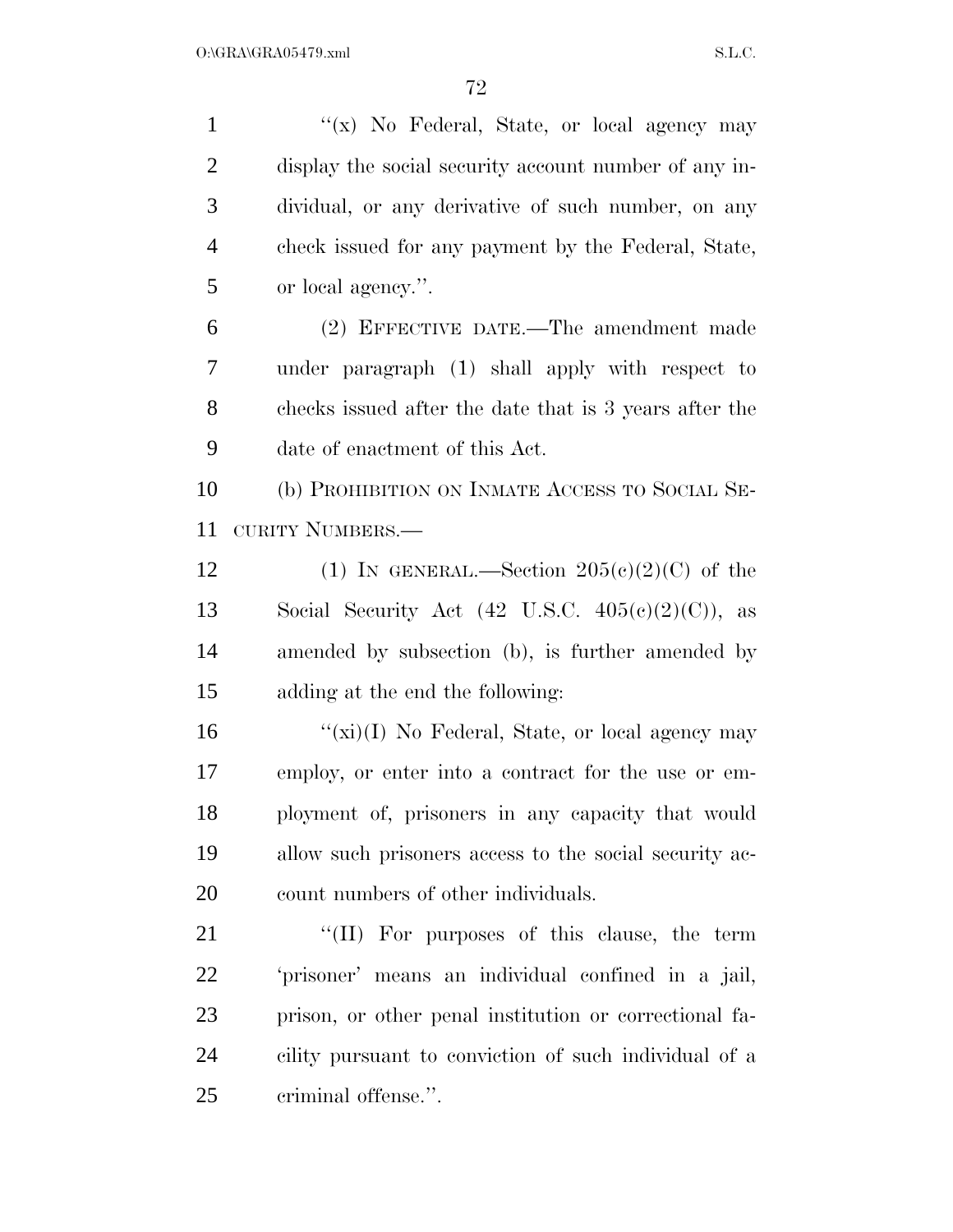"(x) No Federal, State, or local agency may display the social security account number of any individual, or any derivative of such number, on any check issued for any payment by the Federal, State, or local agency.".

(2) EFFECTIVE DATE.—The amendment made under paragraph (1) shall apply with respect to checks issued after the date that is 3 years after the date of enactment of this Act.

(b) PROHIBITION ON INMATE ACCESS TO SOCIAL SECURITY NUMBERS.—

(1) IN GENERAL.—Section 205(c)(2)(C) of the Social Security Act (42 U.S.C. 405(c)(2)(C)), as amended by subsection (b), is further amended by adding at the end the following:

"(xi)(I) No Federal, State, or local agency may employ, or enter into a contract for the use or employment of, prisoners in any capacity that would allow such prisoners access to the social security account numbers of other individuals.

"(II) For purposes of this clause, the term 'prisoner' means an individual confined in a jail, prison, or other penal institution or correctional facility pursuant to conviction of such individual of a criminal offense.".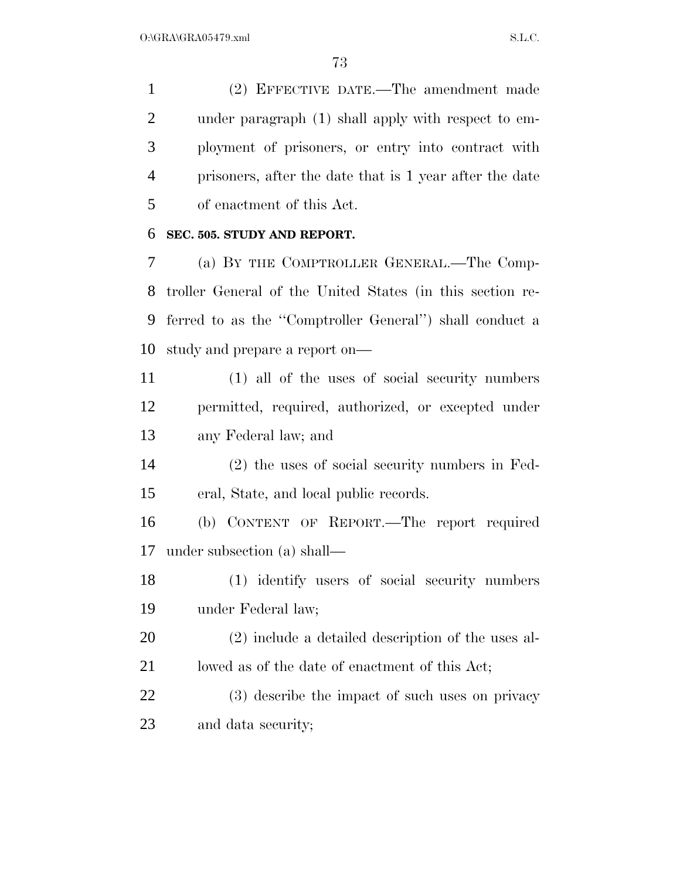(2) EFFECTIVE DATE.—The amendment made under paragraph (1) shall apply with respect to employment of prisoners, or entry into contract with prisoners, after the date that is 1 year after the date of enactment of this Act.

**SEC. 505. STUDY AND REPORT.**

(a) BY THE COMPTROLLER GENERAL.—The Comptroller General of the United States (in this section referred to as the ''Comptroller General'') shall conduct a study and prepare a report on—

(1) all of the uses of social security numbers permitted, required, authorized, or excepted under any Federal law; and

(2) the uses of social security numbers in Federal, State, and local public records.

(b) CONTENT OF REPORT.—The report required under subsection (a) shall—

(1) identify users of social security numbers under Federal law;

(2) include a detailed description of the uses allowed as of the date of enactment of this Act;

(3) describe the impact of such uses on privacy and data security;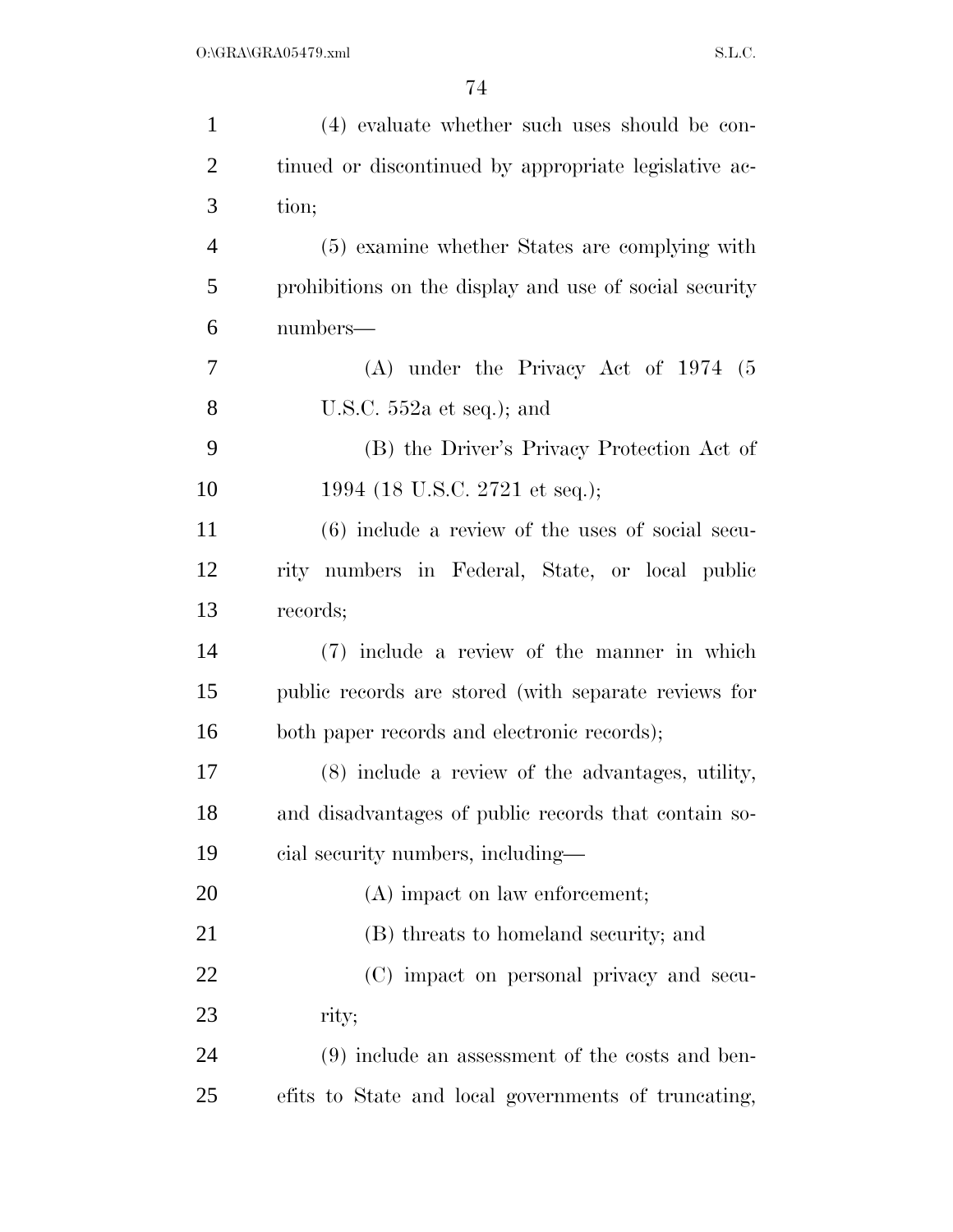(4) evaluate whether such uses should be continued or discontinued by appropriate legislative action;

(5) examine whether States are complying with prohibitions on the display and use of social security numbers—

(A) under the Privacy Act of 1974 (5 U.S.C. 552a et seq.); and

(B) the Driver's Privacy Protection Act of 1994 (18 U.S.C. 2721 et seq.);

(6) include a review of the uses of social security numbers in Federal, State, or local public records;

(7) include a review of the manner in which public records are stored (with separate reviews for both paper records and electronic records);

(8) include a review of the advantages, utility, and disadvantages of public records that contain social security numbers, including—

(A) impact on law enforcement;

(B) threats to homeland security; and

(C) impact on personal privacy and security;

(9) include an assessment of the costs and benefits to State and local governments of truncating,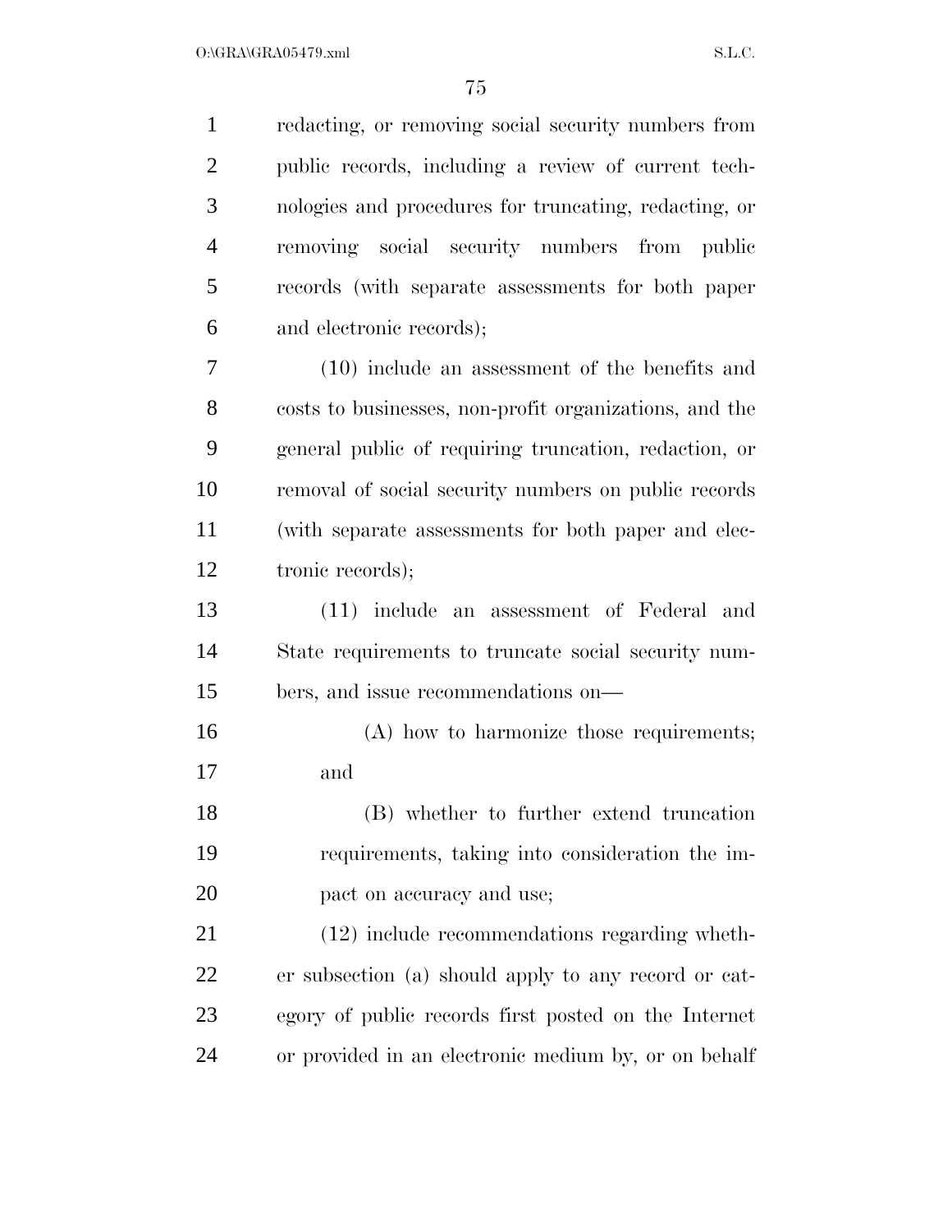redacting, or removing social security numbers from public records, including a review of current technologies and procedures for truncating, redacting, or removing social security numbers from public records (with separate assessments for both paper and electronic records);

(10) include an assessment of the benefits and costs to businesses, non-profit organizations, and the general public of requiring truncation, redaction, or removal of social security numbers on public records (with separate assessments for both paper and electronic records);

(11) include an assessment of Federal and State requirements to truncate social security numbers, and issue recommendations on—

(A) how to harmonize those requirements; and

(B) whether to further extend truncation requirements, taking into consideration the impact on accuracy and use;

(12) include recommendations regarding whether subsection (a) should apply to any record or category of public records first posted on the Internet or provided in an electronic medium by, or on behalf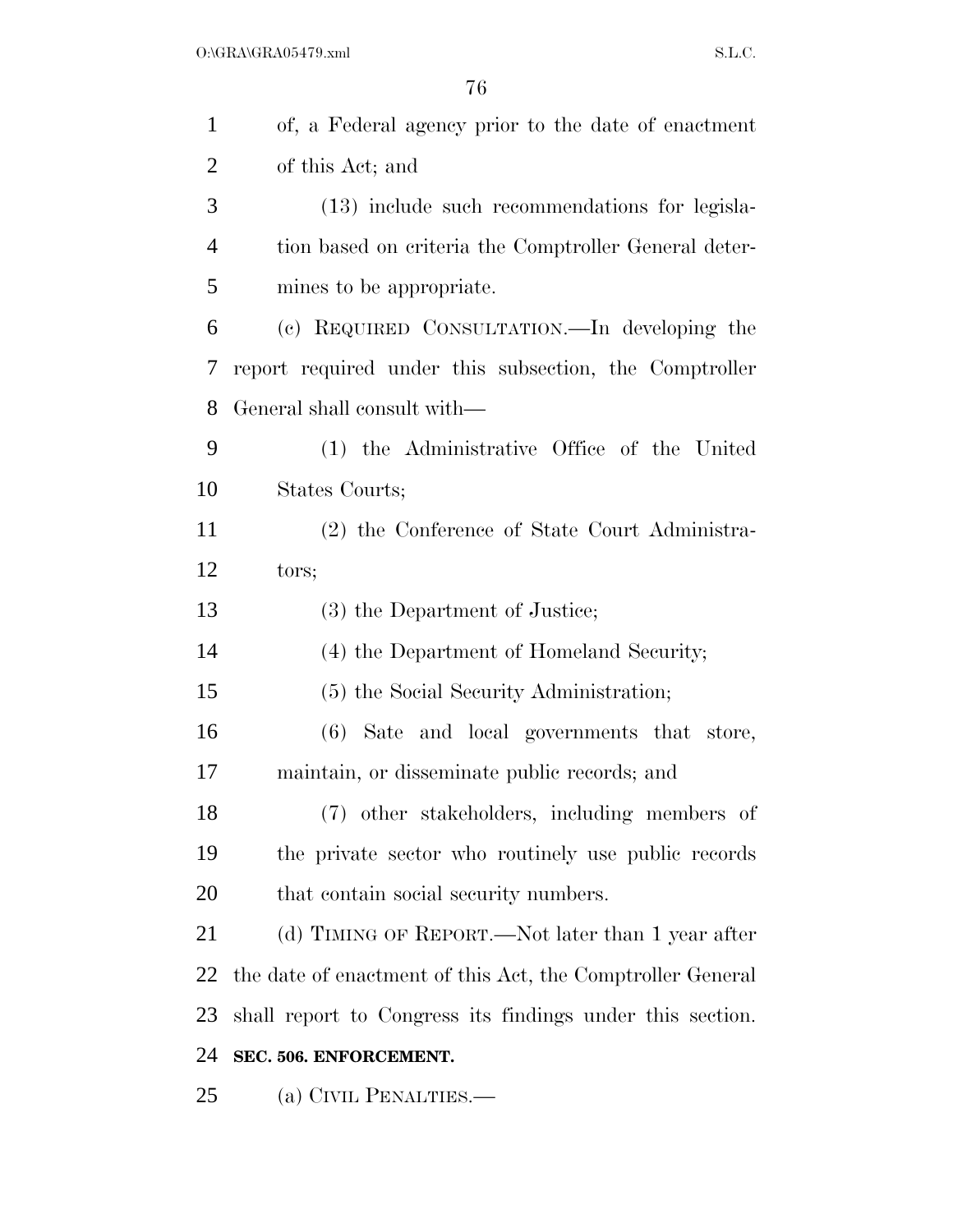of, a Federal agency prior to the date of enactment of this Act; and

(13) include such recommendations for legislation based on criteria the Comptroller General determines to be appropriate.

(c) REQUIRED CONSULTATION.—In developing the report required under this subsection, the Comptroller General shall consult with—

(1) the Administrative Office of the United States Courts;

(2) the Conference of State Court Administrators;

(3) the Department of Justice;

(4) the Department of Homeland Security;

(5) the Social Security Administration;

(6) Sate and local governments that store, maintain, or disseminate public records; and

(7) other stakeholders, including members of the private sector who routinely use public records that contain social security numbers.

(d) TIMING OF REPORT.—Not later than 1 year after the date of enactment of this Act, the Comptroller General shall report to Congress its findings under this section.

**SEC. 506. ENFORCEMENT.**

(a) CIVIL PENALTIES.—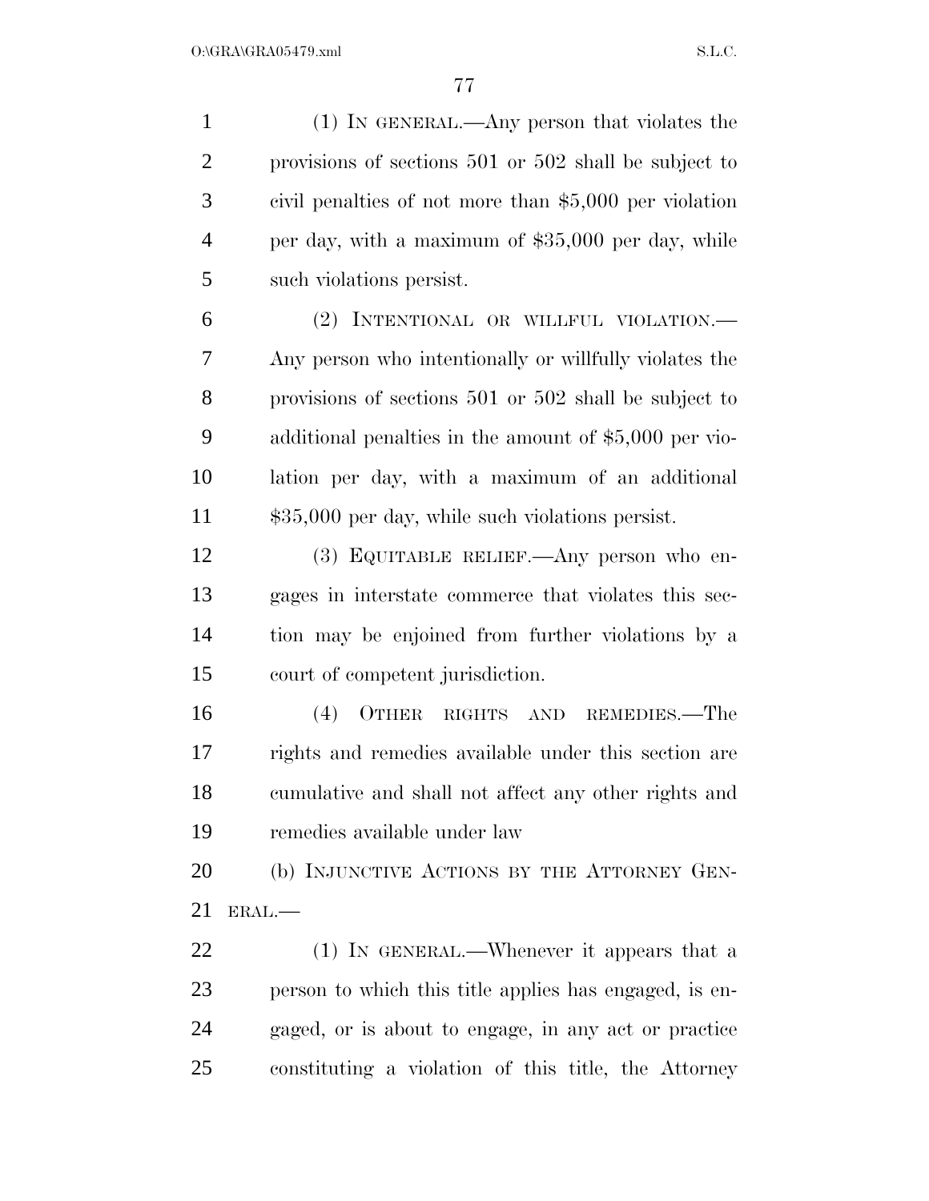(1) IN GENERAL.—Any person that violates the provisions of sections 501 or 502 shall be subject to civil penalties of not more than $5,000 per violation per day, with a maximum of $35,000 per day, while such violations persist.

(2) INTENTIONAL OR WILLFUL VIOLATION.—Any person who intentionally or willfully violates the provisions of sections 501 or 502 shall be subject to additional penalties in the amount of $5,000 per violation per day, with a maximum of an additional $35,000 per day, while such violations persist.

(3) EQUITABLE RELIEF.—Any person who engages in interstate commerce that violates this section may be enjoined from further violations by a court of competent jurisdiction.

(4) OTHER RIGHTS AND REMEDIES.—The rights and remedies available under this section are cumulative and shall not affect any other rights and remedies available under law

(b) INJUNCTIVE ACTIONS BY THE ATTORNEY GENERAL.—

(1) IN GENERAL.—Whenever it appears that a person to which this title applies has engaged, is engaged, or is about to engage, in any act or practice constituting a violation of this title, the Attorney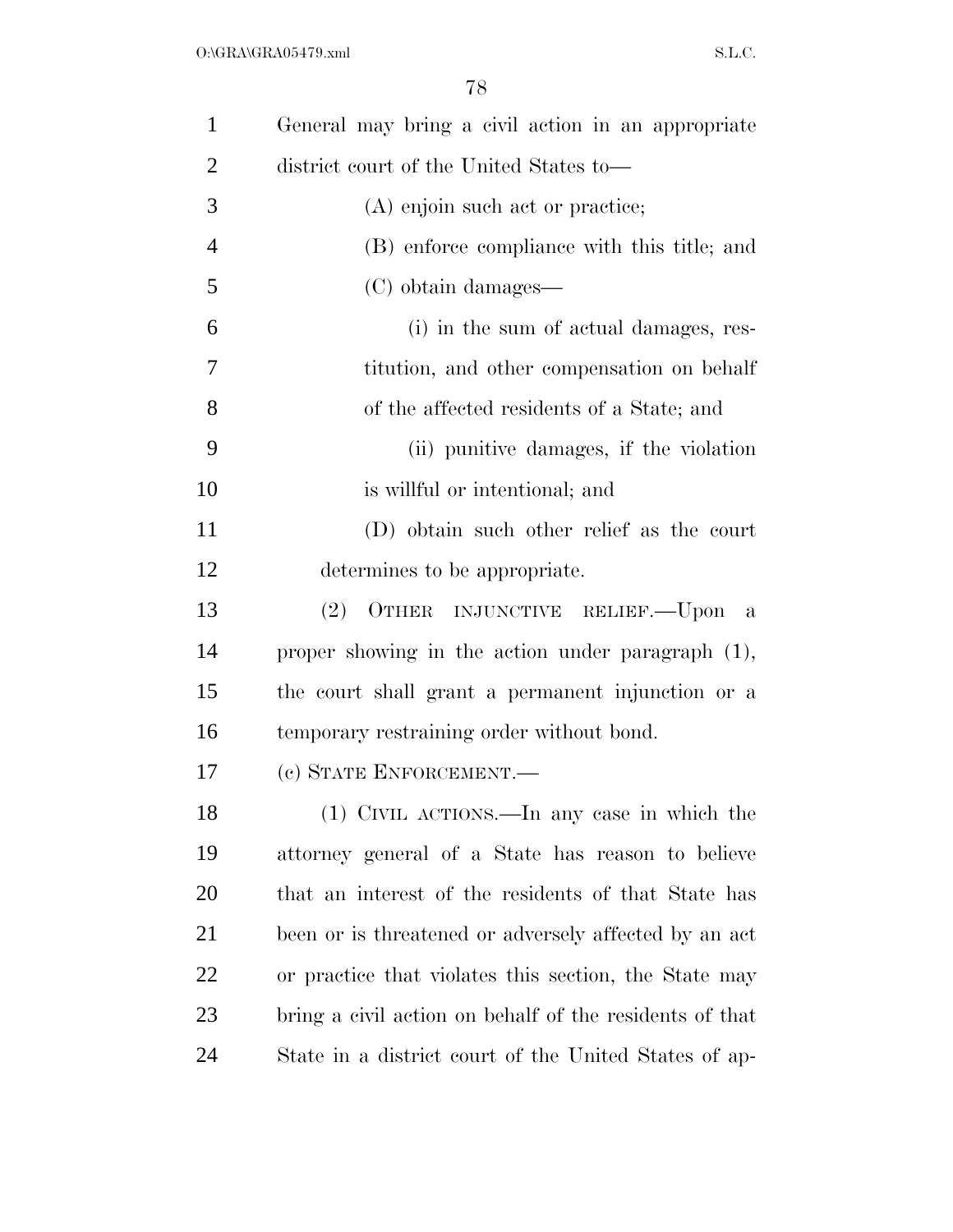General may bring a civil action in an appropriate district court of the United States to—

(A) enjoin such act or practice;

(B) enforce compliance with this title; and

(C) obtain damages—

(i) in the sum of actual damages, restitution, and other compensation on behalf of the affected residents of a State; and

(ii) punitive damages, if the violation is willful or intentional; and

(D) obtain such other relief as the court determines to be appropriate.

(2) OTHER INJUNCTIVE RELIEF.—Upon a proper showing in the action under paragraph (1), the court shall grant a permanent injunction or a temporary restraining order without bond.

(c) STATE ENFORCEMENT.—

(1) CIVIL ACTIONS.—In any case in which the attorney general of a State has reason to believe that an interest of the residents of that State has been or is threatened or adversely affected by an act or practice that violates this section, the State may bring a civil action on behalf of the residents of that State in a district court of the United States of ap-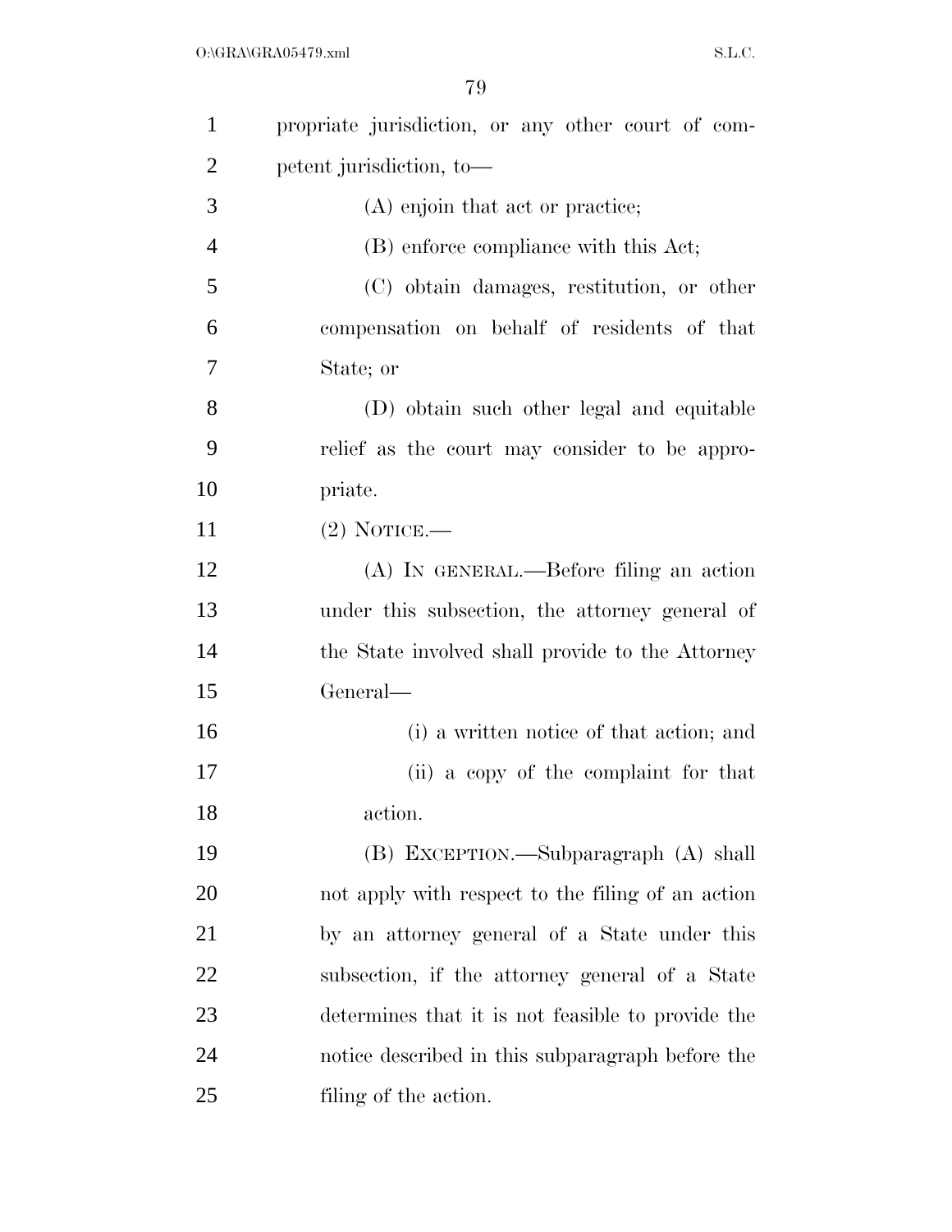propriate jurisdiction, or any other court of competent jurisdiction, to—

(A) enjoin that act or practice;

(B) enforce compliance with this Act;

(C) obtain damages, restitution, or other compensation on behalf of residents of that State; or

(D) obtain such other legal and equitable relief as the court may consider to be appropriate.

(2) NOTICE.—

(A) IN GENERAL.—Before filing an action under this subsection, the attorney general of the State involved shall provide to the Attorney General—

(i) a written notice of that action; and

(ii) a copy of the complaint for that action.

(B) EXCEPTION.—Subparagraph (A) shall not apply with respect to the filing of an action by an attorney general of a State under this subsection, if the attorney general of a State determines that it is not feasible to provide the notice described in this subparagraph before the filing of the action.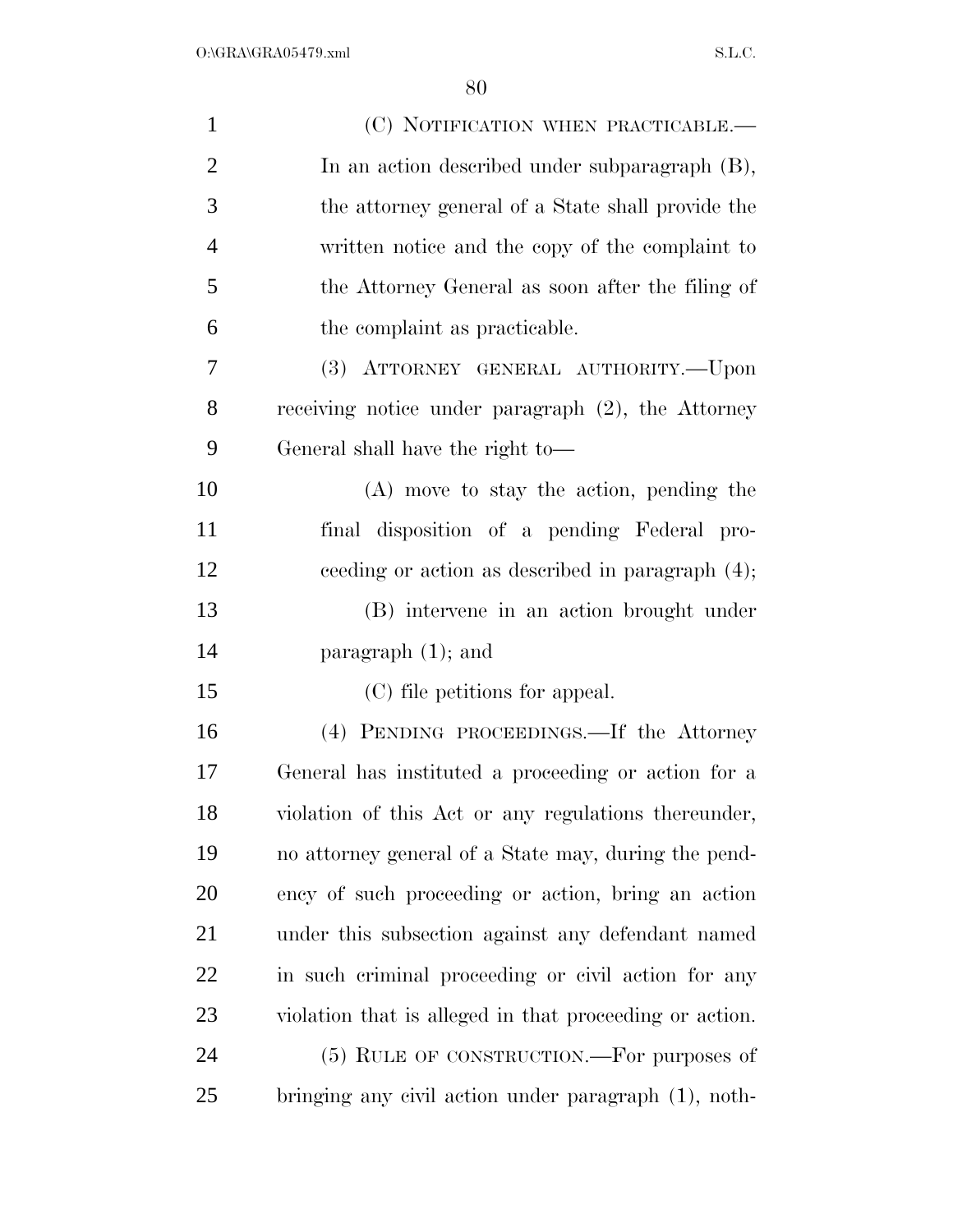(C) NOTIFICATION WHEN PRACTICABLE.—In an action described under subparagraph (B), the attorney general of a State shall provide the written notice and the copy of the complaint to the Attorney General as soon after the filing of the complaint as practicable.

(3) ATTORNEY GENERAL AUTHORITY.—Upon receiving notice under paragraph (2), the Attorney General shall have the right to—

(A) move to stay the action, pending the final disposition of a pending Federal proceeding or action as described in paragraph (4);

(B) intervene in an action brought under paragraph (1); and

(C) file petitions for appeal.

(4) PENDING PROCEEDINGS.—If the Attorney General has instituted a proceeding or action for a violation of this Act or any regulations thereunder, no attorney general of a State may, during the pendency of such proceeding or action, bring an action under this subsection against any defendant named in such criminal proceeding or civil action for any violation that is alleged in that proceeding or action.

(5) RULE OF CONSTRUCTION.—For purposes of bringing any civil action under paragraph (1), noth-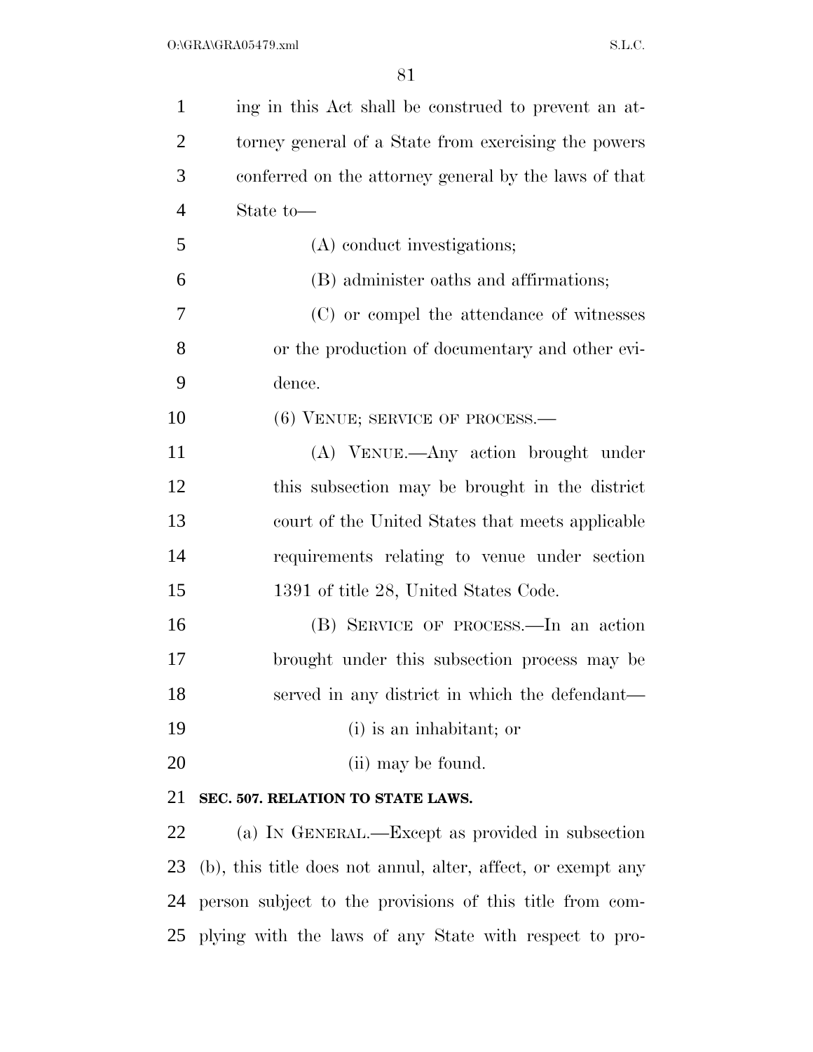ing in this Act shall be construed to prevent an attorney general of a State from exercising the powers conferred on the attorney general by the laws of that State to—

(A) conduct investigations;

(B) administer oaths and affirmations;

(C) or compel the attendance of witnesses or the production of documentary and other evidence.

(6) VENUE; SERVICE OF PROCESS.—

(A) VENUE.—Any action brought under this subsection may be brought in the district court of the United States that meets applicable requirements relating to venue under section 1391 of title 28, United States Code.

(B) SERVICE OF PROCESS.—In an action brought under this subsection process may be served in any district in which the defendant—

(i) is an inhabitant; or

(ii) may be found.

**SEC. 507. RELATION TO STATE LAWS.**

(a) IN GENERAL.—Except as provided in subsection (b), this title does not annul, alter, affect, or exempt any person subject to the provisions of this title from complying with the laws of any State with respect to pro-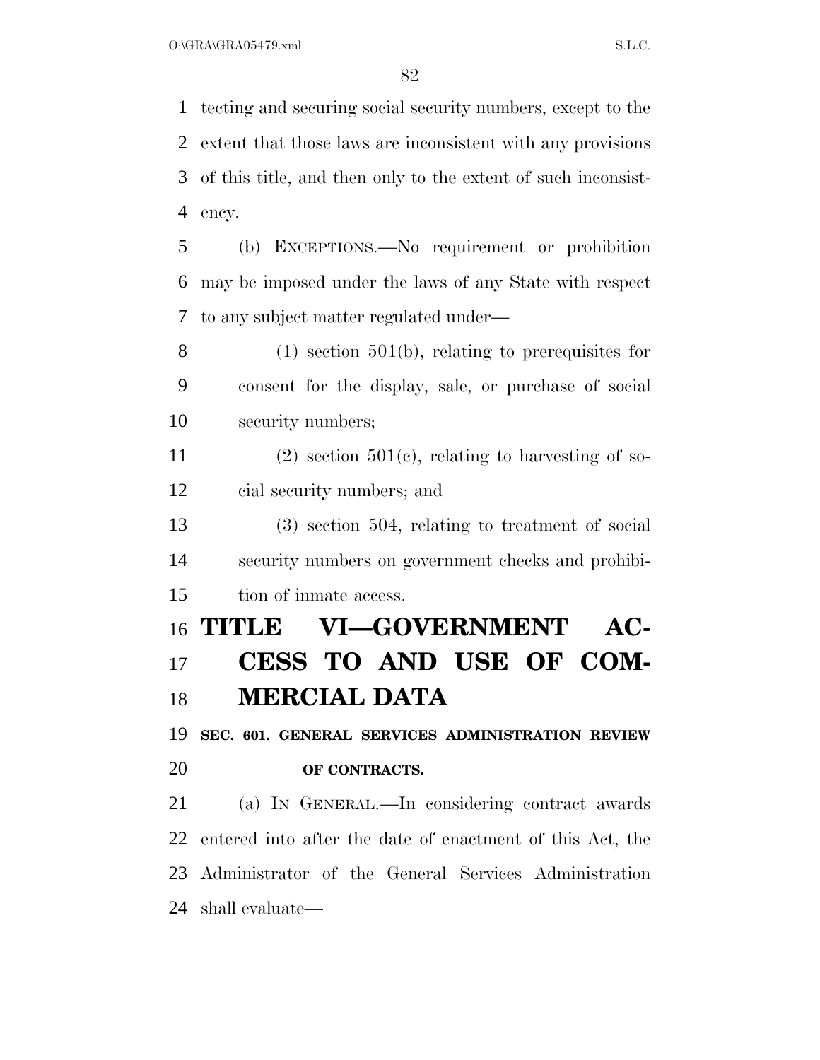tecting and securing social security numbers, except to the extent that those laws are inconsistent with any provisions of this title, and then only to the extent of such inconsistency.

(b) EXCEPTIONS.—No requirement or prohibition may be imposed under the laws of any State with respect to any subject matter regulated under—

(1) section 501(b), relating to prerequisites for consent for the display, sale, or purchase of social security numbers;

(2) section 501(c), relating to harvesting of social security numbers; and

(3) section 504, relating to treatment of social security numbers on government checks and prohibition of inmate access.

# TITLE VI—GOVERNMENT ACCESS TO AND USE OF COMMERCIAL DATA

## SEC. 601. GENERAL SERVICES ADMINISTRATION REVIEW OF CONTRACTS.

(a) IN GENERAL.—In considering contract awards entered into after the date of enactment of this Act, the Administrator of the General Services Administration shall evaluate—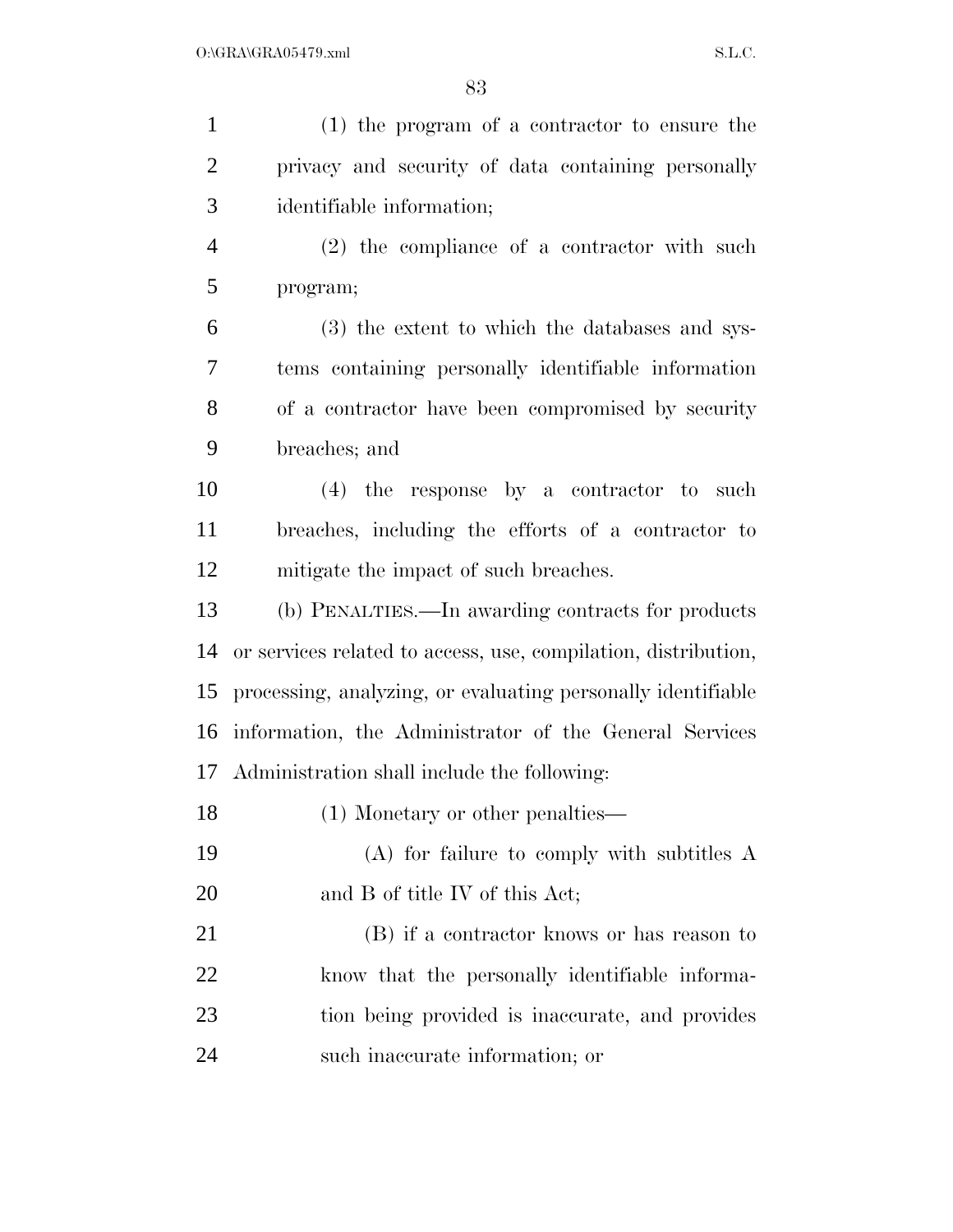(1) the program of a contractor to ensure the privacy and security of data containing personally identifiable information;

(2) the compliance of a contractor with such program;

(3) the extent to which the databases and systems containing personally identifiable information of a contractor have been compromised by security breaches; and

(4) the response by a contractor to such breaches, including the efforts of a contractor to mitigate the impact of such breaches.

(b) PENALTIES.—In awarding contracts for products or services related to access, use, compilation, distribution, processing, analyzing, or evaluating personally identifiable information, the Administrator of the General Services Administration shall include the following:

(1) Monetary or other penalties—

(A) for failure to comply with subtitles A and B of title IV of this Act;

(B) if a contractor knows or has reason to know that the personally identifiable information being provided is inaccurate, and provides such inaccurate information; or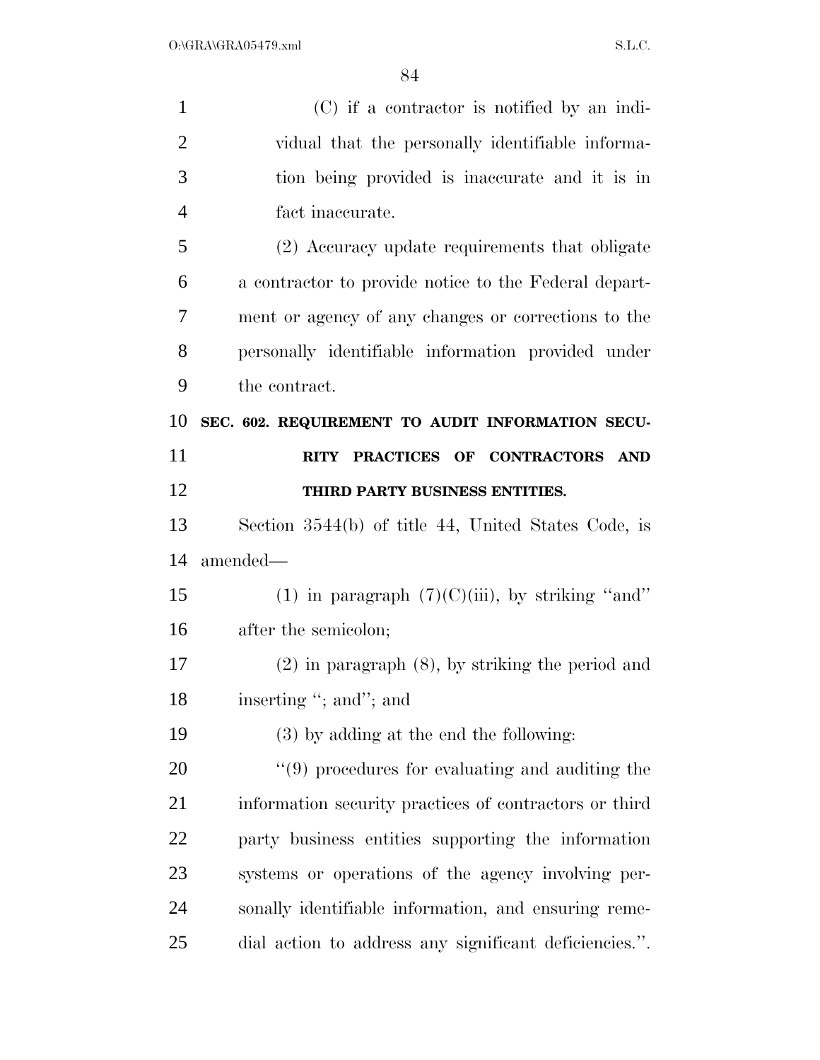(C) if a contractor is notified by an individual that the personally identifiable information being provided is inaccurate and it is in fact inaccurate.

(2) Accuracy update requirements that obligate a contractor to provide notice to the Federal department or agency of any changes or corrections to the personally identifiable information provided under the contract.

### SEC. 602. REQUIREMENT TO AUDIT INFORMATION SECURITY PRACTICES OF CONTRACTORS AND THIRD PARTY BUSINESS ENTITIES.

Section 3544(b) of title 44, United States Code, is amended—

(1) in paragraph (7)(C)(iii), by striking "and" after the semicolon;

(2) in paragraph (8), by striking the period and inserting "; and"; and

(3) by adding at the end the following:

"(9) procedures for evaluating and auditing the information security practices of contractors or third party business entities supporting the information systems or operations of the agency involving personally identifiable information, and ensuring remedial action to address any significant deficiencies.".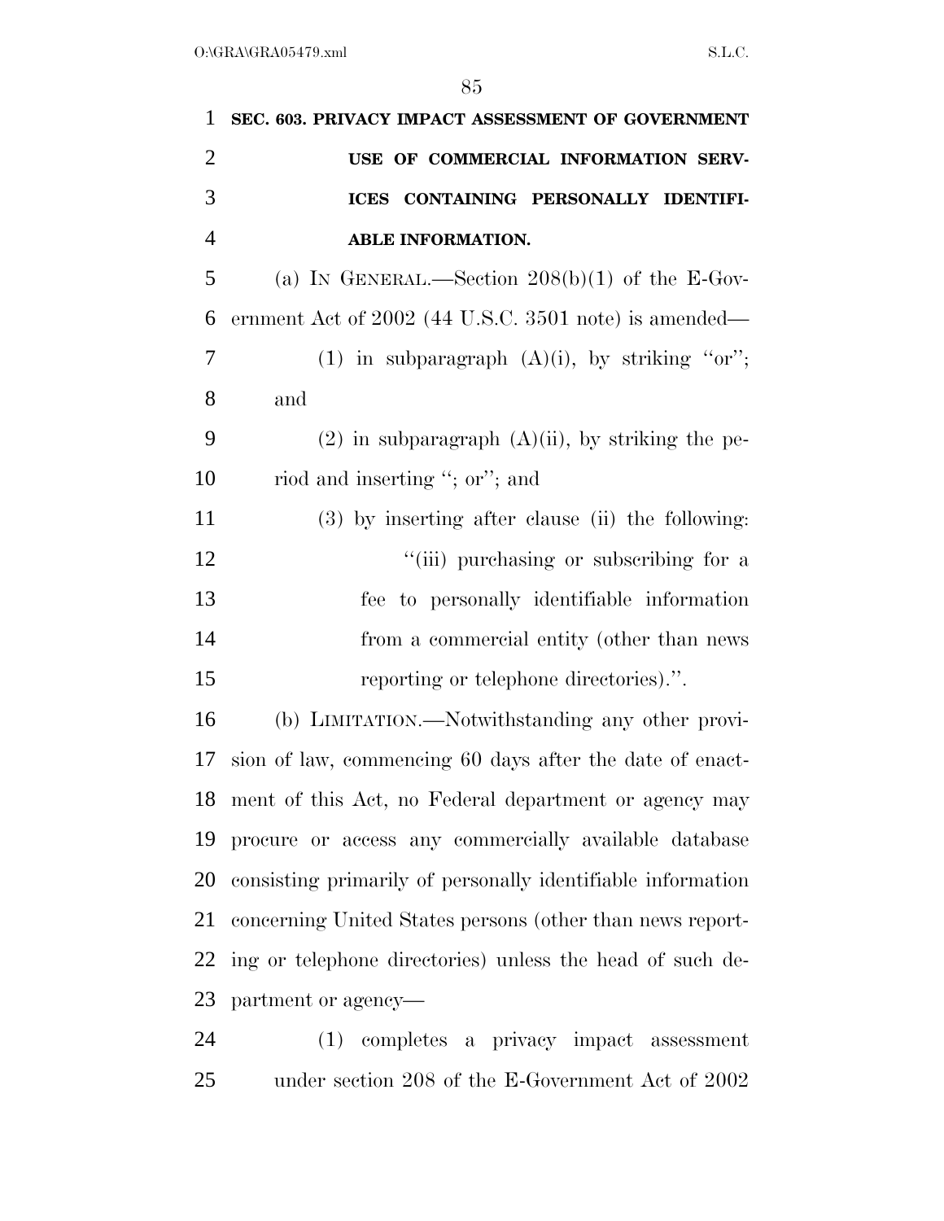**SEC. 603. PRIVACY IMPACT ASSESSMENT OF GOVERNMENT USE OF COMMERCIAL INFORMATION SERVICES CONTAINING PERSONALLY IDENTIFIABLE INFORMATION.**

(a) IN GENERAL.—Section 208(b)(1) of the E-Government Act of 2002 (44 U.S.C. 3501 note) is amended—

(1) in subparagraph (A)(i), by striking "or"; and

(2) in subparagraph (A)(ii), by striking the period and inserting "; or"; and

(3) by inserting after clause (ii) the following:

"(iii) purchasing or subscribing for a fee to personally identifiable information from a commercial entity (other than news reporting or telephone directories).".

(b) LIMITATION.—Notwithstanding any other provision of law, commencing 60 days after the date of enactment of this Act, no Federal department or agency may procure or access any commercially available database consisting primarily of personally identifiable information concerning United States persons (other than news reporting or telephone directories) unless the head of such department or agency—

(1) completes a privacy impact assessment under section 208 of the E-Government Act of 2002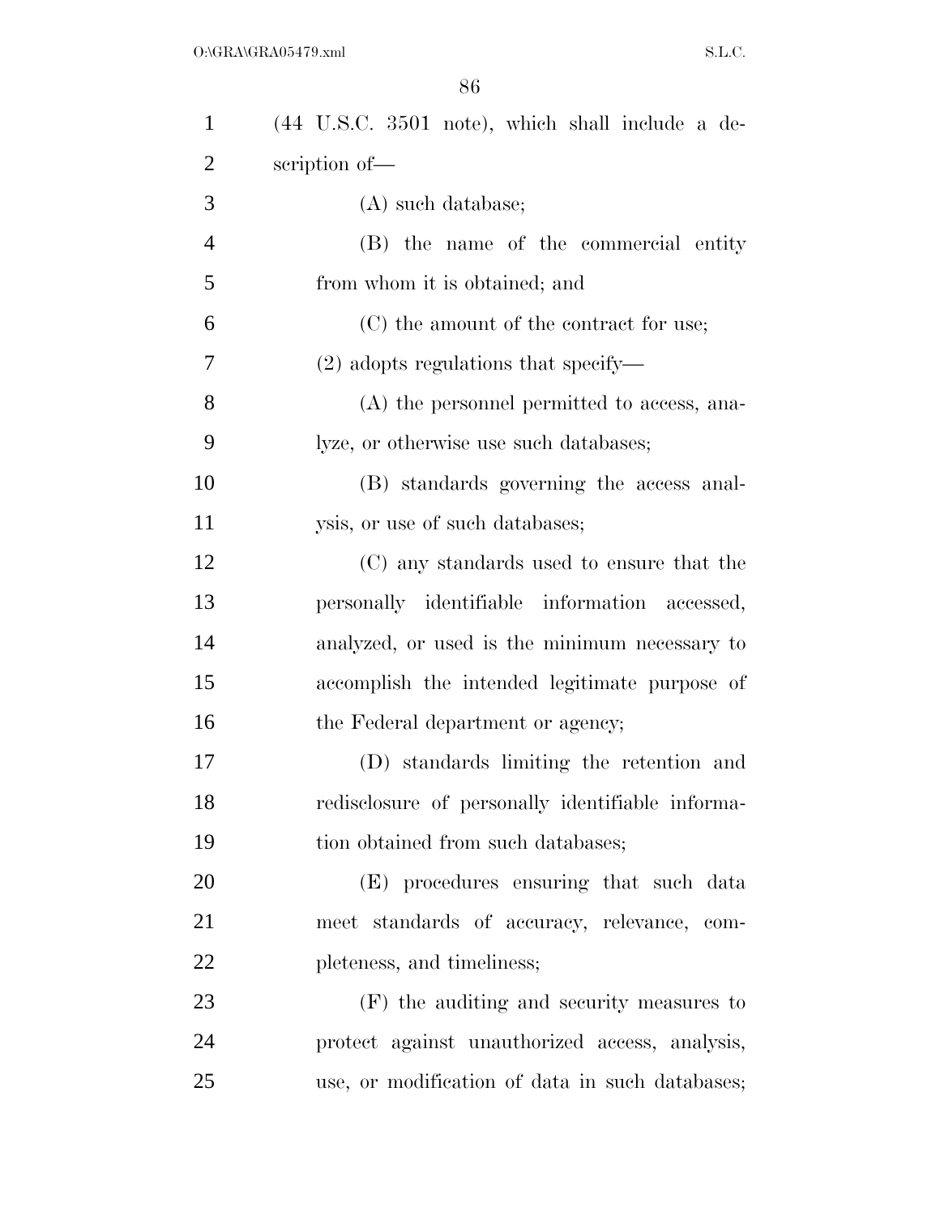(44 U.S.C. 3501 note), which shall include a description of—

(A) such database;

(B) the name of the commercial entity from whom it is obtained; and

(C) the amount of the contract for use;

(2) adopts regulations that specify—

(A) the personnel permitted to access, analyze, or otherwise use such databases;

(B) standards governing the access analysis, or use of such databases;

(C) any standards used to ensure that the personally identifiable information accessed, analyzed, or used is the minimum necessary to accomplish the intended legitimate purpose of the Federal department or agency;

(D) standards limiting the retention and redisclosure of personally identifiable information obtained from such databases;

(E) procedures ensuring that such data meet standards of accuracy, relevance, completeness, and timeliness;

(F) the auditing and security measures to protect against unauthorized access, analysis, use, or modification of data in such databases;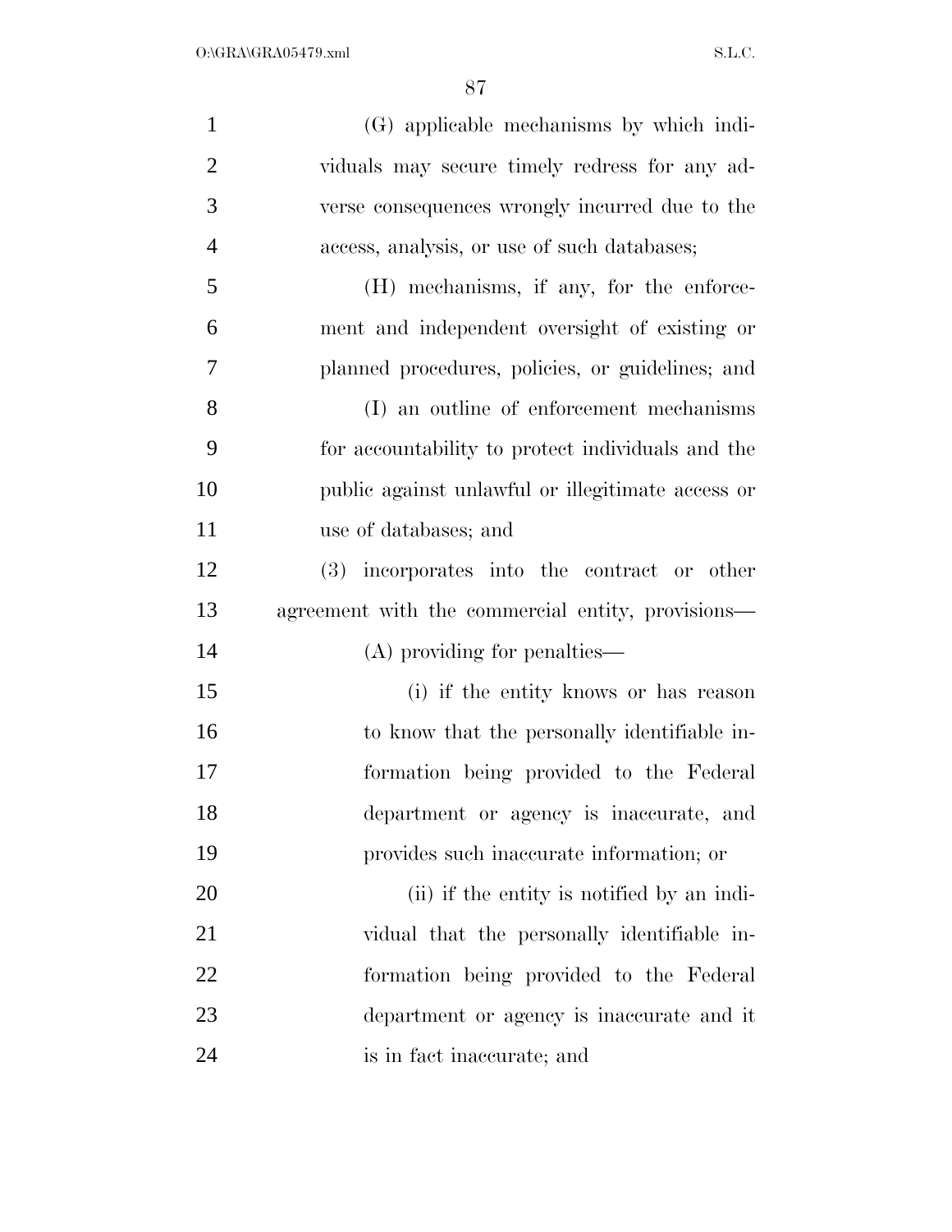(G) applicable mechanisms by which individuals may secure timely redress for any adverse consequences wrongly incurred due to the access, analysis, or use of such databases;

(H) mechanisms, if any, for the enforcement and independent oversight of existing or planned procedures, policies, or guidelines; and

(I) an outline of enforcement mechanisms for accountability to protect individuals and the public against unlawful or illegitimate access or use of databases; and

(3) incorporates into the contract or other agreement with the commercial entity, provisions—

(A) providing for penalties—

(i) if the entity knows or has reason to know that the personally identifiable information being provided to the Federal department or agency is inaccurate, and provides such inaccurate information; or

(ii) if the entity is notified by an individual that the personally identifiable information being provided to the Federal department or agency is inaccurate and it is in fact inaccurate; and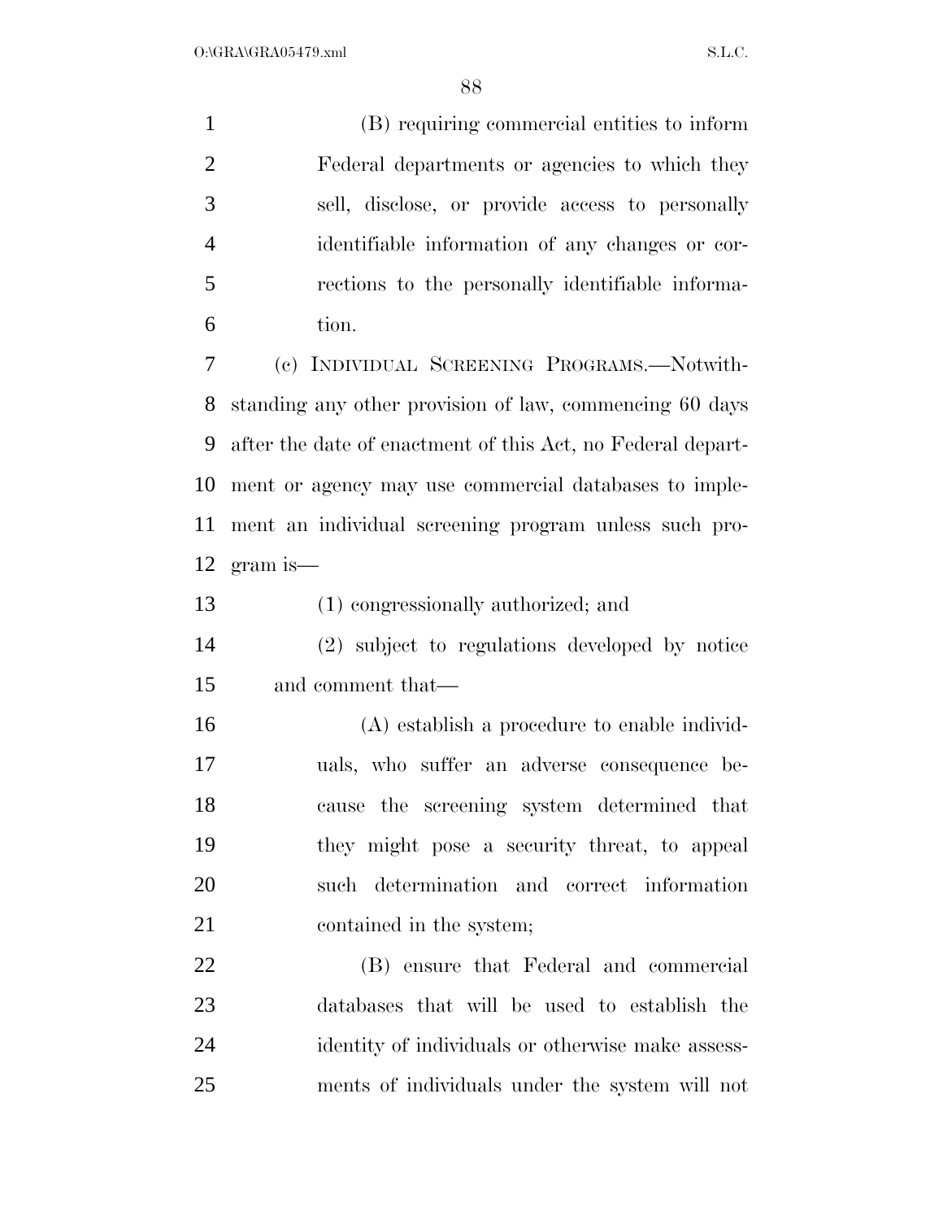(B) requiring commercial entities to inform Federal departments or agencies to which they sell, disclose, or provide access to personally identifiable information of any changes or corrections to the personally identifiable information.

(c) INDIVIDUAL SCREENING PROGRAMS.—Notwithstanding any other provision of law, commencing 60 days after the date of enactment of this Act, no Federal department or agency may use commercial databases to implement an individual screening program unless such program is—

(1) congressionally authorized; and

(2) subject to regulations developed by notice and comment that—

(A) establish a procedure to enable individuals, who suffer an adverse consequence because the screening system determined that they might pose a security threat, to appeal such determination and correct information contained in the system;

(B) ensure that Federal and commercial databases that will be used to establish the identity of individuals or otherwise make assessments of individuals under the system will not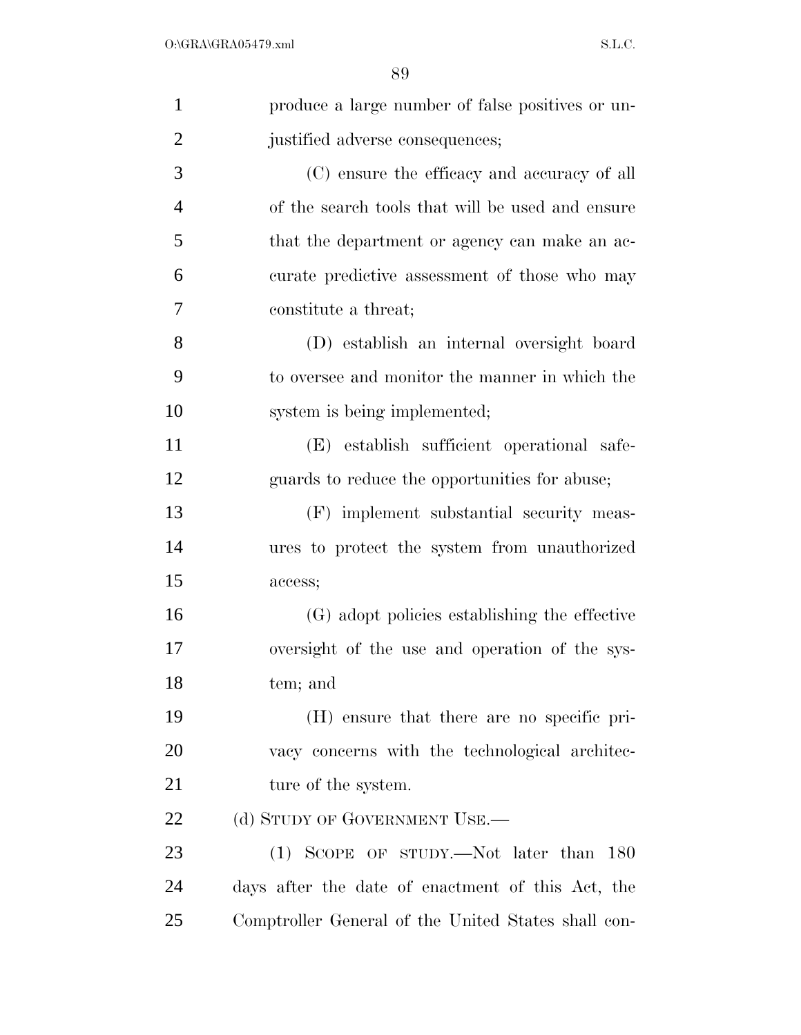produce a large number of false positives or unjustified adverse consequences;

(C) ensure the efficacy and accuracy of all of the search tools that will be used and ensure that the department or agency can make an accurate predictive assessment of those who may constitute a threat;

(D) establish an internal oversight board to oversee and monitor the manner in which the system is being implemented;

(E) establish sufficient operational safeguards to reduce the opportunities for abuse;

(F) implement substantial security measures to protect the system from unauthorized access;

(G) adopt policies establishing the effective oversight of the use and operation of the system; and

(H) ensure that there are no specific privacy concerns with the technological architecture of the system.

(d) STUDY OF GOVERNMENT USE.—

(1) SCOPE OF STUDY.—Not later than 180 days after the date of enactment of this Act, the Comptroller General of the United States shall con-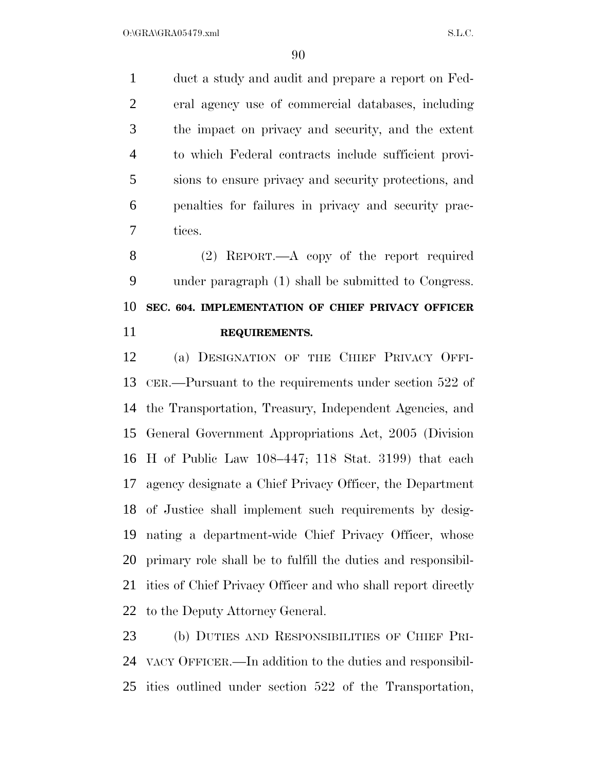duct a study and audit and prepare a report on Federal agency use of commercial databases, including the impact on privacy and security, and the extent to which Federal contracts include sufficient provisions to ensure privacy and security protections, and penalties for failures in privacy and security practices.

(2) REPORT.—A copy of the report required under paragraph (1) shall be submitted to Congress.

**SEC. 604. IMPLEMENTATION OF CHIEF PRIVACY OFFICER REQUIREMENTS.**

(a) DESIGNATION OF THE CHIEF PRIVACY OFFICER.—Pursuant to the requirements under section 522 of the Transportation, Treasury, Independent Agencies, and General Government Appropriations Act, 2005 (Division H of Public Law 108–447; 118 Stat. 3199) that each agency designate a Chief Privacy Officer, the Department of Justice shall implement such requirements by designating a department-wide Chief Privacy Officer, whose primary role shall be to fulfill the duties and responsibilities of Chief Privacy Officer and who shall report directly to the Deputy Attorney General.

(b) DUTIES AND RESPONSIBILITIES OF CHIEF PRIVACY OFFICER.—In addition to the duties and responsibilities outlined under section 522 of the Transportation,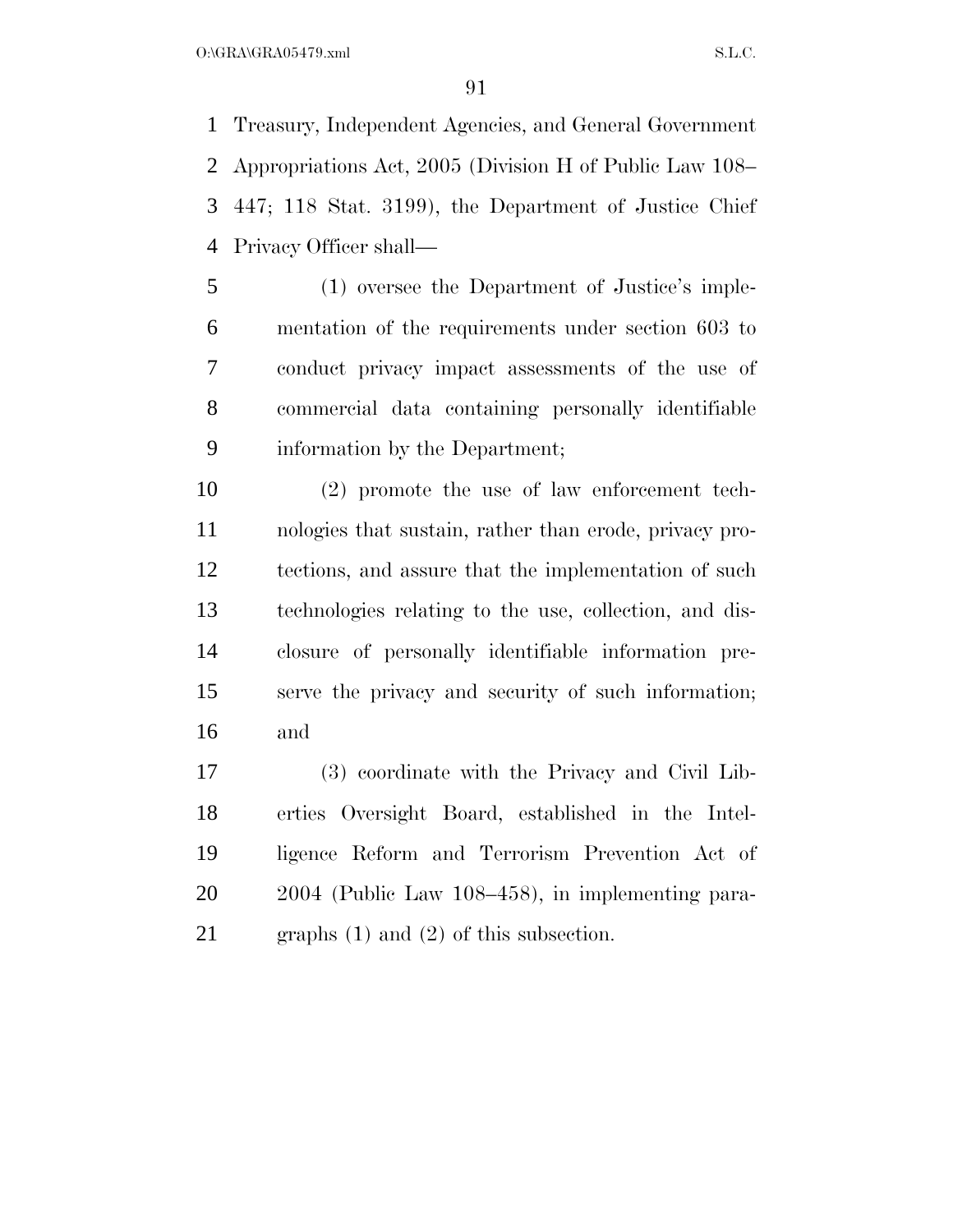Treasury, Independent Agencies, and General Government Appropriations Act, 2005 (Division H of Public Law 108–447; 118 Stat. 3199), the Department of Justice Chief Privacy Officer shall—

(1) oversee the Department of Justice's implementation of the requirements under section 603 to conduct privacy impact assessments of the use of commercial data containing personally identifiable information by the Department;

(2) promote the use of law enforcement technologies that sustain, rather than erode, privacy protections, and assure that the implementation of such technologies relating to the use, collection, and disclosure of personally identifiable information preserve the privacy and security of such information; and

(3) coordinate with the Privacy and Civil Liberties Oversight Board, established in the Intelligence Reform and Terrorism Prevention Act of 2004 (Public Law 108–458), in implementing paragraphs (1) and (2) of this subsection.